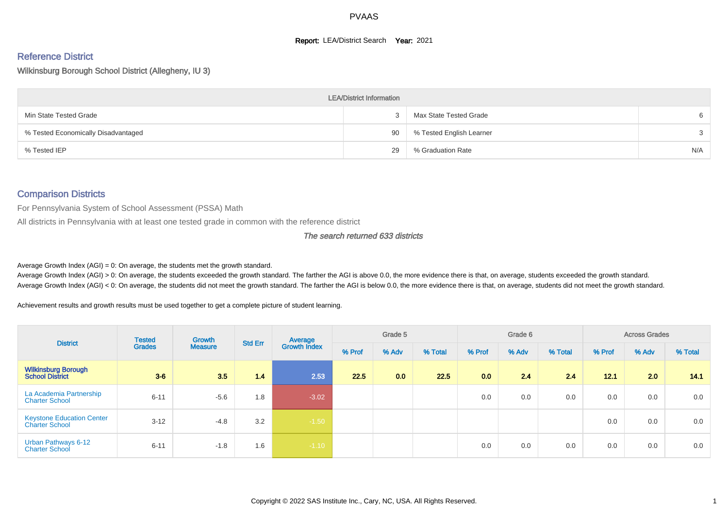PVAAS

**Report:** LEA/District Search **Year:** 2021

## Reference District

Wilkinsburg Borough School District (Allegheny, IU 3)

| LEA/District Information | | | |
|---|---|---|---|
| Min State Tested Grade | 3 | Max State Tested Grade | 6 |
| % Tested Economically Disadvantaged | 90 | % Tested English Learner | 3 |
| % Tested IEP | 29 | % Graduation Rate | N/A |

## Comparison Districts

For Pennsylvania System of School Assessment (PSSA) Math

All districts in Pennsylvania with at least one tested grade in common with the reference district

*The search returned 633 districts*

Average Growth Index (AGI) = 0: On average, the students met the growth standard.

Average Growth Index (AGI) > 0: On average, the students exceeded the growth standard. The farther the AGI is above 0.0, the more evidence there is that, on average, students exceeded the growth standard.

Average Growth Index (AGI) < 0: On average, the students did not meet the growth standard. The farther the AGI is below 0.0, the more evidence there is that, on average, students did not meet the growth standard.

Achievement results and growth results must be used together to get a complete picture of student learning.

| District | Tested Grades | Growth Measure | Std Err | Average Growth Index | Grade 5 | | | Grade 6 | | | Across Grades | | |
|---|---|---|---|---|---|---|---|---|---|---|---|---|---|
| | | | | | % Prof | % Adv | % Total | % Prof | % Adv | % Total | % Prof | % Adv | % Total |
| **Wilkinsburg Borough School District** | **3-6** | **3.5** | **1.4** | **2.53** | **22.5** | **0.0** | **22.5** | **0.0** | **2.4** | **2.4** | **12.1** | **2.0** | **14.1** |
| La Academia Partnership Charter School | 6-11 | -5.6 | 1.8 | -3.02 | | | | 0.0 | 0.0 | 0.0 | 0.0 | 0.0 | 0.0 |
| Keystone Education Center Charter School | 3-12 | -4.8 | 3.2 | -1.50 | | | | | | | 0.0 | 0.0 | 0.0 |
| Urban Pathways 6-12 Charter School | 6-11 | -1.8 | 1.6 | -1.10 | | | | 0.0 | 0.0 | 0.0 | 0.0 | 0.0 | 0.0 |

Copyright © 2022 SAS Institute Inc., Cary, NC, USA. All Rights Reserved.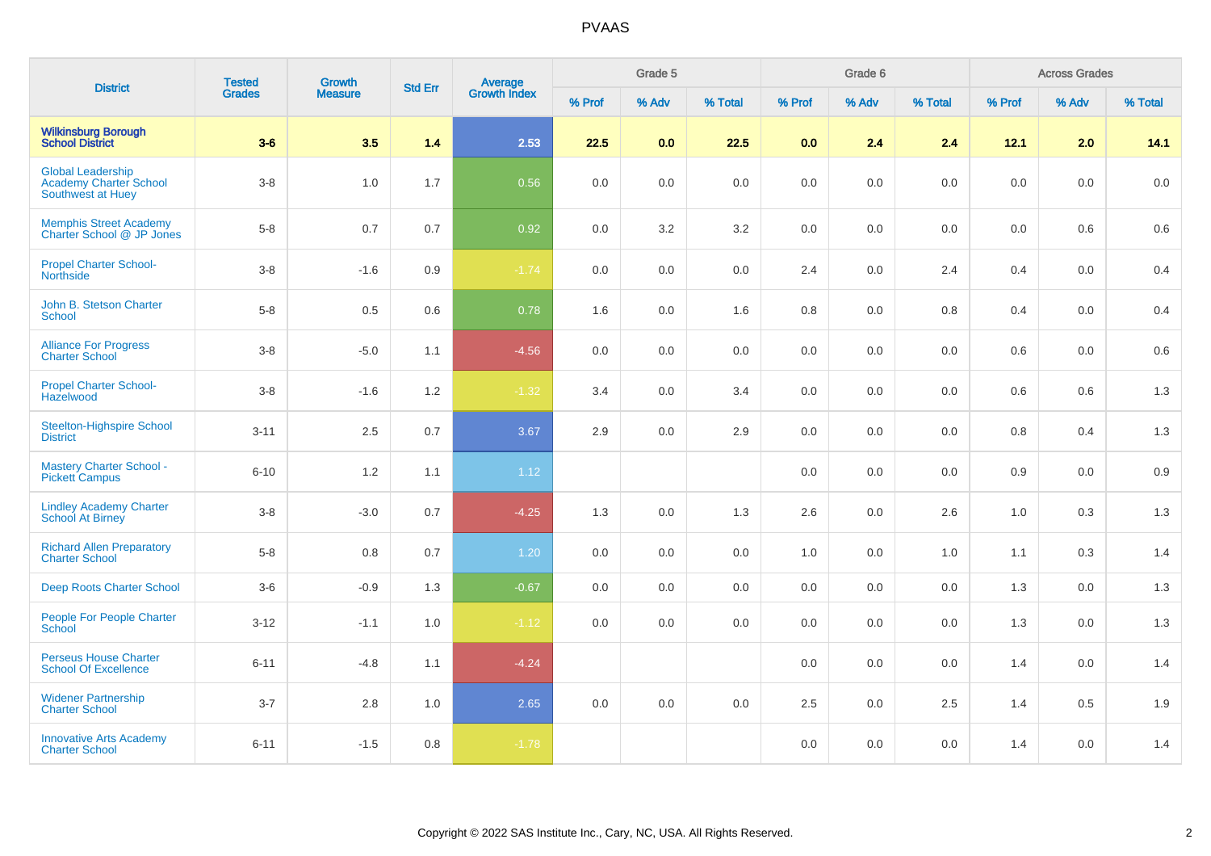# PVAAS

| District | Tested Grades | Growth Measure | Std Err | Average Growth Index | Grade 5 | | | Grade 6 | | | Across Grades | | |
|---|---|---|---|---|---|---|---|---|---|---|---|---|---|
| | | | | | % Prof | % Adv | % Total | % Prof | % Adv | % Total | % Prof | % Adv | % Total |
| **Wilkinsburg Borough School District** | **3-6** | **3.5** | **1.4** | **2.53** | **22.5** | **0.0** | **22.5** | **0.0** | **2.4** | **2.4** | **12.1** | **2.0** | **14.1** |
| Global Leadership Academy Charter School Southwest at Huey | 3-8 | 1.0 | 1.7 | 0.56 | 0.0 | 0.0 | 0.0 | 0.0 | 0.0 | 0.0 | 0.0 | 0.0 | 0.0 |
| Memphis Street Academy Charter School @ JP Jones | 5-8 | 0.7 | 0.7 | 0.92 | 0.0 | 3.2 | 3.2 | 0.0 | 0.0 | 0.0 | 0.0 | 0.6 | 0.6 |
| Propel Charter School-Northside | 3-8 | -1.6 | 0.9 | -1.74 | 0.0 | 0.0 | 0.0 | 2.4 | 0.0 | 2.4 | 0.4 | 0.0 | 0.4 |
| John B. Stetson Charter School | 5-8 | 0.5 | 0.6 | 0.78 | 1.6 | 0.0 | 1.6 | 0.8 | 0.0 | 0.8 | 0.4 | 0.0 | 0.4 |
| Alliance For Progress Charter School | 3-8 | -5.0 | 1.1 | -4.56 | 0.0 | 0.0 | 0.0 | 0.0 | 0.0 | 0.0 | 0.6 | 0.0 | 0.6 |
| Propel Charter School-Hazelwood | 3-8 | -1.6 | 1.2 | -1.32 | 3.4 | 0.0 | 3.4 | 0.0 | 0.0 | 0.0 | 0.6 | 0.6 | 1.3 |
| Steelton-Highspire School District | 3-11 | 2.5 | 0.7 | 3.67 | 2.9 | 0.0 | 2.9 | 0.0 | 0.0 | 0.0 | 0.8 | 0.4 | 1.3 |
| Mastery Charter School - Pickett Campus | 6-10 | 1.2 | 1.1 | 1.12 | | | | 0.0 | 0.0 | 0.0 | 0.9 | 0.0 | 0.9 |
| Lindley Academy Charter School At Birney | 3-8 | -3.0 | 0.7 | -4.25 | 1.3 | 0.0 | 1.3 | 2.6 | 0.0 | 2.6 | 1.0 | 0.3 | 1.3 |
| Richard Allen Preparatory Charter School | 5-8 | 0.8 | 0.7 | 1.20 | 0.0 | 0.0 | 0.0 | 1.0 | 0.0 | 1.0 | 1.1 | 0.3 | 1.4 |
| Deep Roots Charter School | 3-6 | -0.9 | 1.3 | -0.67 | 0.0 | 0.0 | 0.0 | 0.0 | 0.0 | 0.0 | 1.3 | 0.0 | 1.3 |
| People For People Charter School | 3-12 | -1.1 | 1.0 | -1.12 | 0.0 | 0.0 | 0.0 | 0.0 | 0.0 | 0.0 | 1.3 | 0.0 | 1.3 |
| Perseus House Charter School Of Excellence | 6-11 | -4.8 | 1.1 | -4.24 | | | | 0.0 | 0.0 | 0.0 | 1.4 | 0.0 | 1.4 |
| Widener Partnership Charter School | 3-7 | 2.8 | 1.0 | 2.65 | 0.0 | 0.0 | 0.0 | 2.5 | 0.0 | 2.5 | 1.4 | 0.5 | 1.9 |
| Innovative Arts Academy Charter School | 6-11 | -1.5 | 0.8 | -1.78 | | | | 0.0 | 0.0 | 0.0 | 1.4 | 0.0 | 1.4 |

Copyright © 2022 SAS Institute Inc., Cary, NC, USA. All Rights Reserved.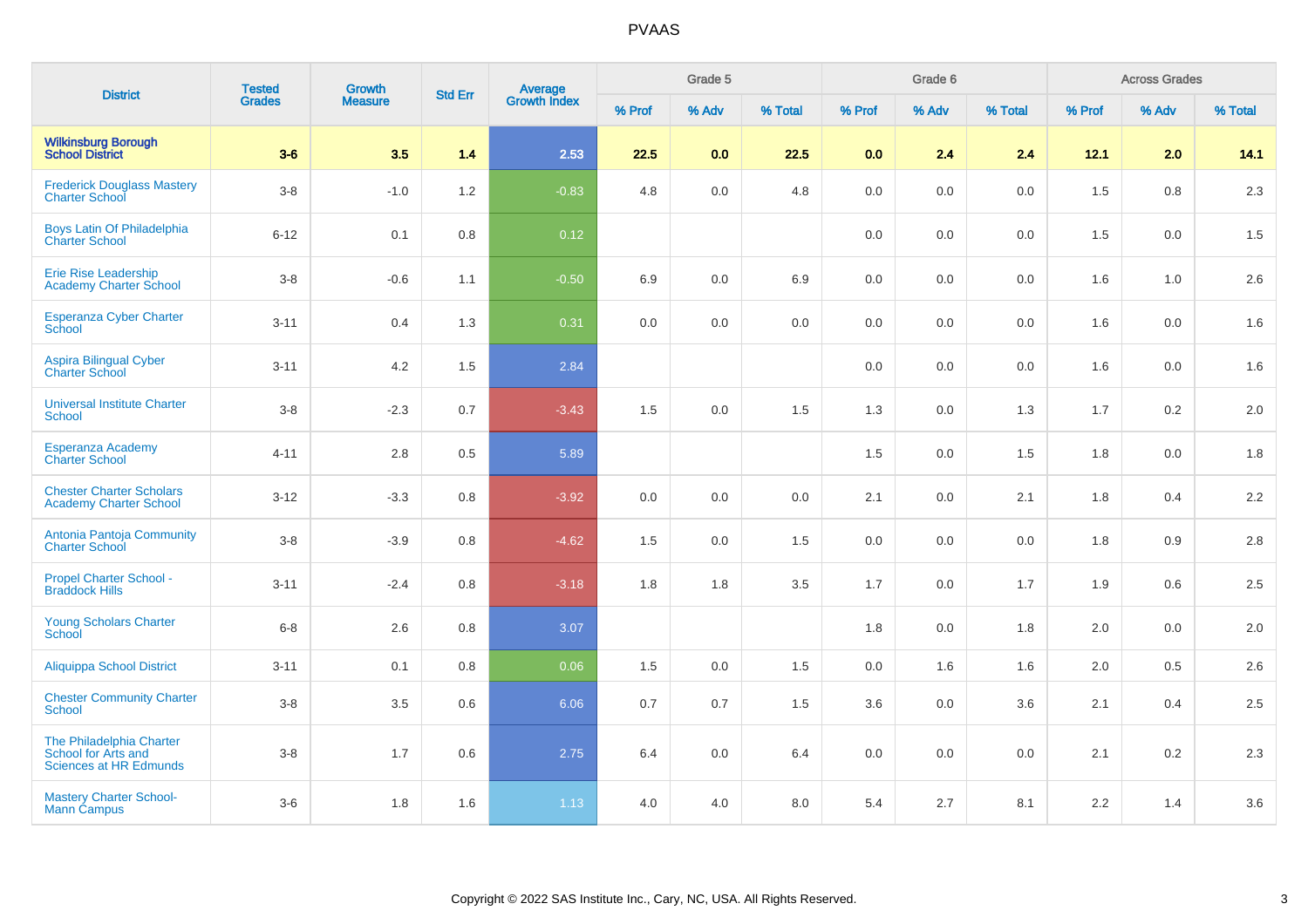| District | Tested Grades | Growth Measure | Std Err | Average Growth Index | Grade 5 | | | Grade 6 | | | Across Grades | | |
|---|---|---|---|---|---|---|---|---|---|---|---|---|---|
| | | | | | % Prof | % Adv | % Total | % Prof | % Adv | % Total | % Prof | % Adv | % Total |
| **Wilkinsburg Borough School District** | **3-6** | **3.5** | **1.4** | **2.53** | **22.5** | **0.0** | **22.5** | **0.0** | **2.4** | **2.4** | **12.1** | **2.0** | **14.1** |
| Frederick Douglass Mastery Charter School | 3-8 | -1.0 | 1.2 | -0.83 | 4.8 | 0.0 | 4.8 | 0.0 | 0.0 | 0.0 | 1.5 | 0.8 | 2.3 |
| Boys Latin Of Philadelphia Charter School | 6-12 | 0.1 | 0.8 | 0.12 | | | | 0.0 | 0.0 | 0.0 | 1.5 | 0.0 | 1.5 |
| Erie Rise Leadership Academy Charter School | 3-8 | -0.6 | 1.1 | -0.50 | 6.9 | 0.0 | 6.9 | 0.0 | 0.0 | 0.0 | 1.6 | 1.0 | 2.6 |
| Esperanza Cyber Charter School | 3-11 | 0.4 | 1.3 | 0.31 | 0.0 | 0.0 | 0.0 | 0.0 | 0.0 | 0.0 | 1.6 | 0.0 | 1.6 |
| Aspira Bilingual Cyber Charter School | 3-11 | 4.2 | 1.5 | 2.84 | | | | 0.0 | 0.0 | 0.0 | 1.6 | 0.0 | 1.6 |
| Universal Institute Charter School | 3-8 | -2.3 | 0.7 | -3.43 | 1.5 | 0.0 | 1.5 | 1.3 | 0.0 | 1.3 | 1.7 | 0.2 | 2.0 |
| Esperanza Academy Charter School | 4-11 | 2.8 | 0.5 | 5.89 | | | | 1.5 | 0.0 | 1.5 | 1.8 | 0.0 | 1.8 |
| Chester Charter Scholars Academy Charter School | 3-12 | -3.3 | 0.8 | -3.92 | 0.0 | 0.0 | 0.0 | 2.1 | 0.0 | 2.1 | 1.8 | 0.4 | 2.2 |
| Antonia Pantoja Community Charter School | 3-8 | -3.9 | 0.8 | -4.62 | 1.5 | 0.0 | 1.5 | 0.0 | 0.0 | 0.0 | 1.8 | 0.9 | 2.8 |
| Propel Charter School - Braddock Hills | 3-11 | -2.4 | 0.8 | -3.18 | 1.8 | 1.8 | 3.5 | 1.7 | 0.0 | 1.7 | 1.9 | 0.6 | 2.5 |
| Young Scholars Charter School | 6-8 | 2.6 | 0.8 | 3.07 | | | | 1.8 | 0.0 | 1.8 | 2.0 | 0.0 | 2.0 |
| Aliquippa School District | 3-11 | 0.1 | 0.8 | 0.06 | 1.5 | 0.0 | 1.5 | 0.0 | 1.6 | 1.6 | 2.0 | 0.5 | 2.6 |
| Chester Community Charter School | 3-8 | 3.5 | 0.6 | 6.06 | 0.7 | 0.7 | 1.5 | 3.6 | 0.0 | 3.6 | 2.1 | 0.4 | 2.5 |
| The Philadelphia Charter School for Arts and Sciences at HR Edmunds | 3-8 | 1.7 | 0.6 | 2.75 | 6.4 | 0.0 | 6.4 | 0.0 | 0.0 | 0.0 | 2.1 | 0.2 | 2.3 |
| Mastery Charter School-Mann Campus | 3-6 | 1.8 | 1.6 | 1.13 | 4.0 | 4.0 | 8.0 | 5.4 | 2.7 | 8.1 | 2.2 | 1.4 | 3.6 |

Copyright © 2022 SAS Institute Inc., Cary, NC, USA. All Rights Reserved.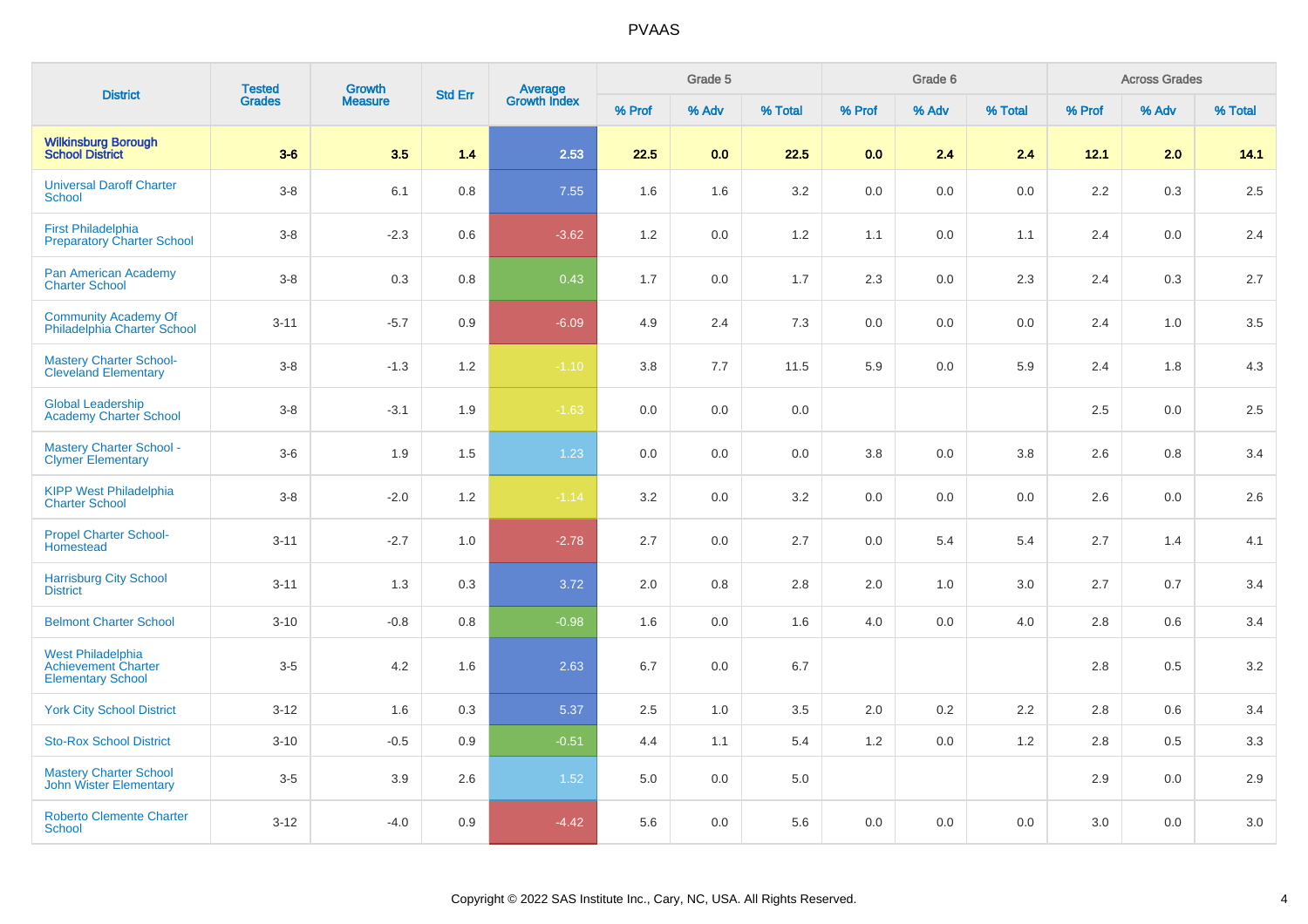| District | Tested Grades | Growth Measure | Std Err | Average Growth Index | Grade 5 | | | Grade 6 | | | Across Grades | | |
|---|---|---|---|---|---|---|---|---|---|---|---|---|---|
| | | | | | % Prof | % Adv | % Total | % Prof | % Adv | % Total | % Prof | % Adv | % Total |
| **Wilkinsburg Borough School District** | **3-6** | **3.5** | **1.4** | **2.53** | **22.5** | **0.0** | **22.5** | **0.0** | **2.4** | **2.4** | **12.1** | **2.0** | **14.1** |
| Universal Daroff Charter School | 3-8 | 6.1 | 0.8 | 7.55 | 1.6 | 1.6 | 3.2 | 0.0 | 0.0 | 0.0 | 2.2 | 0.3 | 2.5 |
| First Philadelphia Preparatory Charter School | 3-8 | -2.3 | 0.6 | -3.62 | 1.2 | 0.0 | 1.2 | 1.1 | 0.0 | 1.1 | 2.4 | 0.0 | 2.4 |
| Pan American Academy Charter School | 3-8 | 0.3 | 0.8 | 0.43 | 1.7 | 0.0 | 1.7 | 2.3 | 0.0 | 2.3 | 2.4 | 0.3 | 2.7 |
| Community Academy Of Philadelphia Charter School | 3-11 | -5.7 | 0.9 | -6.09 | 4.9 | 2.4 | 7.3 | 0.0 | 0.0 | 0.0 | 2.4 | 1.0 | 3.5 |
| Mastery Charter School-Cleveland Elementary | 3-8 | -1.3 | 1.2 | -1.10 | 3.8 | 7.7 | 11.5 | 5.9 | 0.0 | 5.9 | 2.4 | 1.8 | 4.3 |
| Global Leadership Academy Charter School | 3-8 | -3.1 | 1.9 | -1.63 | 0.0 | 0.0 | 0.0 | | | | 2.5 | 0.0 | 2.5 |
| Mastery Charter School - Clymer Elementary | 3-6 | 1.9 | 1.5 | 1.23 | 0.0 | 0.0 | 0.0 | 3.8 | 0.0 | 3.8 | 2.6 | 0.8 | 3.4 |
| KIPP West Philadelphia Charter School | 3-8 | -2.0 | 1.2 | -1.14 | 3.2 | 0.0 | 3.2 | 0.0 | 0.0 | 0.0 | 2.6 | 0.0 | 2.6 |
| Propel Charter School-Homestead | 3-11 | -2.7 | 1.0 | -2.78 | 2.7 | 0.0 | 2.7 | 0.0 | 5.4 | 5.4 | 2.7 | 1.4 | 4.1 |
| Harrisburg City School District | 3-11 | 1.3 | 0.3 | 3.72 | 2.0 | 0.8 | 2.8 | 2.0 | 1.0 | 3.0 | 2.7 | 0.7 | 3.4 |
| Belmont Charter School | 3-10 | -0.8 | 0.8 | -0.98 | 1.6 | 0.0 | 1.6 | 4.0 | 0.0 | 4.0 | 2.8 | 0.6 | 3.4 |
| West Philadelphia Achievement Charter Elementary School | 3-5 | 4.2 | 1.6 | 2.63 | 6.7 | 0.0 | 6.7 | | | | 2.8 | 0.5 | 3.2 |
| York City School District | 3-12 | 1.6 | 0.3 | 5.37 | 2.5 | 1.0 | 3.5 | 2.0 | 0.2 | 2.2 | 2.8 | 0.6 | 3.4 |
| Sto-Rox School District | 3-10 | -0.5 | 0.9 | -0.51 | 4.4 | 1.1 | 5.4 | 1.2 | 0.0 | 1.2 | 2.8 | 0.5 | 3.3 |
| Mastery Charter School John Wister Elementary | 3-5 | 3.9 | 2.6 | 1.52 | 5.0 | 0.0 | 5.0 | | | | 2.9 | 0.0 | 2.9 |
| Roberto Clemente Charter School | 3-12 | -4.0 | 0.9 | -4.42 | 5.6 | 0.0 | 5.6 | 0.0 | 0.0 | 0.0 | 3.0 | 0.0 | 3.0 |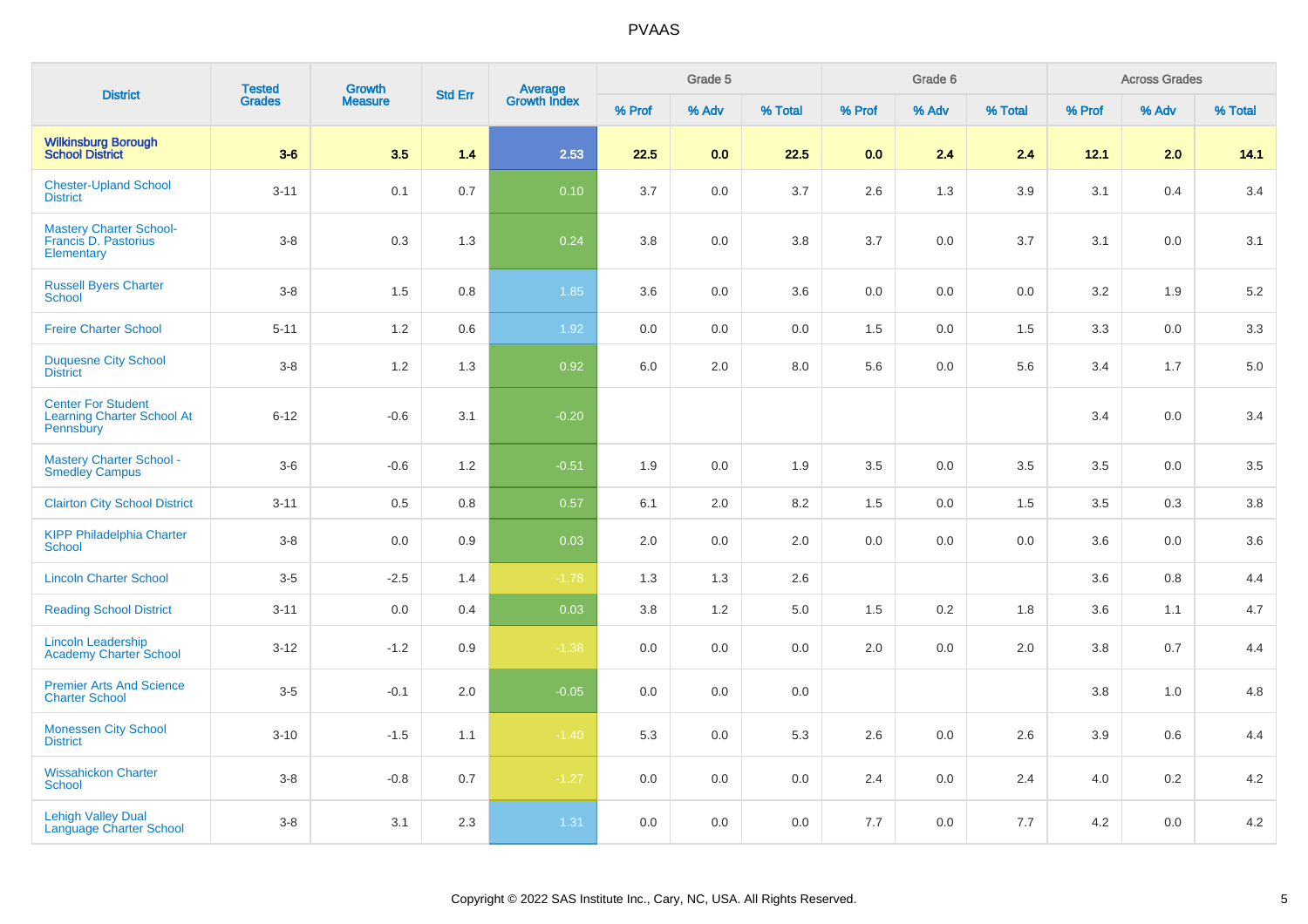| District | Tested Grades | Growth Measure | Std Err | Average Growth Index | Grade 5 | | | Grade 6 | | | Across Grades | | |
|---|---|---|---|---|---|---|---|---|---|---|---|---|---|
| | | | | | % Prof | % Adv | % Total | % Prof | % Adv | % Total | % Prof | % Adv | % Total |
| **Wilkinsburg Borough School District** | **3-6** | **3.5** | **1.4** | **2.53** | **22.5** | **0.0** | **22.5** | **0.0** | **2.4** | **2.4** | **12.1** | **2.0** | **14.1** |
| Chester-Upland School District | 3-11 | 0.1 | 0.7 | 0.10 | 3.7 | 0.0 | 3.7 | 2.6 | 1.3 | 3.9 | 3.1 | 0.4 | 3.4 |
| Mastery Charter School-Francis D. Pastorius Elementary | 3-8 | 0.3 | 1.3 | 0.24 | 3.8 | 0.0 | 3.8 | 3.7 | 0.0 | 3.7 | 3.1 | 0.0 | 3.1 |
| Russell Byers Charter School | 3-8 | 1.5 | 0.8 | 1.85 | 3.6 | 0.0 | 3.6 | 0.0 | 0.0 | 0.0 | 3.2 | 1.9 | 5.2 |
| Freire Charter School | 5-11 | 1.2 | 0.6 | 1.92 | 0.0 | 0.0 | 0.0 | 1.5 | 0.0 | 1.5 | 3.3 | 0.0 | 3.3 |
| Duquesne City School District | 3-8 | 1.2 | 1.3 | 0.92 | 6.0 | 2.0 | 8.0 | 5.6 | 0.0 | 5.6 | 3.4 | 1.7 | 5.0 |
| Center For Student Learning Charter School At Pennsbury | 6-12 | -0.6 | 3.1 | -0.20 | | | | | | | 3.4 | 0.0 | 3.4 |
| Mastery Charter School - Smedley Campus | 3-6 | -0.6 | 1.2 | -0.51 | 1.9 | 0.0 | 1.9 | 3.5 | 0.0 | 3.5 | 3.5 | 0.0 | 3.5 |
| Clairton City School District | 3-11 | 0.5 | 0.8 | 0.57 | 6.1 | 2.0 | 8.2 | 1.5 | 0.0 | 1.5 | 3.5 | 0.3 | 3.8 |
| KIPP Philadelphia Charter School | 3-8 | 0.0 | 0.9 | 0.03 | 2.0 | 0.0 | 2.0 | 0.0 | 0.0 | 0.0 | 3.6 | 0.0 | 3.6 |
| Lincoln Charter School | 3-5 | -2.5 | 1.4 | -1.78 | 1.3 | 1.3 | 2.6 | | | | 3.6 | 0.8 | 4.4 |
| Reading School District | 3-11 | 0.0 | 0.4 | 0.03 | 3.8 | 1.2 | 5.0 | 1.5 | 0.2 | 1.8 | 3.6 | 1.1 | 4.7 |
| Lincoln Leadership Academy Charter School | 3-12 | -1.2 | 0.9 | -1.38 | 0.0 | 0.0 | 0.0 | 2.0 | 0.0 | 2.0 | 3.8 | 0.7 | 4.4 |
| Premier Arts And Science Charter School | 3-5 | -0.1 | 2.0 | -0.05 | 0.0 | 0.0 | 0.0 | | | | 3.8 | 1.0 | 4.8 |
| Monessen City School District | 3-10 | -1.5 | 1.1 | -1.40 | 5.3 | 0.0 | 5.3 | 2.6 | 0.0 | 2.6 | 3.9 | 0.6 | 4.4 |
| Wissahickon Charter School | 3-8 | -0.8 | 0.7 | -1.27 | 0.0 | 0.0 | 0.0 | 2.4 | 0.0 | 2.4 | 4.0 | 0.2 | 4.2 |
| Lehigh Valley Dual Language Charter School | 3-8 | 3.1 | 2.3 | 1.31 | 0.0 | 0.0 | 0.0 | 7.7 | 0.0 | 7.7 | 4.2 | 0.0 | 4.2 |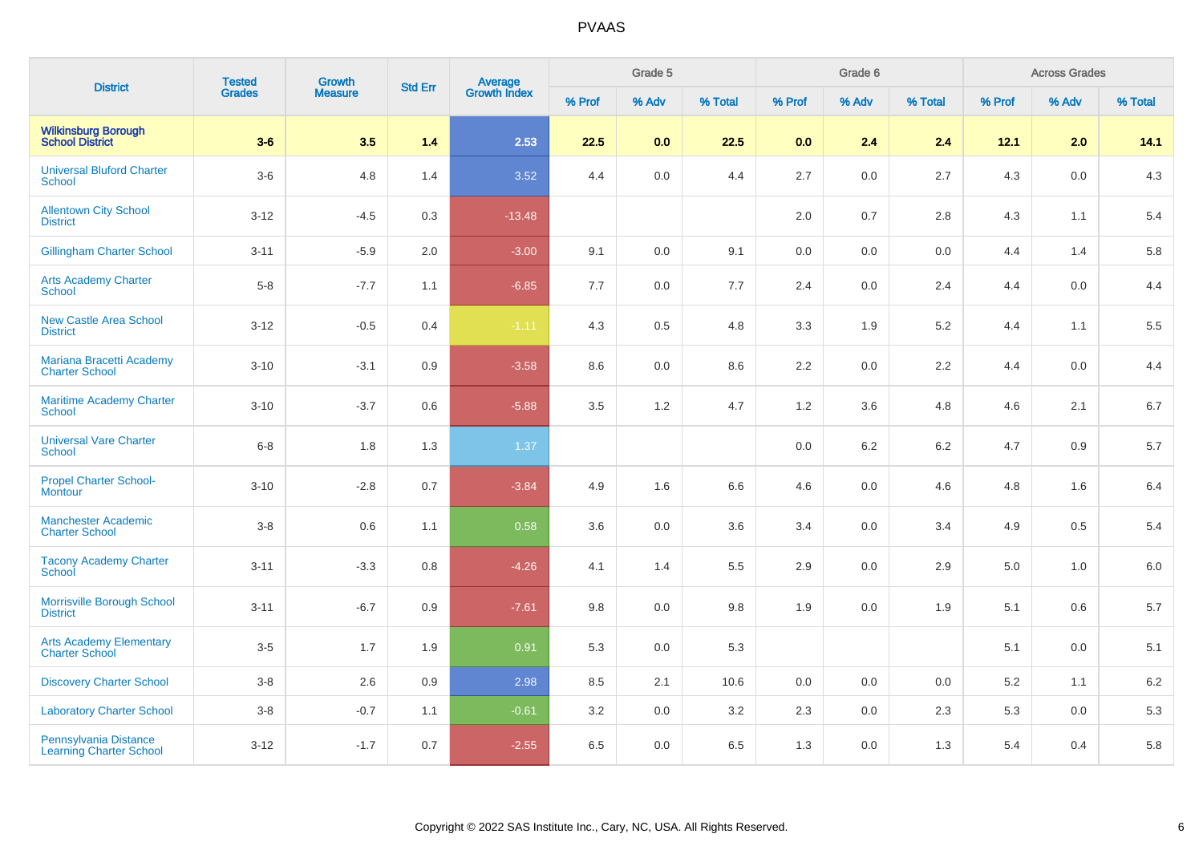| District | Tested Grades | Growth Measure | Std Err | Average Growth Index | Grade 5 | | | Grade 6 | | | Across Grades | | |
|---|---|---|---|---|---|---|---|---|---|---|---|---|---|
| | | | | | % Prof | % Adv | % Total | % Prof | % Adv | % Total | % Prof | % Adv | % Total |
| **Wilkinsburg Borough School District** | **3-6** | **3.5** | **1.4** | **2.53** | **22.5** | **0.0** | **22.5** | **0.0** | **2.4** | **2.4** | **12.1** | **2.0** | **14.1** |
| Universal Bluford Charter School | 3-6 | 4.8 | 1.4 | 3.52 | 4.4 | 0.0 | 4.4 | 2.7 | 0.0 | 2.7 | 4.3 | 0.0 | 4.3 |
| Allentown City School District | 3-12 | -4.5 | 0.3 | -13.48 | | | | 2.0 | 0.7 | 2.8 | 4.3 | 1.1 | 5.4 |
| Gillingham Charter School | 3-11 | -5.9 | 2.0 | -3.00 | 9.1 | 0.0 | 9.1 | 0.0 | 0.0 | 0.0 | 4.4 | 1.4 | 5.8 |
| Arts Academy Charter School | 5-8 | -7.7 | 1.1 | -6.85 | 7.7 | 0.0 | 7.7 | 2.4 | 0.0 | 2.4 | 4.4 | 0.0 | 4.4 |
| New Castle Area School District | 3-12 | -0.5 | 0.4 | -1.11 | 4.3 | 0.5 | 4.8 | 3.3 | 1.9 | 5.2 | 4.4 | 1.1 | 5.5 |
| Mariana Bracetti Academy Charter School | 3-10 | -3.1 | 0.9 | -3.58 | 8.6 | 0.0 | 8.6 | 2.2 | 0.0 | 2.2 | 4.4 | 0.0 | 4.4 |
| Maritime Academy Charter School | 3-10 | -3.7 | 0.6 | -5.88 | 3.5 | 1.2 | 4.7 | 1.2 | 3.6 | 4.8 | 4.6 | 2.1 | 6.7 |
| Universal Vare Charter School | 6-8 | 1.8 | 1.3 | 1.37 | | | | 0.0 | 6.2 | 6.2 | 4.7 | 0.9 | 5.7 |
| Propel Charter School-Montour | 3-10 | -2.8 | 0.7 | -3.84 | 4.9 | 1.6 | 6.6 | 4.6 | 0.0 | 4.6 | 4.8 | 1.6 | 6.4 |
| Manchester Academic Charter School | 3-8 | 0.6 | 1.1 | 0.58 | 3.6 | 0.0 | 3.6 | 3.4 | 0.0 | 3.4 | 4.9 | 0.5 | 5.4 |
| Tacony Academy Charter School | 3-11 | -3.3 | 0.8 | -4.26 | 4.1 | 1.4 | 5.5 | 2.9 | 0.0 | 2.9 | 5.0 | 1.0 | 6.0 |
| Morrisville Borough School District | 3-11 | -6.7 | 0.9 | -7.61 | 9.8 | 0.0 | 9.8 | 1.9 | 0.0 | 1.9 | 5.1 | 0.6 | 5.7 |
| Arts Academy Elementary Charter School | 3-5 | 1.7 | 1.9 | 0.91 | 5.3 | 0.0 | 5.3 | | | | 5.1 | 0.0 | 5.1 |
| Discovery Charter School | 3-8 | 2.6 | 0.9 | 2.98 | 8.5 | 2.1 | 10.6 | 0.0 | 0.0 | 0.0 | 5.2 | 1.1 | 6.2 |
| Laboratory Charter School | 3-8 | -0.7 | 1.1 | -0.61 | 3.2 | 0.0 | 3.2 | 2.3 | 0.0 | 2.3 | 5.3 | 0.0 | 5.3 |
| Pennsylvania Distance Learning Charter School | 3-12 | -1.7 | 0.7 | -2.55 | 6.5 | 0.0 | 6.5 | 1.3 | 0.0 | 1.3 | 5.4 | 0.4 | 5.8 |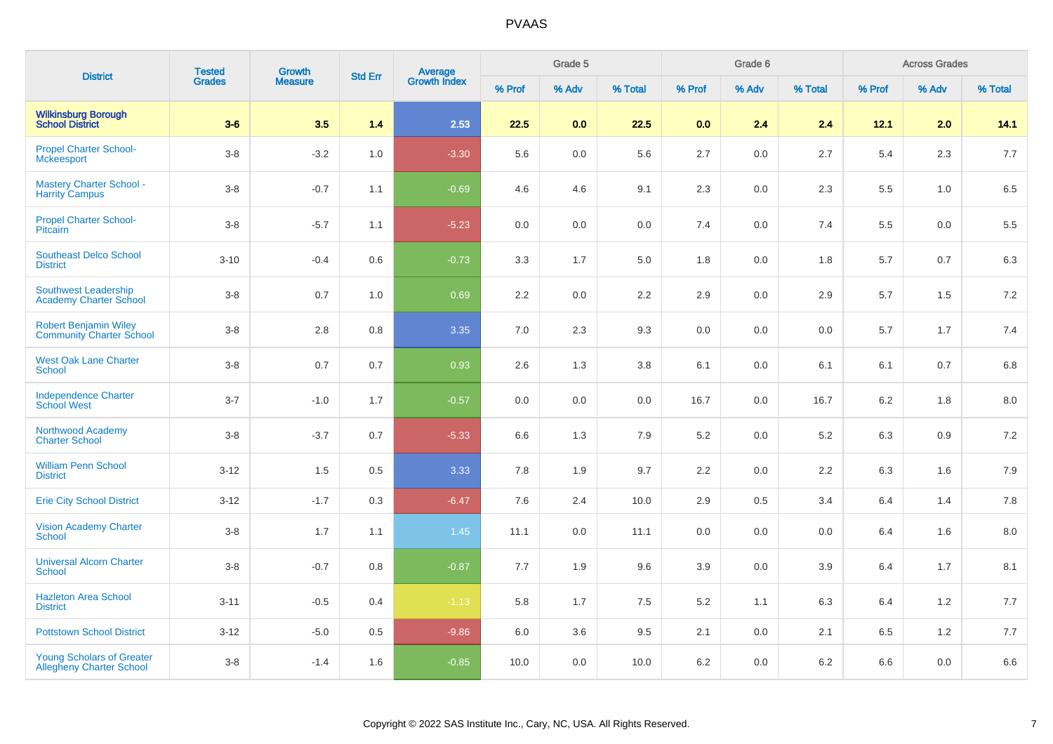| District | Tested Grades | Growth Measure | Std Err | Average Growth Index | Grade 5 | | | Grade 6 | | | Across Grades | | |
|---|---|---|---|---|---|---|---|---|---|---|---|---|---|
| | | | | | % Prof | % Adv | % Total | % Prof | % Adv | % Total | % Prof | % Adv | % Total |
| **Wilkinsburg Borough School District** | **3-6** | **3.5** | **1.4** | **2.53** | **22.5** | **0.0** | **22.5** | **0.0** | **2.4** | **2.4** | **12.1** | **2.0** | **14.1** |
| Propel Charter School-Mckeesport | 3-8 | -3.2 | 1.0 | -3.30 | 5.6 | 0.0 | 5.6 | 2.7 | 0.0 | 2.7 | 5.4 | 2.3 | 7.7 |
| Mastery Charter School - Harrity Campus | 3-8 | -0.7 | 1.1 | -0.69 | 4.6 | 4.6 | 9.1 | 2.3 | 0.0 | 2.3 | 5.5 | 1.0 | 6.5 |
| Propel Charter School-Pitcairn | 3-8 | -5.7 | 1.1 | -5.23 | 0.0 | 0.0 | 0.0 | 7.4 | 0.0 | 7.4 | 5.5 | 0.0 | 5.5 |
| Southeast Delco School District | 3-10 | -0.4 | 0.6 | -0.73 | 3.3 | 1.7 | 5.0 | 1.8 | 0.0 | 1.8 | 5.7 | 0.7 | 6.3 |
| Southwest Leadership Academy Charter School | 3-8 | 0.7 | 1.0 | 0.69 | 2.2 | 0.0 | 2.2 | 2.9 | 0.0 | 2.9 | 5.7 | 1.5 | 7.2 |
| Robert Benjamin Wiley Community Charter School | 3-8 | 2.8 | 0.8 | 3.35 | 7.0 | 2.3 | 9.3 | 0.0 | 0.0 | 0.0 | 5.7 | 1.7 | 7.4 |
| West Oak Lane Charter School | 3-8 | 0.7 | 0.7 | 0.93 | 2.6 | 1.3 | 3.8 | 6.1 | 0.0 | 6.1 | 6.1 | 0.7 | 6.8 |
| Independence Charter School West | 3-7 | -1.0 | 1.7 | -0.57 | 0.0 | 0.0 | 0.0 | 16.7 | 0.0 | 16.7 | 6.2 | 1.8 | 8.0 |
| Northwood Academy Charter School | 3-8 | -3.7 | 0.7 | -5.33 | 6.6 | 1.3 | 7.9 | 5.2 | 0.0 | 5.2 | 6.3 | 0.9 | 7.2 |
| William Penn School District | 3-12 | 1.5 | 0.5 | 3.33 | 7.8 | 1.9 | 9.7 | 2.2 | 0.0 | 2.2 | 6.3 | 1.6 | 7.9 |
| Erie City School District | 3-12 | -1.7 | 0.3 | -6.47 | 7.6 | 2.4 | 10.0 | 2.9 | 0.5 | 3.4 | 6.4 | 1.4 | 7.8 |
| Vision Academy Charter School | 3-8 | 1.7 | 1.1 | 1.45 | 11.1 | 0.0 | 11.1 | 0.0 | 0.0 | 0.0 | 6.4 | 1.6 | 8.0 |
| Universal Alcorn Charter School | 3-8 | -0.7 | 0.8 | -0.87 | 7.7 | 1.9 | 9.6 | 3.9 | 0.0 | 3.9 | 6.4 | 1.7 | 8.1 |
| Hazleton Area School District | 3-11 | -0.5 | 0.4 | -1.13 | 5.8 | 1.7 | 7.5 | 5.2 | 1.1 | 6.3 | 6.4 | 1.2 | 7.7 |
| Pottstown School District | 3-12 | -5.0 | 0.5 | -9.86 | 6.0 | 3.6 | 9.5 | 2.1 | 0.0 | 2.1 | 6.5 | 1.2 | 7.7 |
| Young Scholars of Greater Allegheny Charter School | 3-8 | -1.4 | 1.6 | -0.85 | 10.0 | 0.0 | 10.0 | 6.2 | 0.0 | 6.2 | 6.6 | 0.0 | 6.6 |

Copyright © 2022 SAS Institute Inc., Cary, NC, USA. All Rights Reserved.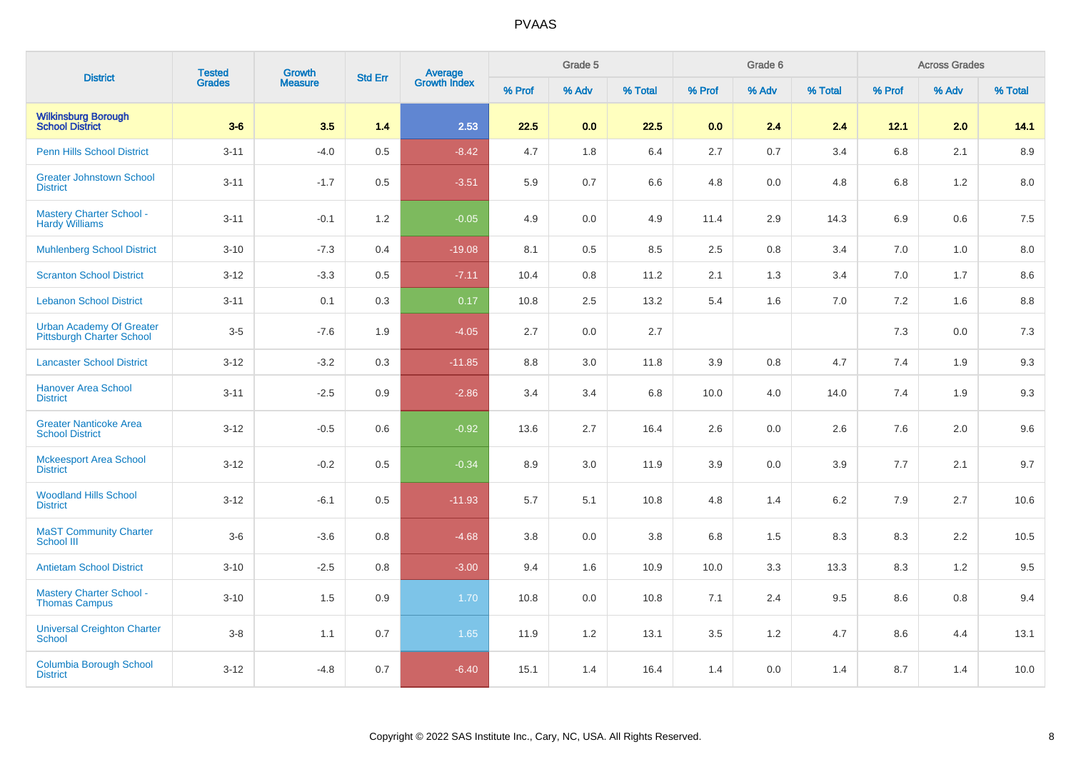# PVAAS

| District | Tested Grades | Growth Measure | Std Err | Average Growth Index | Grade 5 | | | Grade 6 | | | Across Grades | | |
|---|---|---|---|---|---|---|---|---|---|---|---|---|---|
| | | | | | % Prof | % Adv | % Total | % Prof | % Adv | % Total | % Prof | % Adv | % Total |
| **Wilkinsburg Borough School District** | **3-6** | **3.5** | **1.4** | **2.53** | **22.5** | **0.0** | **22.5** | **0.0** | **2.4** | **2.4** | **12.1** | **2.0** | **14.1** |
| Penn Hills School District | 3-11 | -4.0 | 0.5 | -8.42 | 4.7 | 1.8 | 6.4 | 2.7 | 0.7 | 3.4 | 6.8 | 2.1 | 8.9 |
| Greater Johnstown School District | 3-11 | -1.7 | 0.5 | -3.51 | 5.9 | 0.7 | 6.6 | 4.8 | 0.0 | 4.8 | 6.8 | 1.2 | 8.0 |
| Mastery Charter School - Hardy Williams | 3-11 | -0.1 | 1.2 | -0.05 | 4.9 | 0.0 | 4.9 | 11.4 | 2.9 | 14.3 | 6.9 | 0.6 | 7.5 |
| Muhlenberg School District | 3-10 | -7.3 | 0.4 | -19.08 | 8.1 | 0.5 | 8.5 | 2.5 | 0.8 | 3.4 | 7.0 | 1.0 | 8.0 |
| Scranton School District | 3-12 | -3.3 | 0.5 | -7.11 | 10.4 | 0.8 | 11.2 | 2.1 | 1.3 | 3.4 | 7.0 | 1.7 | 8.6 |
| Lebanon School District | 3-11 | 0.1 | 0.3 | 0.17 | 10.8 | 2.5 | 13.2 | 5.4 | 1.6 | 7.0 | 7.2 | 1.6 | 8.8 |
| Urban Academy Of Greater Pittsburgh Charter School | 3-5 | -7.6 | 1.9 | -4.05 | 2.7 | 0.0 | 2.7 | | | | 7.3 | 0.0 | 7.3 |
| Lancaster School District | 3-12 | -3.2 | 0.3 | -11.85 | 8.8 | 3.0 | 11.8 | 3.9 | 0.8 | 4.7 | 7.4 | 1.9 | 9.3 |
| Hanover Area School District | 3-11 | -2.5 | 0.9 | -2.86 | 3.4 | 3.4 | 6.8 | 10.0 | 4.0 | 14.0 | 7.4 | 1.9 | 9.3 |
| Greater Nanticoke Area School District | 3-12 | -0.5 | 0.6 | -0.92 | 13.6 | 2.7 | 16.4 | 2.6 | 0.0 | 2.6 | 7.6 | 2.0 | 9.6 |
| Mckeesport Area School District | 3-12 | -0.2 | 0.5 | -0.34 | 8.9 | 3.0 | 11.9 | 3.9 | 0.0 | 3.9 | 7.7 | 2.1 | 9.7 |
| Woodland Hills School District | 3-12 | -6.1 | 0.5 | -11.93 | 5.7 | 5.1 | 10.8 | 4.8 | 1.4 | 6.2 | 7.9 | 2.7 | 10.6 |
| MaST Community Charter School III | 3-6 | -3.6 | 0.8 | -4.68 | 3.8 | 0.0 | 3.8 | 6.8 | 1.5 | 8.3 | 8.3 | 2.2 | 10.5 |
| Antietam School District | 3-10 | -2.5 | 0.8 | -3.00 | 9.4 | 1.6 | 10.9 | 10.0 | 3.3 | 13.3 | 8.3 | 1.2 | 9.5 |
| Mastery Charter School - Thomas Campus | 3-10 | 1.5 | 0.9 | 1.70 | 10.8 | 0.0 | 10.8 | 7.1 | 2.4 | 9.5 | 8.6 | 0.8 | 9.4 |
| Universal Creighton Charter School | 3-8 | 1.1 | 0.7 | 1.65 | 11.9 | 1.2 | 13.1 | 3.5 | 1.2 | 4.7 | 8.6 | 4.4 | 13.1 |
| Columbia Borough School District | 3-12 | -4.8 | 0.7 | -6.40 | 15.1 | 1.4 | 16.4 | 1.4 | 0.0 | 1.4 | 8.7 | 1.4 | 10.0 |

Copyright © 2022 SAS Institute Inc., Cary, NC, USA. All Rights Reserved.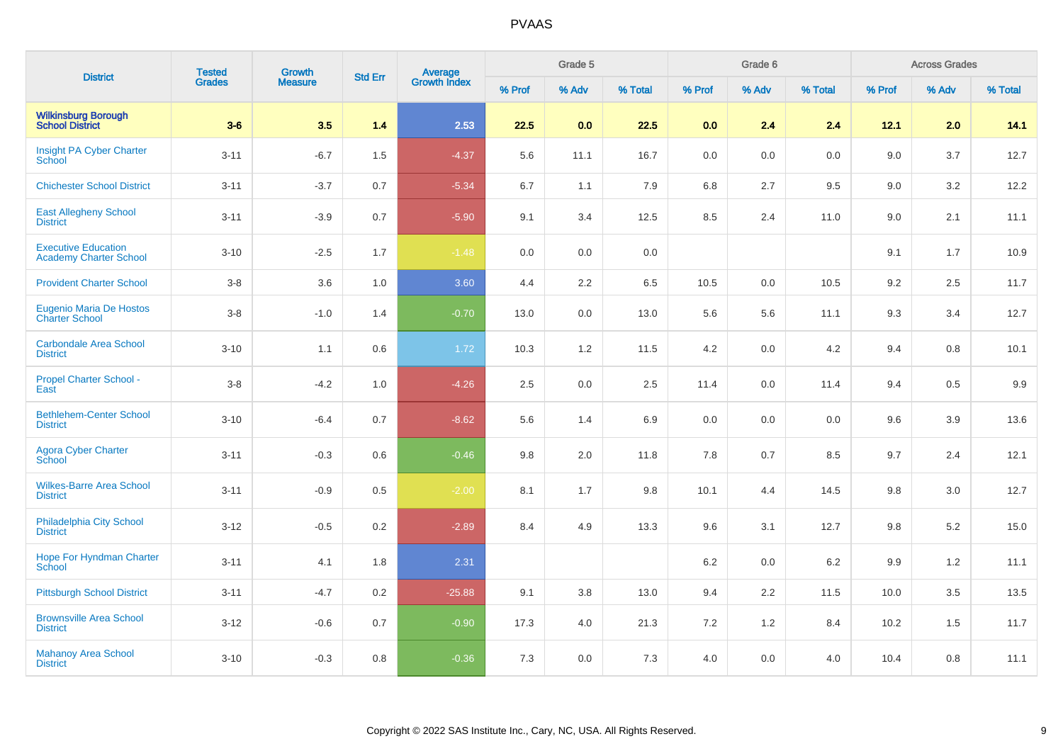| District | Tested Grades | Growth Measure | Std Err | Average Growth Index | Grade 5 | | | Grade 6 | | | Across Grades | | |
|---|---|---|---|---|---|---|---|---|---|---|---|---|---|
| | | | | | % Prof | % Adv | % Total | % Prof | % Adv | % Total | % Prof | % Adv | % Total |
| **Wilkinsburg Borough School District** | **3-6** | **3.5** | **1.4** | **2.53** | **22.5** | **0.0** | **22.5** | **0.0** | **2.4** | **2.4** | **12.1** | **2.0** | **14.1** |
| Insight PA Cyber Charter School | 3-11 | -6.7 | 1.5 | -4.37 | 5.6 | 11.1 | 16.7 | 0.0 | 0.0 | 0.0 | 9.0 | 3.7 | 12.7 |
| Chichester School District | 3-11 | -3.7 | 0.7 | -5.34 | 6.7 | 1.1 | 7.9 | 6.8 | 2.7 | 9.5 | 9.0 | 3.2 | 12.2 |
| East Allegheny School District | 3-11 | -3.9 | 0.7 | -5.90 | 9.1 | 3.4 | 12.5 | 8.5 | 2.4 | 11.0 | 9.0 | 2.1 | 11.1 |
| Executive Education Academy Charter School | 3-10 | -2.5 | 1.7 | -1.48 | 0.0 | 0.0 | 0.0 | | | | 9.1 | 1.7 | 10.9 |
| Provident Charter School | 3-8 | 3.6 | 1.0 | 3.60 | 4.4 | 2.2 | 6.5 | 10.5 | 0.0 | 10.5 | 9.2 | 2.5 | 11.7 |
| Eugenio Maria De Hostos Charter School | 3-8 | -1.0 | 1.4 | -0.70 | 13.0 | 0.0 | 13.0 | 5.6 | 5.6 | 11.1 | 9.3 | 3.4 | 12.7 |
| Carbondale Area School District | 3-10 | 1.1 | 0.6 | 1.72 | 10.3 | 1.2 | 11.5 | 4.2 | 0.0 | 4.2 | 9.4 | 0.8 | 10.1 |
| Propel Charter School - East | 3-8 | -4.2 | 1.0 | -4.26 | 2.5 | 0.0 | 2.5 | 11.4 | 0.0 | 11.4 | 9.4 | 0.5 | 9.9 |
| Bethlehem-Center School District | 3-10 | -6.4 | 0.7 | -8.62 | 5.6 | 1.4 | 6.9 | 0.0 | 0.0 | 0.0 | 9.6 | 3.9 | 13.6 |
| Agora Cyber Charter School | 3-11 | -0.3 | 0.6 | -0.46 | 9.8 | 2.0 | 11.8 | 7.8 | 0.7 | 8.5 | 9.7 | 2.4 | 12.1 |
| Wilkes-Barre Area School District | 3-11 | -0.9 | 0.5 | -2.00 | 8.1 | 1.7 | 9.8 | 10.1 | 4.4 | 14.5 | 9.8 | 3.0 | 12.7 |
| Philadelphia City School District | 3-12 | -0.5 | 0.2 | -2.89 | 8.4 | 4.9 | 13.3 | 9.6 | 3.1 | 12.7 | 9.8 | 5.2 | 15.0 |
| Hope For Hyndman Charter School | 3-11 | 4.1 | 1.8 | 2.31 | | | | 6.2 | 0.0 | 6.2 | 9.9 | 1.2 | 11.1 |
| Pittsburgh School District | 3-11 | -4.7 | 0.2 | -25.88 | 9.1 | 3.8 | 13.0 | 9.4 | 2.2 | 11.5 | 10.0 | 3.5 | 13.5 |
| Brownsville Area School District | 3-12 | -0.6 | 0.7 | -0.90 | 17.3 | 4.0 | 21.3 | 7.2 | 1.2 | 8.4 | 10.2 | 1.5 | 11.7 |
| Mahanoy Area School District | 3-10 | -0.3 | 0.8 | -0.36 | 7.3 | 0.0 | 7.3 | 4.0 | 0.0 | 4.0 | 10.4 | 0.8 | 11.1 |

Copyright © 2022 SAS Institute Inc., Cary, NC, USA. All Rights Reserved.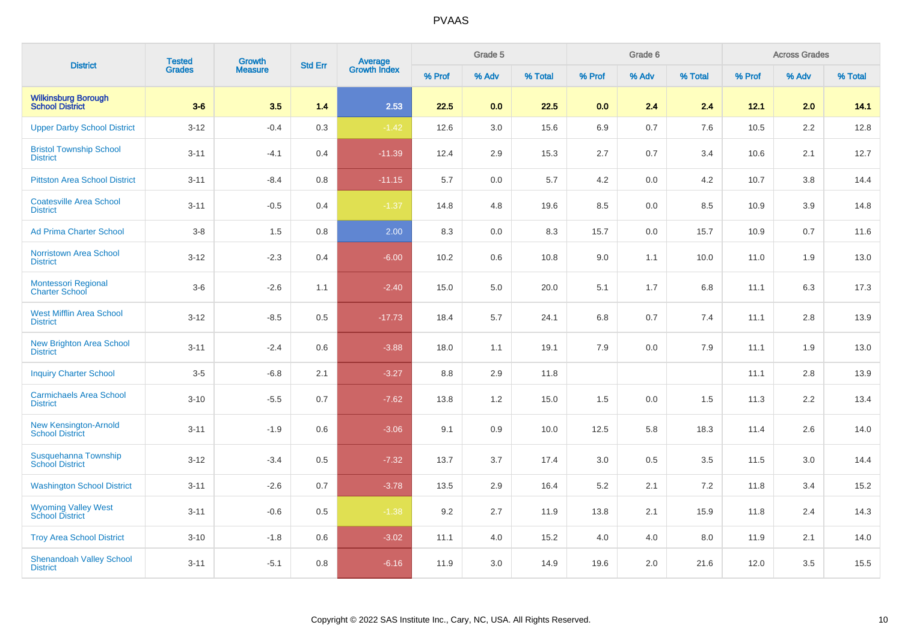| District | Tested Grades | Growth Measure | Std Err | Average Growth Index | Grade 5 | | | Grade 6 | | | Across Grades | | |
|---|---|---|---|---|---|---|---|---|---|---|---|---|---|
| | | | | | % Prof | % Adv | % Total | % Prof | % Adv | % Total | % Prof | % Adv | % Total |
| **Wilkinsburg Borough School District** | **3-6** | **3.5** | **1.4** | **2.53** | **22.5** | **0.0** | **22.5** | **0.0** | **2.4** | **2.4** | **12.1** | **2.0** | **14.1** |
| Upper Darby School District | 3-12 | -0.4 | 0.3 | -1.42 | 12.6 | 3.0 | 15.6 | 6.9 | 0.7 | 7.6 | 10.5 | 2.2 | 12.8 |
| Bristol Township School District | 3-11 | -4.1 | 0.4 | -11.39 | 12.4 | 2.9 | 15.3 | 2.7 | 0.7 | 3.4 | 10.6 | 2.1 | 12.7 |
| Pittston Area School District | 3-11 | -8.4 | 0.8 | -11.15 | 5.7 | 0.0 | 5.7 | 4.2 | 0.0 | 4.2 | 10.7 | 3.8 | 14.4 |
| Coatesville Area School District | 3-11 | -0.5 | 0.4 | -1.37 | 14.8 | 4.8 | 19.6 | 8.5 | 0.0 | 8.5 | 10.9 | 3.9 | 14.8 |
| Ad Prima Charter School | 3-8 | 1.5 | 0.8 | 2.00 | 8.3 | 0.0 | 8.3 | 15.7 | 0.0 | 15.7 | 10.9 | 0.7 | 11.6 |
| Norristown Area School District | 3-12 | -2.3 | 0.4 | -6.00 | 10.2 | 0.6 | 10.8 | 9.0 | 1.1 | 10.0 | 11.0 | 1.9 | 13.0 |
| Montessori Regional Charter School | 3-6 | -2.6 | 1.1 | -2.40 | 15.0 | 5.0 | 20.0 | 5.1 | 1.7 | 6.8 | 11.1 | 6.3 | 17.3 |
| West Mifflin Area School District | 3-12 | -8.5 | 0.5 | -17.73 | 18.4 | 5.7 | 24.1 | 6.8 | 0.7 | 7.4 | 11.1 | 2.8 | 13.9 |
| New Brighton Area School District | 3-11 | -2.4 | 0.6 | -3.88 | 18.0 | 1.1 | 19.1 | 7.9 | 0.0 | 7.9 | 11.1 | 1.9 | 13.0 |
| Inquiry Charter School | 3-5 | -6.8 | 2.1 | -3.27 | 8.8 | 2.9 | 11.8 | | | | 11.1 | 2.8 | 13.9 |
| Carmichaels Area School District | 3-10 | -5.5 | 0.7 | -7.62 | 13.8 | 1.2 | 15.0 | 1.5 | 0.0 | 1.5 | 11.3 | 2.2 | 13.4 |
| New Kensington-Arnold School District | 3-11 | -1.9 | 0.6 | -3.06 | 9.1 | 0.9 | 10.0 | 12.5 | 5.8 | 18.3 | 11.4 | 2.6 | 14.0 |
| Susquehanna Township School District | 3-12 | -3.4 | 0.5 | -7.32 | 13.7 | 3.7 | 17.4 | 3.0 | 0.5 | 3.5 | 11.5 | 3.0 | 14.4 |
| Washington School District | 3-11 | -2.6 | 0.7 | -3.78 | 13.5 | 2.9 | 16.4 | 5.2 | 2.1 | 7.2 | 11.8 | 3.4 | 15.2 |
| Wyoming Valley West School District | 3-11 | -0.6 | 0.5 | -1.38 | 9.2 | 2.7 | 11.9 | 13.8 | 2.1 | 15.9 | 11.8 | 2.4 | 14.3 |
| Troy Area School District | 3-10 | -1.8 | 0.6 | -3.02 | 11.1 | 4.0 | 15.2 | 4.0 | 4.0 | 8.0 | 11.9 | 2.1 | 14.0 |
| Shenandoah Valley School District | 3-11 | -5.1 | 0.8 | -6.16 | 11.9 | 3.0 | 14.9 | 19.6 | 2.0 | 21.6 | 12.0 | 3.5 | 15.5 |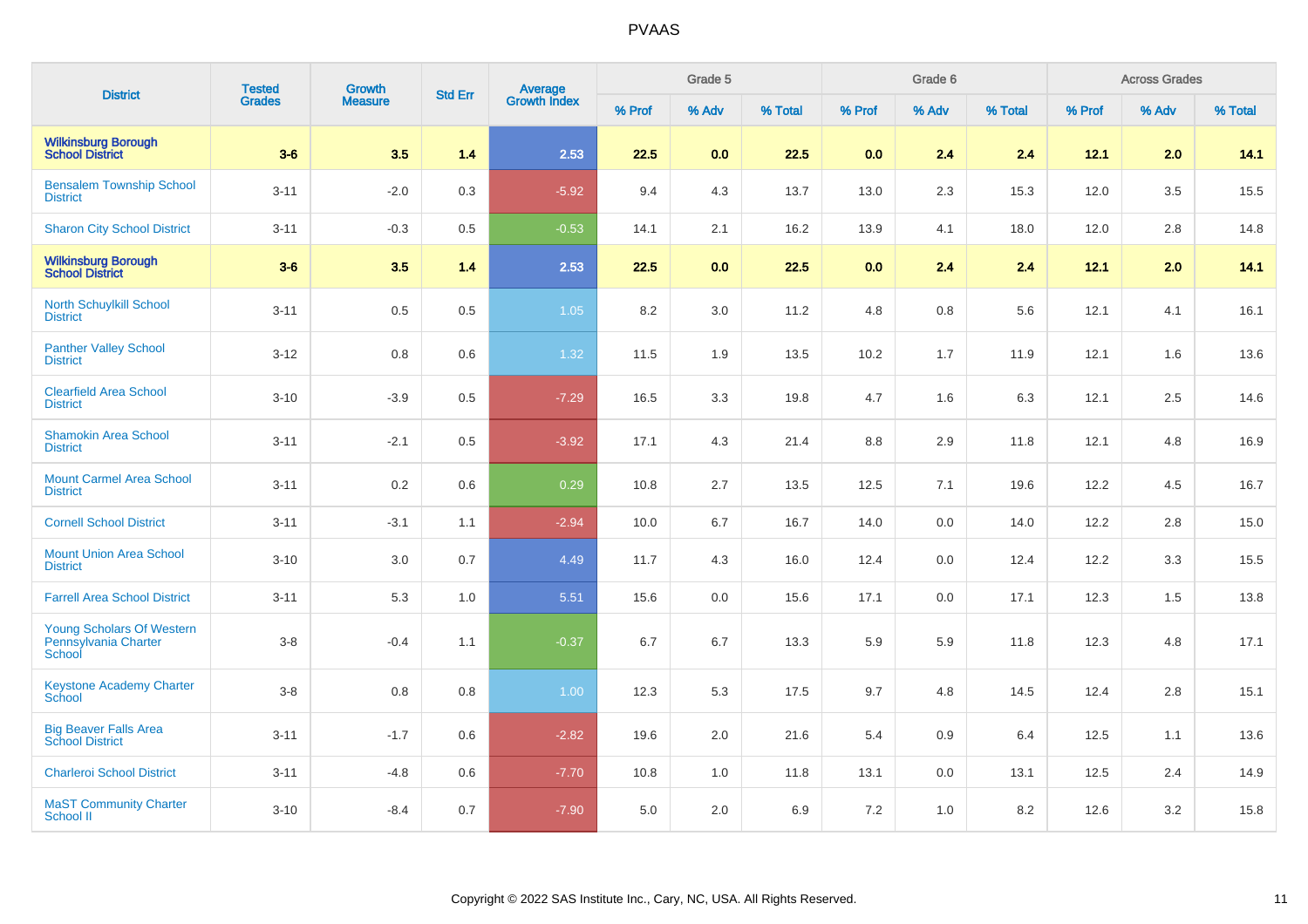| District | Tested Grades | Growth Measure | Std Err | Average Growth Index | Grade 5 | | | Grade 6 | | | Across Grades | | |
|---|---|---|---|---|---|---|---|---|---|---|---|---|---|
| | | | | | % Prof | % Adv | % Total | % Prof | % Adv | % Total | % Prof | % Adv | % Total |
| **Wilkinsburg Borough School District** | **3-6** | **3.5** | **1.4** | **2.53** | **22.5** | **0.0** | **22.5** | **0.0** | **2.4** | **2.4** | **12.1** | **2.0** | **14.1** |
| Bensalem Township School District | 3-11 | -2.0 | 0.3 | -5.92 | 9.4 | 4.3 | 13.7 | 13.0 | 2.3 | 15.3 | 12.0 | 3.5 | 15.5 |
| Sharon City School District | 3-11 | -0.3 | 0.5 | -0.53 | 14.1 | 2.1 | 16.2 | 13.9 | 4.1 | 18.0 | 12.0 | 2.8 | 14.8 |
| **Wilkinsburg Borough School District** | **3-6** | **3.5** | **1.4** | **2.53** | **22.5** | **0.0** | **22.5** | **0.0** | **2.4** | **2.4** | **12.1** | **2.0** | **14.1** |
| North Schuylkill School District | 3-11 | 0.5 | 0.5 | 1.05 | 8.2 | 3.0 | 11.2 | 4.8 | 0.8 | 5.6 | 12.1 | 4.1 | 16.1 |
| Panther Valley School District | 3-12 | 0.8 | 0.6 | 1.32 | 11.5 | 1.9 | 13.5 | 10.2 | 1.7 | 11.9 | 12.1 | 1.6 | 13.6 |
| Clearfield Area School District | 3-10 | -3.9 | 0.5 | -7.29 | 16.5 | 3.3 | 19.8 | 4.7 | 1.6 | 6.3 | 12.1 | 2.5 | 14.6 |
| Shamokin Area School District | 3-11 | -2.1 | 0.5 | -3.92 | 17.1 | 4.3 | 21.4 | 8.8 | 2.9 | 11.8 | 12.1 | 4.8 | 16.9 |
| Mount Carmel Area School District | 3-11 | 0.2 | 0.6 | 0.29 | 10.8 | 2.7 | 13.5 | 12.5 | 7.1 | 19.6 | 12.2 | 4.5 | 16.7 |
| Cornell School District | 3-11 | -3.1 | 1.1 | -2.94 | 10.0 | 6.7 | 16.7 | 14.0 | 0.0 | 14.0 | 12.2 | 2.8 | 15.0 |
| Mount Union Area School District | 3-10 | 3.0 | 0.7 | 4.49 | 11.7 | 4.3 | 16.0 | 12.4 | 0.0 | 12.4 | 12.2 | 3.3 | 15.5 |
| Farrell Area School District | 3-11 | 5.3 | 1.0 | 5.51 | 15.6 | 0.0 | 15.6 | 17.1 | 0.0 | 17.1 | 12.3 | 1.5 | 13.8 |
| Young Scholars Of Western Pennsylvania Charter School | 3-8 | -0.4 | 1.1 | -0.37 | 6.7 | 6.7 | 13.3 | 5.9 | 5.9 | 11.8 | 12.3 | 4.8 | 17.1 |
| Keystone Academy Charter School | 3-8 | 0.8 | 0.8 | 1.00 | 12.3 | 5.3 | 17.5 | 9.7 | 4.8 | 14.5 | 12.4 | 2.8 | 15.1 |
| Big Beaver Falls Area School District | 3-11 | -1.7 | 0.6 | -2.82 | 19.6 | 2.0 | 21.6 | 5.4 | 0.9 | 6.4 | 12.5 | 1.1 | 13.6 |
| Charleroi School District | 3-11 | -4.8 | 0.6 | -7.70 | 10.8 | 1.0 | 11.8 | 13.1 | 0.0 | 13.1 | 12.5 | 2.4 | 14.9 |
| MaST Community Charter School II | 3-10 | -8.4 | 0.7 | -7.90 | 5.0 | 2.0 | 6.9 | 7.2 | 1.0 | 8.2 | 12.6 | 3.2 | 15.8 |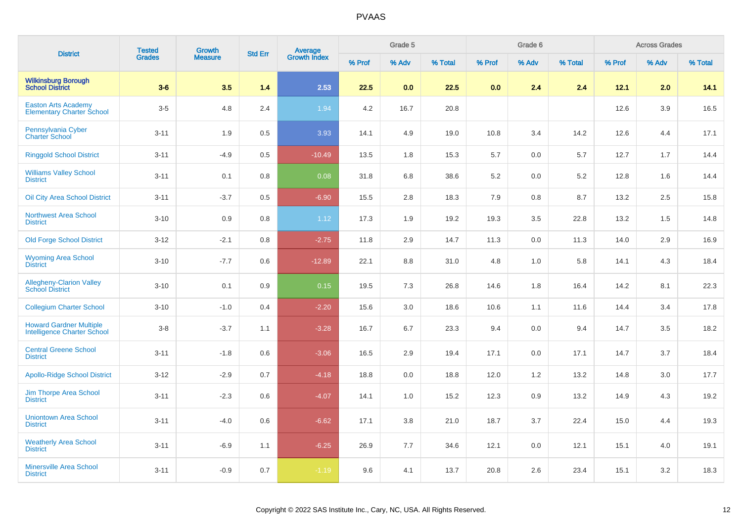# PVAAS

| District | Tested Grades | Growth Measure | Std Err | Average Growth Index | Grade 5 | | | Grade 6 | | | Across Grades | | |
|---|---|---|---|---|---|---|---|---|---|---|---|---|---|
| | | | | | % Prof | % Adv | % Total | % Prof | % Adv | % Total | % Prof | % Adv | % Total |
| **Wilkinsburg Borough School District** | **3-6** | **3.5** | **1.4** | **2.53** | **22.5** | **0.0** | **22.5** | **0.0** | **2.4** | **2.4** | **12.1** | **2.0** | **14.1** |
| Easton Arts Academy Elementary Charter School | 3-5 | 4.8 | 2.4 | 1.94 | 4.2 | 16.7 | 20.8 | | | | 12.6 | 3.9 | 16.5 |
| Pennsylvania Cyber Charter School | 3-11 | 1.9 | 0.5 | 3.93 | 14.1 | 4.9 | 19.0 | 10.8 | 3.4 | 14.2 | 12.6 | 4.4 | 17.1 |
| Ringgold School District | 3-11 | -4.9 | 0.5 | -10.49 | 13.5 | 1.8 | 15.3 | 5.7 | 0.0 | 5.7 | 12.7 | 1.7 | 14.4 |
| Williams Valley School District | 3-11 | 0.1 | 0.8 | 0.08 | 31.8 | 6.8 | 38.6 | 5.2 | 0.0 | 5.2 | 12.8 | 1.6 | 14.4 |
| Oil City Area School District | 3-11 | -3.7 | 0.5 | -6.90 | 15.5 | 2.8 | 18.3 | 7.9 | 0.8 | 8.7 | 13.2 | 2.5 | 15.8 |
| Northwest Area School District | 3-10 | 0.9 | 0.8 | 1.12 | 17.3 | 1.9 | 19.2 | 19.3 | 3.5 | 22.8 | 13.2 | 1.5 | 14.8 |
| Old Forge School District | 3-12 | -2.1 | 0.8 | -2.75 | 11.8 | 2.9 | 14.7 | 11.3 | 0.0 | 11.3 | 14.0 | 2.9 | 16.9 |
| Wyoming Area School District | 3-10 | -7.7 | 0.6 | -12.89 | 22.1 | 8.8 | 31.0 | 4.8 | 1.0 | 5.8 | 14.1 | 4.3 | 18.4 |
| Allegheny-Clarion Valley School District | 3-10 | 0.1 | 0.9 | 0.15 | 19.5 | 7.3 | 26.8 | 14.6 | 1.8 | 16.4 | 14.2 | 8.1 | 22.3 |
| Collegium Charter School | 3-10 | -1.0 | 0.4 | -2.20 | 15.6 | 3.0 | 18.6 | 10.6 | 1.1 | 11.6 | 14.4 | 3.4 | 17.8 |
| Howard Gardner Multiple Intelligence Charter School | 3-8 | -3.7 | 1.1 | -3.28 | 16.7 | 6.7 | 23.3 | 9.4 | 0.0 | 9.4 | 14.7 | 3.5 | 18.2 |
| Central Greene School District | 3-11 | -1.8 | 0.6 | -3.06 | 16.5 | 2.9 | 19.4 | 17.1 | 0.0 | 17.1 | 14.7 | 3.7 | 18.4 |
| Apollo-Ridge School District | 3-12 | -2.9 | 0.7 | -4.18 | 18.8 | 0.0 | 18.8 | 12.0 | 1.2 | 13.2 | 14.8 | 3.0 | 17.7 |
| Jim Thorpe Area School District | 3-11 | -2.3 | 0.6 | -4.07 | 14.1 | 1.0 | 15.2 | 12.3 | 0.9 | 13.2 | 14.9 | 4.3 | 19.2 |
| Uniontown Area School District | 3-11 | -4.0 | 0.6 | -6.62 | 17.1 | 3.8 | 21.0 | 18.7 | 3.7 | 22.4 | 15.0 | 4.4 | 19.3 |
| Weatherly Area School District | 3-11 | -6.9 | 1.1 | -6.25 | 26.9 | 7.7 | 34.6 | 12.1 | 0.0 | 12.1 | 15.1 | 4.0 | 19.1 |
| Minersville Area School District | 3-11 | -0.9 | 0.7 | -1.19 | 9.6 | 4.1 | 13.7 | 20.8 | 2.6 | 23.4 | 15.1 | 3.2 | 18.3 |

Copyright © 2022 SAS Institute Inc., Cary, NC, USA. All Rights Reserved.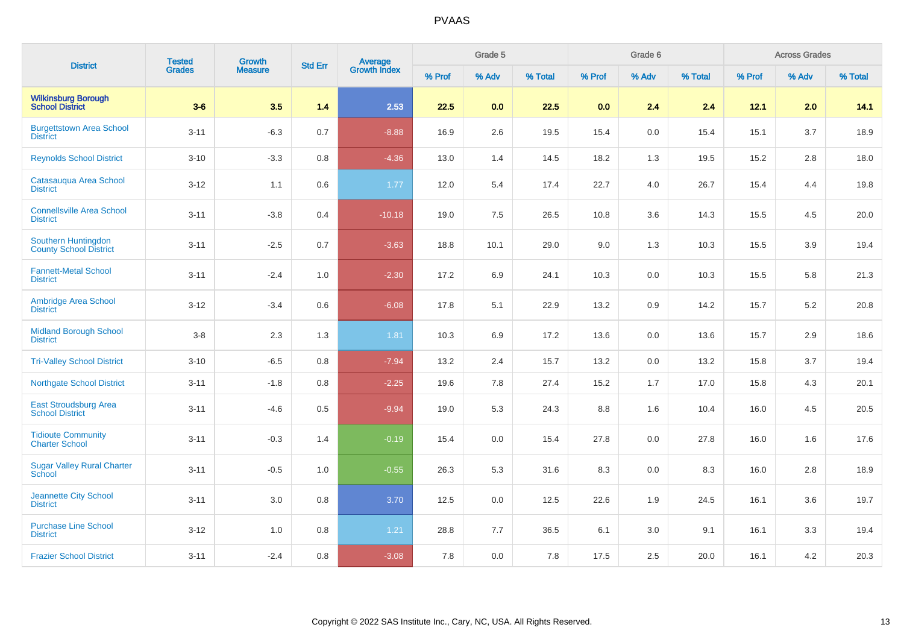# PVAAS

| District | Tested Grades | Growth Measure | Std Err | Average Growth Index | Grade 5 | | | Grade 6 | | | Across Grades | | |
|---|---|---|---|---|---|---|---|---|---|---|---|---|---|
| | | | | | % Prof | % Adv | % Total | % Prof | % Adv | % Total | % Prof | % Adv | % Total |
| **Wilkinsburg Borough School District** | **3-6** | **3.5** | **1.4** | **2.53** | **22.5** | **0.0** | **22.5** | **0.0** | **2.4** | **2.4** | **12.1** | **2.0** | **14.1** |
| Burgettstown Area School District | 3-11 | -6.3 | 0.7 | -8.88 | 16.9 | 2.6 | 19.5 | 15.4 | 0.0 | 15.4 | 15.1 | 3.7 | 18.9 |
| Reynolds School District | 3-10 | -3.3 | 0.8 | -4.36 | 13.0 | 1.4 | 14.5 | 18.2 | 1.3 | 19.5 | 15.2 | 2.8 | 18.0 |
| Catasauqua Area School District | 3-12 | 1.1 | 0.6 | 1.77 | 12.0 | 5.4 | 17.4 | 22.7 | 4.0 | 26.7 | 15.4 | 4.4 | 19.8 |
| Connellsville Area School District | 3-11 | -3.8 | 0.4 | -10.18 | 19.0 | 7.5 | 26.5 | 10.8 | 3.6 | 14.3 | 15.5 | 4.5 | 20.0 |
| Southern Huntingdon County School District | 3-11 | -2.5 | 0.7 | -3.63 | 18.8 | 10.1 | 29.0 | 9.0 | 1.3 | 10.3 | 15.5 | 3.9 | 19.4 |
| Fannett-Metal School District | 3-11 | -2.4 | 1.0 | -2.30 | 17.2 | 6.9 | 24.1 | 10.3 | 0.0 | 10.3 | 15.5 | 5.8 | 21.3 |
| Ambridge Area School District | 3-12 | -3.4 | 0.6 | -6.08 | 17.8 | 5.1 | 22.9 | 13.2 | 0.9 | 14.2 | 15.7 | 5.2 | 20.8 |
| Midland Borough School District | 3-8 | 2.3 | 1.3 | 1.81 | 10.3 | 6.9 | 17.2 | 13.6 | 0.0 | 13.6 | 15.7 | 2.9 | 18.6 |
| Tri-Valley School District | 3-10 | -6.5 | 0.8 | -7.94 | 13.2 | 2.4 | 15.7 | 13.2 | 0.0 | 13.2 | 15.8 | 3.7 | 19.4 |
| Northgate School District | 3-11 | -1.8 | 0.8 | -2.25 | 19.6 | 7.8 | 27.4 | 15.2 | 1.7 | 17.0 | 15.8 | 4.3 | 20.1 |
| East Stroudsburg Area School District | 3-11 | -4.6 | 0.5 | -9.94 | 19.0 | 5.3 | 24.3 | 8.8 | 1.6 | 10.4 | 16.0 | 4.5 | 20.5 |
| Tidioute Community Charter School | 3-11 | -0.3 | 1.4 | -0.19 | 15.4 | 0.0 | 15.4 | 27.8 | 0.0 | 27.8 | 16.0 | 1.6 | 17.6 |
| Sugar Valley Rural Charter School | 3-11 | -0.5 | 1.0 | -0.55 | 26.3 | 5.3 | 31.6 | 8.3 | 0.0 | 8.3 | 16.0 | 2.8 | 18.9 |
| Jeannette City School District | 3-11 | 3.0 | 0.8 | 3.70 | 12.5 | 0.0 | 12.5 | 22.6 | 1.9 | 24.5 | 16.1 | 3.6 | 19.7 |
| Purchase Line School District | 3-12 | 1.0 | 0.8 | 1.21 | 28.8 | 7.7 | 36.5 | 6.1 | 3.0 | 9.1 | 16.1 | 3.3 | 19.4 |
| Frazier School District | 3-11 | -2.4 | 0.8 | -3.08 | 7.8 | 0.0 | 7.8 | 17.5 | 2.5 | 20.0 | 16.1 | 4.2 | 20.3 |

Copyright © 2022 SAS Institute Inc., Cary, NC, USA. All Rights Reserved.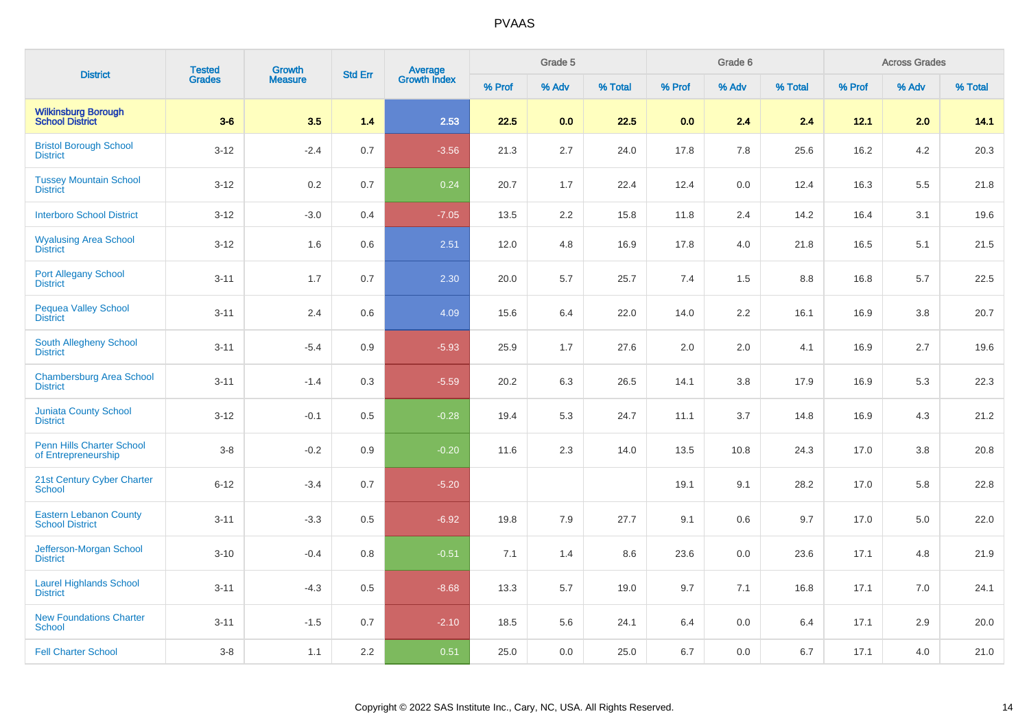# PVAAS

| District | Tested Grades | Growth Measure | Std Err | Average Growth Index | Grade 5 | | | Grade 6 | | | Across Grades | | |
|---|---|---|---|---|---|---|---|---|---|---|---|---|---|
| | | | | | % Prof | % Adv | % Total | % Prof | % Adv | % Total | % Prof | % Adv | % Total |
| **Wilkinsburg Borough School District** | **3-6** | **3.5** | **1.4** | **2.53** | **22.5** | **0.0** | **22.5** | **0.0** | **2.4** | **2.4** | **12.1** | **2.0** | **14.1** |
| Bristol Borough School District | 3-12 | -2.4 | 0.7 | -3.56 | 21.3 | 2.7 | 24.0 | 17.8 | 7.8 | 25.6 | 16.2 | 4.2 | 20.3 |
| Tussey Mountain School District | 3-12 | 0.2 | 0.7 | 0.24 | 20.7 | 1.7 | 22.4 | 12.4 | 0.0 | 12.4 | 16.3 | 5.5 | 21.8 |
| Interboro School District | 3-12 | -3.0 | 0.4 | -7.05 | 13.5 | 2.2 | 15.8 | 11.8 | 2.4 | 14.2 | 16.4 | 3.1 | 19.6 |
| Wyalusing Area School District | 3-12 | 1.6 | 0.6 | 2.51 | 12.0 | 4.8 | 16.9 | 17.8 | 4.0 | 21.8 | 16.5 | 5.1 | 21.5 |
| Port Allegany School District | 3-11 | 1.7 | 0.7 | 2.30 | 20.0 | 5.7 | 25.7 | 7.4 | 1.5 | 8.8 | 16.8 | 5.7 | 22.5 |
| Pequea Valley School District | 3-11 | 2.4 | 0.6 | 4.09 | 15.6 | 6.4 | 22.0 | 14.0 | 2.2 | 16.1 | 16.9 | 3.8 | 20.7 |
| South Allegheny School District | 3-11 | -5.4 | 0.9 | -5.93 | 25.9 | 1.7 | 27.6 | 2.0 | 2.0 | 4.1 | 16.9 | 2.7 | 19.6 |
| Chambersburg Area School District | 3-11 | -1.4 | 0.3 | -5.59 | 20.2 | 6.3 | 26.5 | 14.1 | 3.8 | 17.9 | 16.9 | 5.3 | 22.3 |
| Juniata County School District | 3-12 | -0.1 | 0.5 | -0.28 | 19.4 | 5.3 | 24.7 | 11.1 | 3.7 | 14.8 | 16.9 | 4.3 | 21.2 |
| Penn Hills Charter School of Entrepreneurship | 3-8 | -0.2 | 0.9 | -0.20 | 11.6 | 2.3 | 14.0 | 13.5 | 10.8 | 24.3 | 17.0 | 3.8 | 20.8 |
| 21st Century Cyber Charter School | 6-12 | -3.4 | 0.7 | -5.20 | | | | 19.1 | 9.1 | 28.2 | 17.0 | 5.8 | 22.8 |
| Eastern Lebanon County School District | 3-11 | -3.3 | 0.5 | -6.92 | 19.8 | 7.9 | 27.7 | 9.1 | 0.6 | 9.7 | 17.0 | 5.0 | 22.0 |
| Jefferson-Morgan School District | 3-10 | -0.4 | 0.8 | -0.51 | 7.1 | 1.4 | 8.6 | 23.6 | 0.0 | 23.6 | 17.1 | 4.8 | 21.9 |
| Laurel Highlands School District | 3-11 | -4.3 | 0.5 | -8.68 | 13.3 | 5.7 | 19.0 | 9.7 | 7.1 | 16.8 | 17.1 | 7.0 | 24.1 |
| New Foundations Charter School | 3-11 | -1.5 | 0.7 | -2.10 | 18.5 | 5.6 | 24.1 | 6.4 | 0.0 | 6.4 | 17.1 | 2.9 | 20.0 |
| Fell Charter School | 3-8 | 1.1 | 2.2 | 0.51 | 25.0 | 0.0 | 25.0 | 6.7 | 0.0 | 6.7 | 17.1 | 4.0 | 21.0 |

Copyright © 2022 SAS Institute Inc., Cary, NC, USA. All Rights Reserved.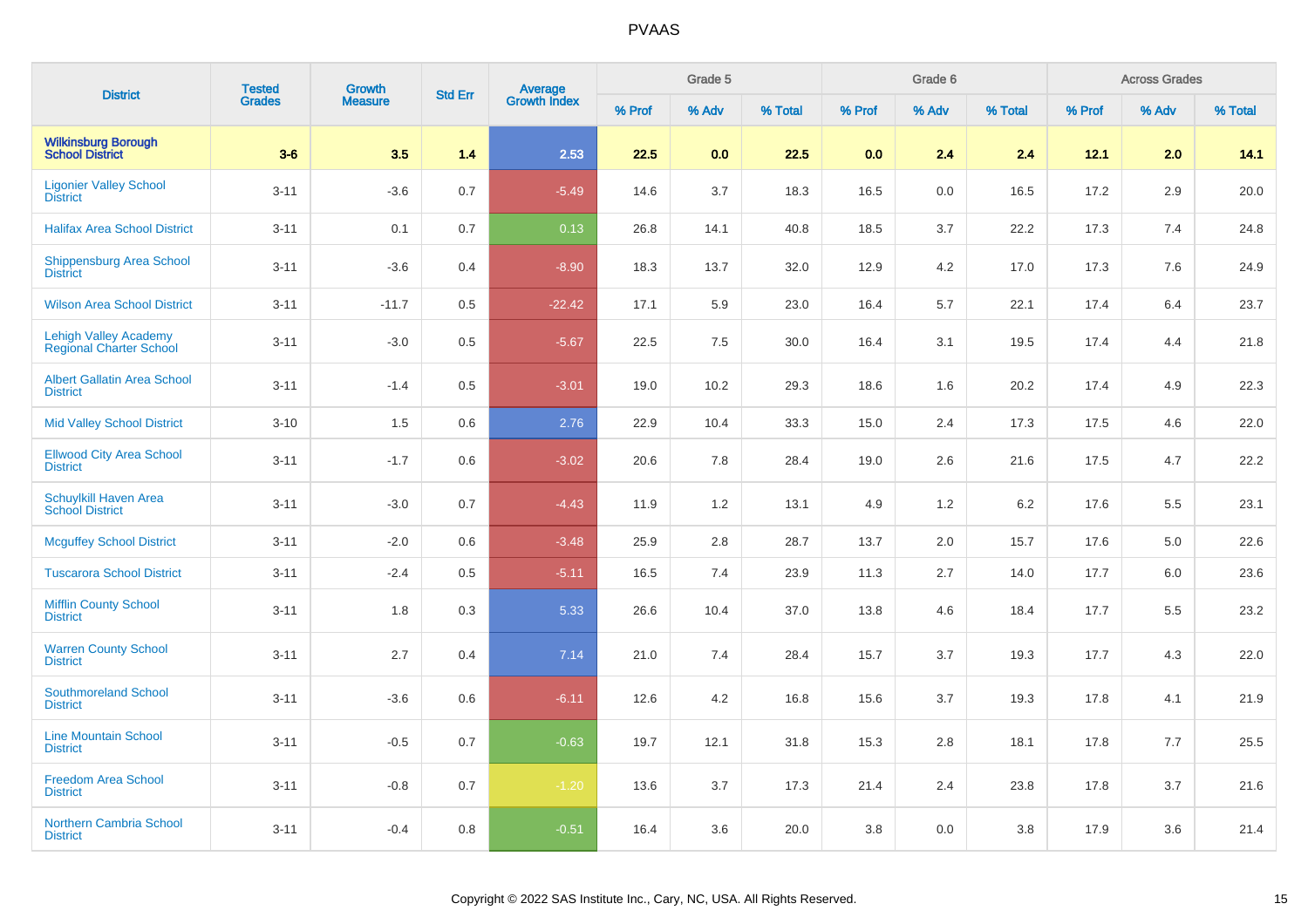| District | Tested Grades | Growth Measure | Std Err | Average Growth Index | Grade 5 | | | Grade 6 | | | Across Grades | | |
|---|---|---|---|---|---|---|---|---|---|---|---|---|---|
| | | | | | % Prof | % Adv | % Total | % Prof | % Adv | % Total | % Prof | % Adv | % Total |
| **Wilkinsburg Borough School District** | **3-6** | **3.5** | **1.4** | **2.53** | **22.5** | **0.0** | **22.5** | **0.0** | **2.4** | **2.4** | **12.1** | **2.0** | **14.1** |
| Ligonier Valley School District | 3-11 | -3.6 | 0.7 | -5.49 | 14.6 | 3.7 | 18.3 | 16.5 | 0.0 | 16.5 | 17.2 | 2.9 | 20.0 |
| Halifax Area School District | 3-11 | 0.1 | 0.7 | 0.13 | 26.8 | 14.1 | 40.8 | 18.5 | 3.7 | 22.2 | 17.3 | 7.4 | 24.8 |
| Shippensburg Area School District | 3-11 | -3.6 | 0.4 | -8.90 | 18.3 | 13.7 | 32.0 | 12.9 | 4.2 | 17.0 | 17.3 | 7.6 | 24.9 |
| Wilson Area School District | 3-11 | -11.7 | 0.5 | -22.42 | 17.1 | 5.9 | 23.0 | 16.4 | 5.7 | 22.1 | 17.4 | 6.4 | 23.7 |
| Lehigh Valley Academy Regional Charter School | 3-11 | -3.0 | 0.5 | -5.67 | 22.5 | 7.5 | 30.0 | 16.4 | 3.1 | 19.5 | 17.4 | 4.4 | 21.8 |
| Albert Gallatin Area School District | 3-11 | -1.4 | 0.5 | -3.01 | 19.0 | 10.2 | 29.3 | 18.6 | 1.6 | 20.2 | 17.4 | 4.9 | 22.3 |
| Mid Valley School District | 3-10 | 1.5 | 0.6 | 2.76 | 22.9 | 10.4 | 33.3 | 15.0 | 2.4 | 17.3 | 17.5 | 4.6 | 22.0 |
| Ellwood City Area School District | 3-11 | -1.7 | 0.6 | -3.02 | 20.6 | 7.8 | 28.4 | 19.0 | 2.6 | 21.6 | 17.5 | 4.7 | 22.2 |
| Schuylkill Haven Area School District | 3-11 | -3.0 | 0.7 | -4.43 | 11.9 | 1.2 | 13.1 | 4.9 | 1.2 | 6.2 | 17.6 | 5.5 | 23.1 |
| Mcguffey School District | 3-11 | -2.0 | 0.6 | -3.48 | 25.9 | 2.8 | 28.7 | 13.7 | 2.0 | 15.7 | 17.6 | 5.0 | 22.6 |
| Tuscarora School District | 3-11 | -2.4 | 0.5 | -5.11 | 16.5 | 7.4 | 23.9 | 11.3 | 2.7 | 14.0 | 17.7 | 6.0 | 23.6 |
| Mifflin County School District | 3-11 | 1.8 | 0.3 | 5.33 | 26.6 | 10.4 | 37.0 | 13.8 | 4.6 | 18.4 | 17.7 | 5.5 | 23.2 |
| Warren County School District | 3-11 | 2.7 | 0.4 | 7.14 | 21.0 | 7.4 | 28.4 | 15.7 | 3.7 | 19.3 | 17.7 | 4.3 | 22.0 |
| Southmoreland School District | 3-11 | -3.6 | 0.6 | -6.11 | 12.6 | 4.2 | 16.8 | 15.6 | 3.7 | 19.3 | 17.8 | 4.1 | 21.9 |
| Line Mountain School District | 3-11 | -0.5 | 0.7 | -0.63 | 19.7 | 12.1 | 31.8 | 15.3 | 2.8 | 18.1 | 17.8 | 7.7 | 25.5 |
| Freedom Area School District | 3-11 | -0.8 | 0.7 | -1.20 | 13.6 | 3.7 | 17.3 | 21.4 | 2.4 | 23.8 | 17.8 | 3.7 | 21.6 |
| Northern Cambria School District | 3-11 | -0.4 | 0.8 | -0.51 | 16.4 | 3.6 | 20.0 | 3.8 | 0.0 | 3.8 | 17.9 | 3.6 | 21.4 |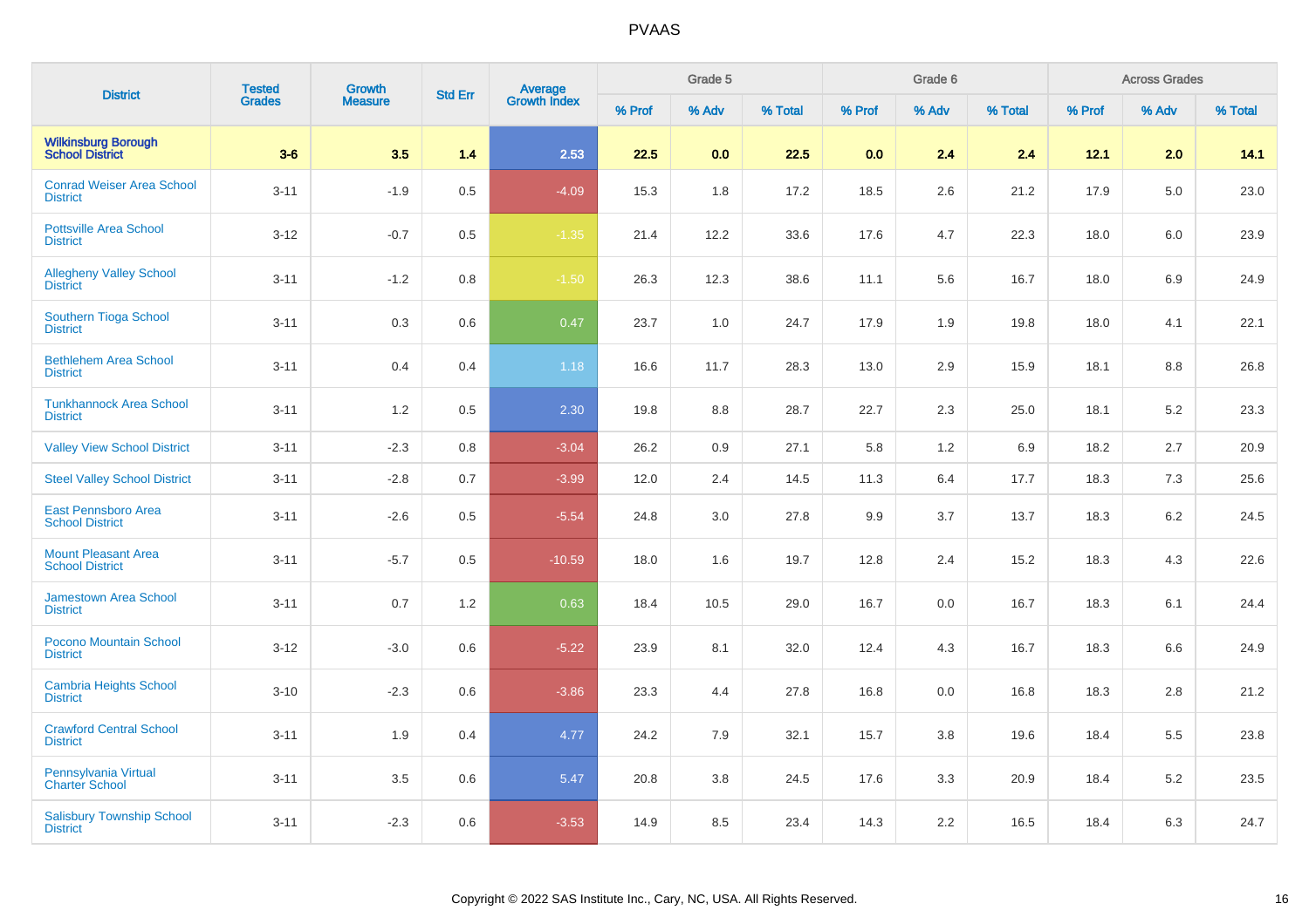| District | Tested Grades | Growth Measure | Std Err | Average Growth Index | Grade 5 | | | Grade 6 | | | Across Grades | | |
|---|---|---|---|---|---|---|---|---|---|---|---|---|---|
| | | | | | % Prof | % Adv | % Total | % Prof | % Adv | % Total | % Prof | % Adv | % Total |
| **Wilkinsburg Borough School District** | **3-6** | **3.5** | **1.4** | **2.53** | **22.5** | **0.0** | **22.5** | **0.0** | **2.4** | **2.4** | **12.1** | **2.0** | **14.1** |
| Conrad Weiser Area School District | 3-11 | -1.9 | 0.5 | -4.09 | 15.3 | 1.8 | 17.2 | 18.5 | 2.6 | 21.2 | 17.9 | 5.0 | 23.0 |
| Pottsville Area School District | 3-12 | -0.7 | 0.5 | -1.35 | 21.4 | 12.2 | 33.6 | 17.6 | 4.7 | 22.3 | 18.0 | 6.0 | 23.9 |
| Allegheny Valley School District | 3-11 | -1.2 | 0.8 | -1.50 | 26.3 | 12.3 | 38.6 | 11.1 | 5.6 | 16.7 | 18.0 | 6.9 | 24.9 |
| Southern Tioga School District | 3-11 | 0.3 | 0.6 | 0.47 | 23.7 | 1.0 | 24.7 | 17.9 | 1.9 | 19.8 | 18.0 | 4.1 | 22.1 |
| Bethlehem Area School District | 3-11 | 0.4 | 0.4 | 1.18 | 16.6 | 11.7 | 28.3 | 13.0 | 2.9 | 15.9 | 18.1 | 8.8 | 26.8 |
| Tunkhannock Area School District | 3-11 | 1.2 | 0.5 | 2.30 | 19.8 | 8.8 | 28.7 | 22.7 | 2.3 | 25.0 | 18.1 | 5.2 | 23.3 |
| Valley View School District | 3-11 | -2.3 | 0.8 | -3.04 | 26.2 | 0.9 | 27.1 | 5.8 | 1.2 | 6.9 | 18.2 | 2.7 | 20.9 |
| Steel Valley School District | 3-11 | -2.8 | 0.7 | -3.99 | 12.0 | 2.4 | 14.5 | 11.3 | 6.4 | 17.7 | 18.3 | 7.3 | 25.6 |
| East Pennsboro Area School District | 3-11 | -2.6 | 0.5 | -5.54 | 24.8 | 3.0 | 27.8 | 9.9 | 3.7 | 13.7 | 18.3 | 6.2 | 24.5 |
| Mount Pleasant Area School District | 3-11 | -5.7 | 0.5 | -10.59 | 18.0 | 1.6 | 19.7 | 12.8 | 2.4 | 15.2 | 18.3 | 4.3 | 22.6 |
| Jamestown Area School District | 3-11 | 0.7 | 1.2 | 0.63 | 18.4 | 10.5 | 29.0 | 16.7 | 0.0 | 16.7 | 18.3 | 6.1 | 24.4 |
| Pocono Mountain School District | 3-12 | -3.0 | 0.6 | -5.22 | 23.9 | 8.1 | 32.0 | 12.4 | 4.3 | 16.7 | 18.3 | 6.6 | 24.9 |
| Cambria Heights School District | 3-10 | -2.3 | 0.6 | -3.86 | 23.3 | 4.4 | 27.8 | 16.8 | 0.0 | 16.8 | 18.3 | 2.8 | 21.2 |
| Crawford Central School District | 3-11 | 1.9 | 0.4 | 4.77 | 24.2 | 7.9 | 32.1 | 15.7 | 3.8 | 19.6 | 18.4 | 5.5 | 23.8 |
| Pennsylvania Virtual Charter School | 3-11 | 3.5 | 0.6 | 5.47 | 20.8 | 3.8 | 24.5 | 17.6 | 3.3 | 20.9 | 18.4 | 5.2 | 23.5 |
| Salisbury Township School District | 3-11 | -2.3 | 0.6 | -3.53 | 14.9 | 8.5 | 23.4 | 14.3 | 2.2 | 16.5 | 18.4 | 6.3 | 24.7 |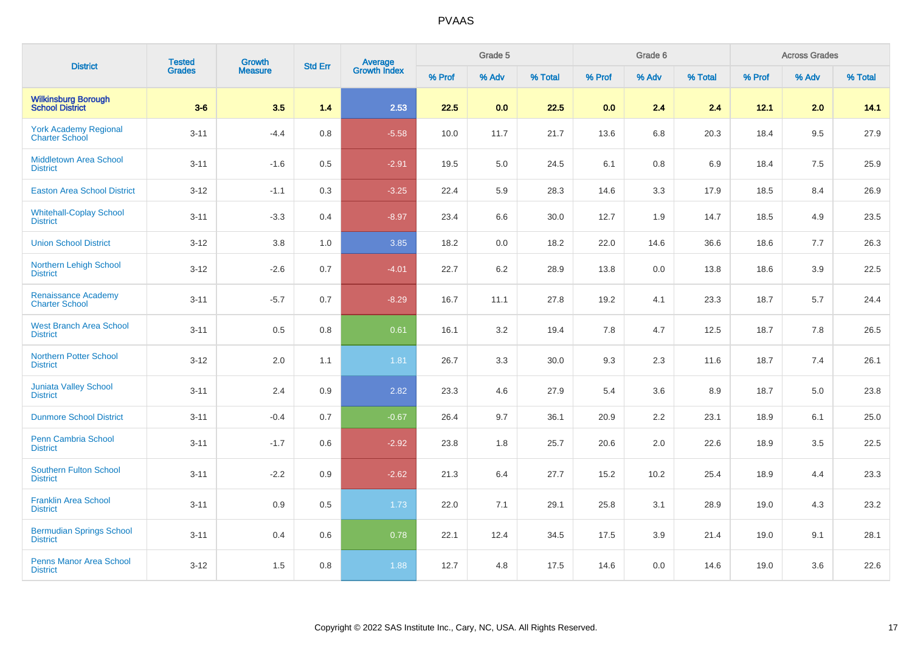| District | Tested Grades | Growth Measure | Std Err | Average Growth Index | Grade 5 | | | Grade 6 | | | Across Grades | | |
|---|---|---|---|---|---|---|---|---|---|---|---|---|---|
| | | | | | % Prof | % Adv | % Total | % Prof | % Adv | % Total | % Prof | % Adv | % Total |
| **Wilkinsburg Borough School District** | **3-6** | **3.5** | **1.4** | **2.53** | **22.5** | **0.0** | **22.5** | **0.0** | **2.4** | **2.4** | **12.1** | **2.0** | **14.1** |
| York Academy Regional Charter School | 3-11 | -4.4 | 0.8 | -5.58 | 10.0 | 11.7 | 21.7 | 13.6 | 6.8 | 20.3 | 18.4 | 9.5 | 27.9 |
| Middletown Area School District | 3-11 | -1.6 | 0.5 | -2.91 | 19.5 | 5.0 | 24.5 | 6.1 | 0.8 | 6.9 | 18.4 | 7.5 | 25.9 |
| Easton Area School District | 3-12 | -1.1 | 0.3 | -3.25 | 22.4 | 5.9 | 28.3 | 14.6 | 3.3 | 17.9 | 18.5 | 8.4 | 26.9 |
| Whitehall-Coplay School District | 3-11 | -3.3 | 0.4 | -8.97 | 23.4 | 6.6 | 30.0 | 12.7 | 1.9 | 14.7 | 18.5 | 4.9 | 23.5 |
| Union School District | 3-12 | 3.8 | 1.0 | 3.85 | 18.2 | 0.0 | 18.2 | 22.0 | 14.6 | 36.6 | 18.6 | 7.7 | 26.3 |
| Northern Lehigh School District | 3-12 | -2.6 | 0.7 | -4.01 | 22.7 | 6.2 | 28.9 | 13.8 | 0.0 | 13.8 | 18.6 | 3.9 | 22.5 |
| Renaissance Academy Charter School | 3-11 | -5.7 | 0.7 | -8.29 | 16.7 | 11.1 | 27.8 | 19.2 | 4.1 | 23.3 | 18.7 | 5.7 | 24.4 |
| West Branch Area School District | 3-11 | 0.5 | 0.8 | 0.61 | 16.1 | 3.2 | 19.4 | 7.8 | 4.7 | 12.5 | 18.7 | 7.8 | 26.5 |
| Northern Potter School District | 3-12 | 2.0 | 1.1 | 1.81 | 26.7 | 3.3 | 30.0 | 9.3 | 2.3 | 11.6 | 18.7 | 7.4 | 26.1 |
| Juniata Valley School District | 3-11 | 2.4 | 0.9 | 2.82 | 23.3 | 4.6 | 27.9 | 5.4 | 3.6 | 8.9 | 18.7 | 5.0 | 23.8 |
| Dunmore School District | 3-11 | -0.4 | 0.7 | -0.67 | 26.4 | 9.7 | 36.1 | 20.9 | 2.2 | 23.1 | 18.9 | 6.1 | 25.0 |
| Penn Cambria School District | 3-11 | -1.7 | 0.6 | -2.92 | 23.8 | 1.8 | 25.7 | 20.6 | 2.0 | 22.6 | 18.9 | 3.5 | 22.5 |
| Southern Fulton School District | 3-11 | -2.2 | 0.9 | -2.62 | 21.3 | 6.4 | 27.7 | 15.2 | 10.2 | 25.4 | 18.9 | 4.4 | 23.3 |
| Franklin Area School District | 3-11 | 0.9 | 0.5 | 1.73 | 22.0 | 7.1 | 29.1 | 25.8 | 3.1 | 28.9 | 19.0 | 4.3 | 23.2 |
| Bermudian Springs School District | 3-11 | 0.4 | 0.6 | 0.78 | 22.1 | 12.4 | 34.5 | 17.5 | 3.9 | 21.4 | 19.0 | 9.1 | 28.1 |
| Penns Manor Area School District | 3-12 | 1.5 | 0.8 | 1.88 | 12.7 | 4.8 | 17.5 | 14.6 | 0.0 | 14.6 | 19.0 | 3.6 | 22.6 |

Copyright © 2022 SAS Institute Inc., Cary, NC, USA. All Rights Reserved.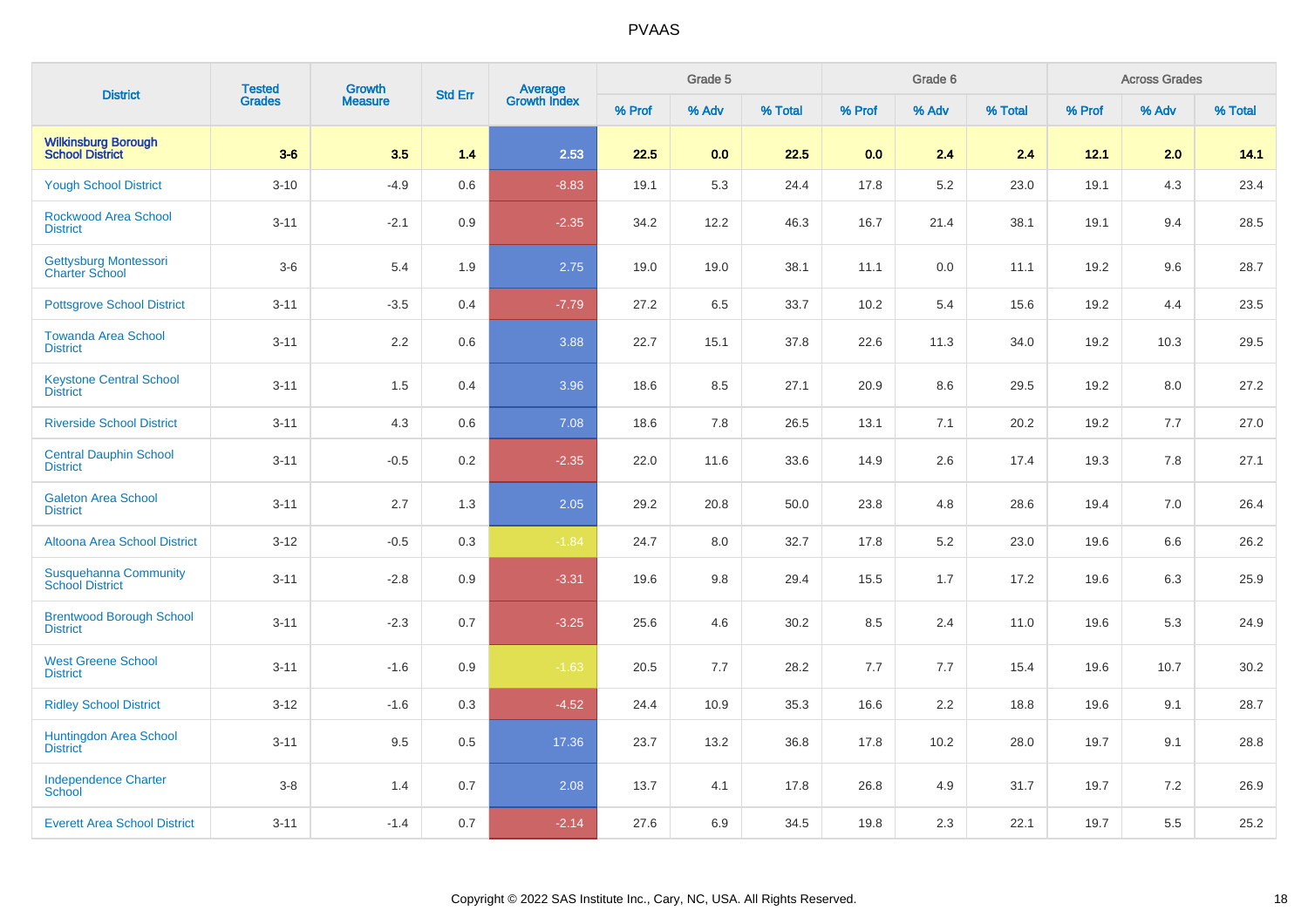# PVAAS

| District | Tested Grades | Growth Measure | Std Err | Average Growth Index | Grade 5 | | | Grade 6 | | | Across Grades | | |
|---|---|---|---|---|---|---|---|---|---|---|---|---|---|
| | | | | | % Prof | % Adv | % Total | % Prof | % Adv | % Total | % Prof | % Adv | % Total |
| **Wilkinsburg Borough School District** | **3-6** | **3.5** | **1.4** | **2.53** | **22.5** | **0.0** | **22.5** | **0.0** | **2.4** | **2.4** | **12.1** | **2.0** | **14.1** |
| Yough School District | 3-10 | -4.9 | 0.6 | -8.83 | 19.1 | 5.3 | 24.4 | 17.8 | 5.2 | 23.0 | 19.1 | 4.3 | 23.4 |
| Rockwood Area School District | 3-11 | -2.1 | 0.9 | -2.35 | 34.2 | 12.2 | 46.3 | 16.7 | 21.4 | 38.1 | 19.1 | 9.4 | 28.5 |
| Gettysburg Montessori Charter School | 3-6 | 5.4 | 1.9 | 2.75 | 19.0 | 19.0 | 38.1 | 11.1 | 0.0 | 11.1 | 19.2 | 9.6 | 28.7 |
| Pottsgrove School District | 3-11 | -3.5 | 0.4 | -7.79 | 27.2 | 6.5 | 33.7 | 10.2 | 5.4 | 15.6 | 19.2 | 4.4 | 23.5 |
| Towanda Area School District | 3-11 | 2.2 | 0.6 | 3.88 | 22.7 | 15.1 | 37.8 | 22.6 | 11.3 | 34.0 | 19.2 | 10.3 | 29.5 |
| Keystone Central School District | 3-11 | 1.5 | 0.4 | 3.96 | 18.6 | 8.5 | 27.1 | 20.9 | 8.6 | 29.5 | 19.2 | 8.0 | 27.2 |
| Riverside School District | 3-11 | 4.3 | 0.6 | 7.08 | 18.6 | 7.8 | 26.5 | 13.1 | 7.1 | 20.2 | 19.2 | 7.7 | 27.0 |
| Central Dauphin School District | 3-11 | -0.5 | 0.2 | -2.35 | 22.0 | 11.6 | 33.6 | 14.9 | 2.6 | 17.4 | 19.3 | 7.8 | 27.1 |
| Galeton Area School District | 3-11 | 2.7 | 1.3 | 2.05 | 29.2 | 20.8 | 50.0 | 23.8 | 4.8 | 28.6 | 19.4 | 7.0 | 26.4 |
| Altoona Area School District | 3-12 | -0.5 | 0.3 | -1.84 | 24.7 | 8.0 | 32.7 | 17.8 | 5.2 | 23.0 | 19.6 | 6.6 | 26.2 |
| Susquehanna Community School District | 3-11 | -2.8 | 0.9 | -3.31 | 19.6 | 9.8 | 29.4 | 15.5 | 1.7 | 17.2 | 19.6 | 6.3 | 25.9 |
| Brentwood Borough School District | 3-11 | -2.3 | 0.7 | -3.25 | 25.6 | 4.6 | 30.2 | 8.5 | 2.4 | 11.0 | 19.6 | 5.3 | 24.9 |
| West Greene School District | 3-11 | -1.6 | 0.9 | -1.63 | 20.5 | 7.7 | 28.2 | 7.7 | 7.7 | 15.4 | 19.6 | 10.7 | 30.2 |
| Ridley School District | 3-12 | -1.6 | 0.3 | -4.52 | 24.4 | 10.9 | 35.3 | 16.6 | 2.2 | 18.8 | 19.6 | 9.1 | 28.7 |
| Huntingdon Area School District | 3-11 | 9.5 | 0.5 | 17.36 | 23.7 | 13.2 | 36.8 | 17.8 | 10.2 | 28.0 | 19.7 | 9.1 | 28.8 |
| Independence Charter School | 3-8 | 1.4 | 0.7 | 2.08 | 13.7 | 4.1 | 17.8 | 26.8 | 4.9 | 31.7 | 19.7 | 7.2 | 26.9 |
| Everett Area School District | 3-11 | -1.4 | 0.7 | -2.14 | 27.6 | 6.9 | 34.5 | 19.8 | 2.3 | 22.1 | 19.7 | 5.5 | 25.2 |

Copyright © 2022 SAS Institute Inc., Cary, NC, USA. All Rights Reserved.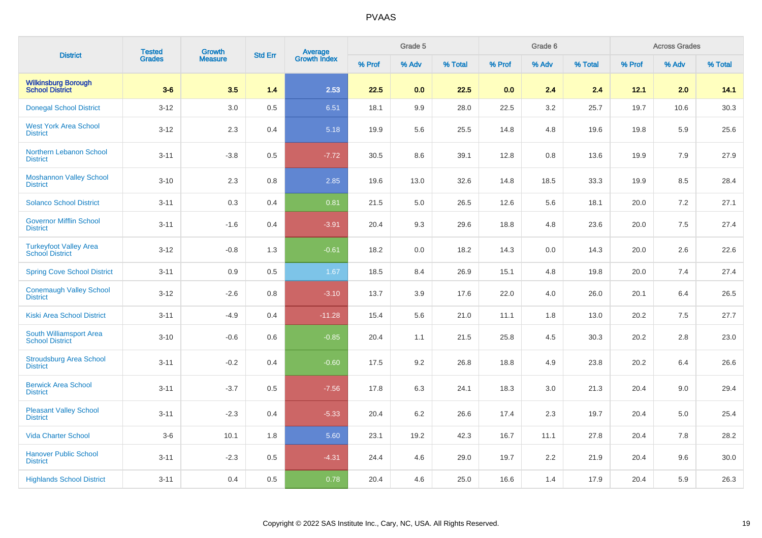| District | Tested Grades | Growth Measure | Std Err | Average Growth Index | Grade 5 | | | Grade 6 | | | Across Grades | | |
|---|---|---|---|---|---|---|---|---|---|---|---|---|---|
| | | | | | % Prof | % Adv | % Total | % Prof | % Adv | % Total | % Prof | % Adv | % Total |
| **Wilkinsburg Borough School District** | **3-6** | **3.5** | **1.4** | **2.53** | **22.5** | **0.0** | **22.5** | **0.0** | **2.4** | **2.4** | **12.1** | **2.0** | **14.1** |
| Donegal School District | 3-12 | 3.0 | 0.5 | 6.51 | 18.1 | 9.9 | 28.0 | 22.5 | 3.2 | 25.7 | 19.7 | 10.6 | 30.3 |
| West York Area School District | 3-12 | 2.3 | 0.4 | 5.18 | 19.9 | 5.6 | 25.5 | 14.8 | 4.8 | 19.6 | 19.8 | 5.9 | 25.6 |
| Northern Lebanon School District | 3-11 | -3.8 | 0.5 | -7.72 | 30.5 | 8.6 | 39.1 | 12.8 | 0.8 | 13.6 | 19.9 | 7.9 | 27.9 |
| Moshannon Valley School District | 3-10 | 2.3 | 0.8 | 2.85 | 19.6 | 13.0 | 32.6 | 14.8 | 18.5 | 33.3 | 19.9 | 8.5 | 28.4 |
| Solanco School District | 3-11 | 0.3 | 0.4 | 0.81 | 21.5 | 5.0 | 26.5 | 12.6 | 5.6 | 18.1 | 20.0 | 7.2 | 27.1 |
| Governor Mifflin School District | 3-11 | -1.6 | 0.4 | -3.91 | 20.4 | 9.3 | 29.6 | 18.8 | 4.8 | 23.6 | 20.0 | 7.5 | 27.4 |
| Turkeyfoot Valley Area School District | 3-12 | -0.8 | 1.3 | -0.61 | 18.2 | 0.0 | 18.2 | 14.3 | 0.0 | 14.3 | 20.0 | 2.6 | 22.6 |
| Spring Cove School District | 3-11 | 0.9 | 0.5 | 1.67 | 18.5 | 8.4 | 26.9 | 15.1 | 4.8 | 19.8 | 20.0 | 7.4 | 27.4 |
| Conemaugh Valley School District | 3-12 | -2.6 | 0.8 | -3.10 | 13.7 | 3.9 | 17.6 | 22.0 | 4.0 | 26.0 | 20.1 | 6.4 | 26.5 |
| Kiski Area School District | 3-11 | -4.9 | 0.4 | -11.28 | 15.4 | 5.6 | 21.0 | 11.1 | 1.8 | 13.0 | 20.2 | 7.5 | 27.7 |
| South Williamsport Area School District | 3-10 | -0.6 | 0.6 | -0.85 | 20.4 | 1.1 | 21.5 | 25.8 | 4.5 | 30.3 | 20.2 | 2.8 | 23.0 |
| Stroudsburg Area School District | 3-11 | -0.2 | 0.4 | -0.60 | 17.5 | 9.2 | 26.8 | 18.8 | 4.9 | 23.8 | 20.2 | 6.4 | 26.6 |
| Berwick Area School District | 3-11 | -3.7 | 0.5 | -7.56 | 17.8 | 6.3 | 24.1 | 18.3 | 3.0 | 21.3 | 20.4 | 9.0 | 29.4 |
| Pleasant Valley School District | 3-11 | -2.3 | 0.4 | -5.33 | 20.4 | 6.2 | 26.6 | 17.4 | 2.3 | 19.7 | 20.4 | 5.0 | 25.4 |
| Vida Charter School | 3-6 | 10.1 | 1.8 | 5.60 | 23.1 | 19.2 | 42.3 | 16.7 | 11.1 | 27.8 | 20.4 | 7.8 | 28.2 |
| Hanover Public School District | 3-11 | -2.3 | 0.5 | -4.31 | 24.4 | 4.6 | 29.0 | 19.7 | 2.2 | 21.9 | 20.4 | 9.6 | 30.0 |
| Highlands School District | 3-11 | 0.4 | 0.5 | 0.78 | 20.4 | 4.6 | 25.0 | 16.6 | 1.4 | 17.9 | 20.4 | 5.9 | 26.3 |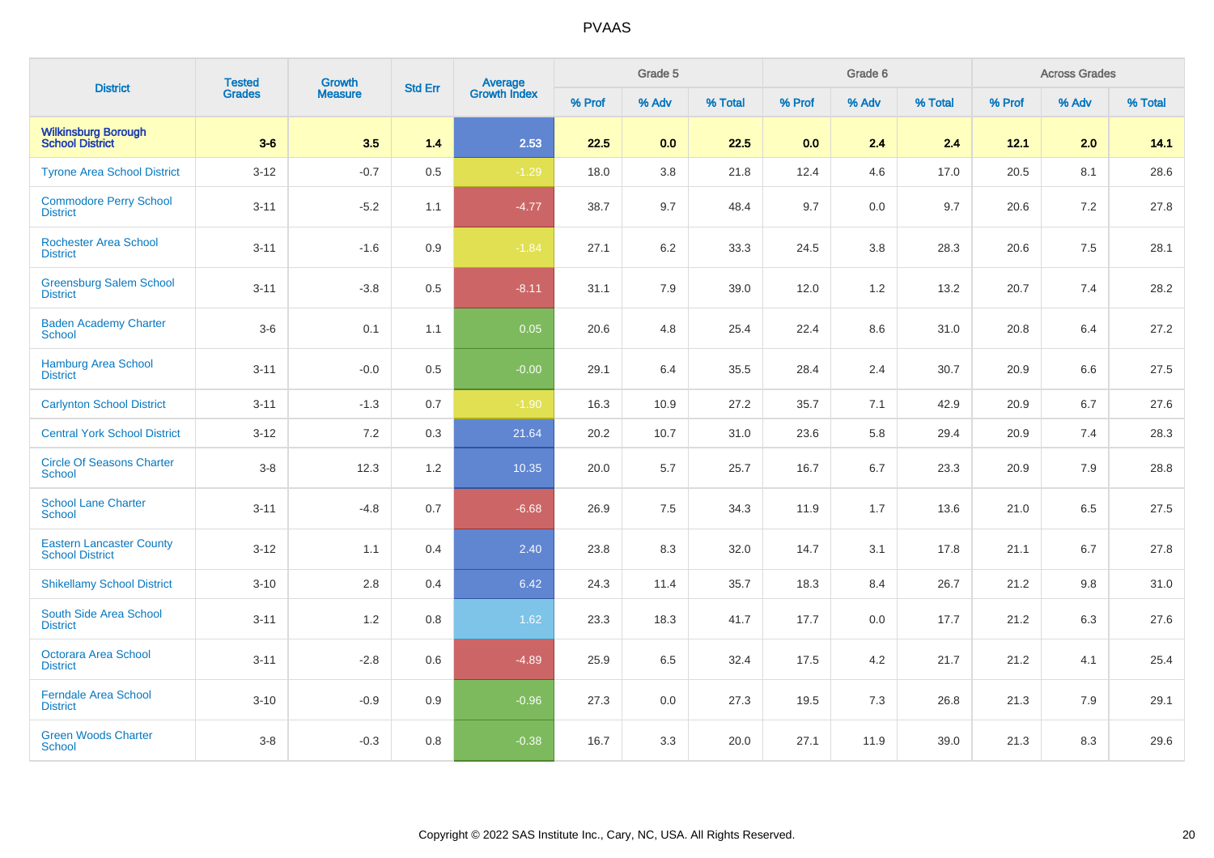| District | Tested Grades | Growth Measure | Std Err | Average Growth Index | Grade 5 | | | Grade 6 | | | Across Grades | | |
|---|---|---|---|---|---|---|---|---|---|---|---|---|---|
| | | | | | % Prof | % Adv | % Total | % Prof | % Adv | % Total | % Prof | % Adv | % Total |
| **Wilkinsburg Borough School District** | **3-6** | **3.5** | **1.4** | **2.53** | **22.5** | **0.0** | **22.5** | **0.0** | **2.4** | **2.4** | **12.1** | **2.0** | **14.1** |
| Tyrone Area School District | 3-12 | -0.7 | 0.5 | -1.29 | 18.0 | 3.8 | 21.8 | 12.4 | 4.6 | 17.0 | 20.5 | 8.1 | 28.6 |
| Commodore Perry School District | 3-11 | -5.2 | 1.1 | -4.77 | 38.7 | 9.7 | 48.4 | 9.7 | 0.0 | 9.7 | 20.6 | 7.2 | 27.8 |
| Rochester Area School District | 3-11 | -1.6 | 0.9 | -1.84 | 27.1 | 6.2 | 33.3 | 24.5 | 3.8 | 28.3 | 20.6 | 7.5 | 28.1 |
| Greensburg Salem School District | 3-11 | -3.8 | 0.5 | -8.11 | 31.1 | 7.9 | 39.0 | 12.0 | 1.2 | 13.2 | 20.7 | 7.4 | 28.2 |
| Baden Academy Charter School | 3-6 | 0.1 | 1.1 | 0.05 | 20.6 | 4.8 | 25.4 | 22.4 | 8.6 | 31.0 | 20.8 | 6.4 | 27.2 |
| Hamburg Area School District | 3-11 | -0.0 | 0.5 | -0.00 | 29.1 | 6.4 | 35.5 | 28.4 | 2.4 | 30.7 | 20.9 | 6.6 | 27.5 |
| Carlynton School District | 3-11 | -1.3 | 0.7 | -1.90 | 16.3 | 10.9 | 27.2 | 35.7 | 7.1 | 42.9 | 20.9 | 6.7 | 27.6 |
| Central York School District | 3-12 | 7.2 | 0.3 | 21.64 | 20.2 | 10.7 | 31.0 | 23.6 | 5.8 | 29.4 | 20.9 | 7.4 | 28.3 |
| Circle Of Seasons Charter School | 3-8 | 12.3 | 1.2 | 10.35 | 20.0 | 5.7 | 25.7 | 16.7 | 6.7 | 23.3 | 20.9 | 7.9 | 28.8 |
| School Lane Charter School | 3-11 | -4.8 | 0.7 | -6.68 | 26.9 | 7.5 | 34.3 | 11.9 | 1.7 | 13.6 | 21.0 | 6.5 | 27.5 |
| Eastern Lancaster County School District | 3-12 | 1.1 | 0.4 | 2.40 | 23.8 | 8.3 | 32.0 | 14.7 | 3.1 | 17.8 | 21.1 | 6.7 | 27.8 |
| Shikellamy School District | 3-10 | 2.8 | 0.4 | 6.42 | 24.3 | 11.4 | 35.7 | 18.3 | 8.4 | 26.7 | 21.2 | 9.8 | 31.0 |
| South Side Area School District | 3-11 | 1.2 | 0.8 | 1.62 | 23.3 | 18.3 | 41.7 | 17.7 | 0.0 | 17.7 | 21.2 | 6.3 | 27.6 |
| Octorara Area School District | 3-11 | -2.8 | 0.6 | -4.89 | 25.9 | 6.5 | 32.4 | 17.5 | 4.2 | 21.7 | 21.2 | 4.1 | 25.4 |
| Ferndale Area School District | 3-10 | -0.9 | 0.9 | -0.96 | 27.3 | 0.0 | 27.3 | 19.5 | 7.3 | 26.8 | 21.3 | 7.9 | 29.1 |
| Green Woods Charter School | 3-8 | -0.3 | 0.8 | -0.38 | 16.7 | 3.3 | 20.0 | 27.1 | 11.9 | 39.0 | 21.3 | 8.3 | 29.6 |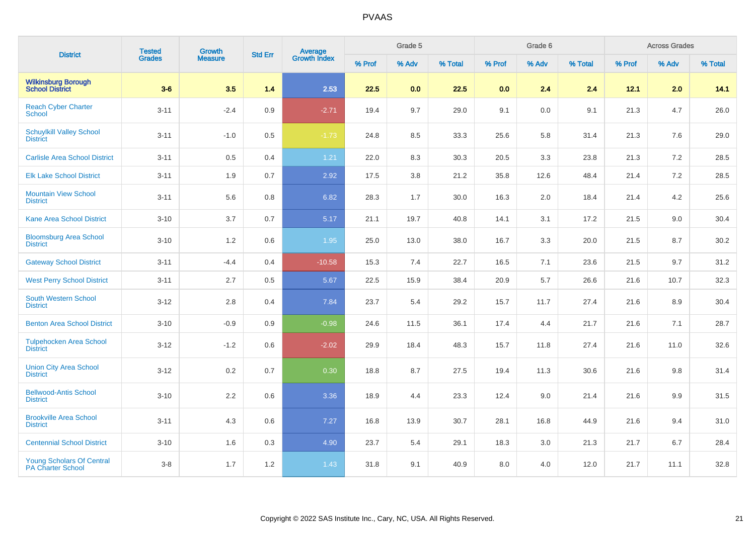| District | Tested Grades | Growth Measure | Std Err | Average Growth Index | Grade 5 | | | Grade 6 | | | Across Grades | | |
|---|---|---|---|---|---|---|---|---|---|---|---|---|---|
| | | | | | % Prof | % Adv | % Total | % Prof | % Adv | % Total | % Prof | % Adv | % Total |
| **Wilkinsburg Borough School District** | **3-6** | **3.5** | **1.4** | **2.53** | **22.5** | **0.0** | **22.5** | **0.0** | **2.4** | **2.4** | **12.1** | **2.0** | **14.1** |
| Reach Cyber Charter School | 3-11 | -2.4 | 0.9 | -2.71 | 19.4 | 9.7 | 29.0 | 9.1 | 0.0 | 9.1 | 21.3 | 4.7 | 26.0 |
| Schuylkill Valley School District | 3-11 | -1.0 | 0.5 | -1.73 | 24.8 | 8.5 | 33.3 | 25.6 | 5.8 | 31.4 | 21.3 | 7.6 | 29.0 |
| Carlisle Area School District | 3-11 | 0.5 | 0.4 | 1.21 | 22.0 | 8.3 | 30.3 | 20.5 | 3.3 | 23.8 | 21.3 | 7.2 | 28.5 |
| Elk Lake School District | 3-11 | 1.9 | 0.7 | 2.92 | 17.5 | 3.8 | 21.2 | 35.8 | 12.6 | 48.4 | 21.4 | 7.2 | 28.5 |
| Mountain View School District | 3-11 | 5.6 | 0.8 | 6.82 | 28.3 | 1.7 | 30.0 | 16.3 | 2.0 | 18.4 | 21.4 | 4.2 | 25.6 |
| Kane Area School District | 3-10 | 3.7 | 0.7 | 5.17 | 21.1 | 19.7 | 40.8 | 14.1 | 3.1 | 17.2 | 21.5 | 9.0 | 30.4 |
| Bloomsburg Area School District | 3-10 | 1.2 | 0.6 | 1.95 | 25.0 | 13.0 | 38.0 | 16.7 | 3.3 | 20.0 | 21.5 | 8.7 | 30.2 |
| Gateway School District | 3-11 | -4.4 | 0.4 | -10.58 | 15.3 | 7.4 | 22.7 | 16.5 | 7.1 | 23.6 | 21.5 | 9.7 | 31.2 |
| West Perry School District | 3-11 | 2.7 | 0.5 | 5.67 | 22.5 | 15.9 | 38.4 | 20.9 | 5.7 | 26.6 | 21.6 | 10.7 | 32.3 |
| South Western School District | 3-12 | 2.8 | 0.4 | 7.84 | 23.7 | 5.4 | 29.2 | 15.7 | 11.7 | 27.4 | 21.6 | 8.9 | 30.4 |
| Benton Area School District | 3-10 | -0.9 | 0.9 | -0.98 | 24.6 | 11.5 | 36.1 | 17.4 | 4.4 | 21.7 | 21.6 | 7.1 | 28.7 |
| Tulpehocken Area School District | 3-12 | -1.2 | 0.6 | -2.02 | 29.9 | 18.4 | 48.3 | 15.7 | 11.8 | 27.4 | 21.6 | 11.0 | 32.6 |
| Union City Area School District | 3-12 | 0.2 | 0.7 | 0.30 | 18.8 | 8.7 | 27.5 | 19.4 | 11.3 | 30.6 | 21.6 | 9.8 | 31.4 |
| Bellwood-Antis School District | 3-10 | 2.2 | 0.6 | 3.36 | 18.9 | 4.4 | 23.3 | 12.4 | 9.0 | 21.4 | 21.6 | 9.9 | 31.5 |
| Brookville Area School District | 3-11 | 4.3 | 0.6 | 7.27 | 16.8 | 13.9 | 30.7 | 28.1 | 16.8 | 44.9 | 21.6 | 9.4 | 31.0 |
| Centennial School District | 3-10 | 1.6 | 0.3 | 4.90 | 23.7 | 5.4 | 29.1 | 18.3 | 3.0 | 21.3 | 21.7 | 6.7 | 28.4 |
| Young Scholars Of Central PA Charter School | 3-8 | 1.7 | 1.2 | 1.43 | 31.8 | 9.1 | 40.9 | 8.0 | 4.0 | 12.0 | 21.7 | 11.1 | 32.8 |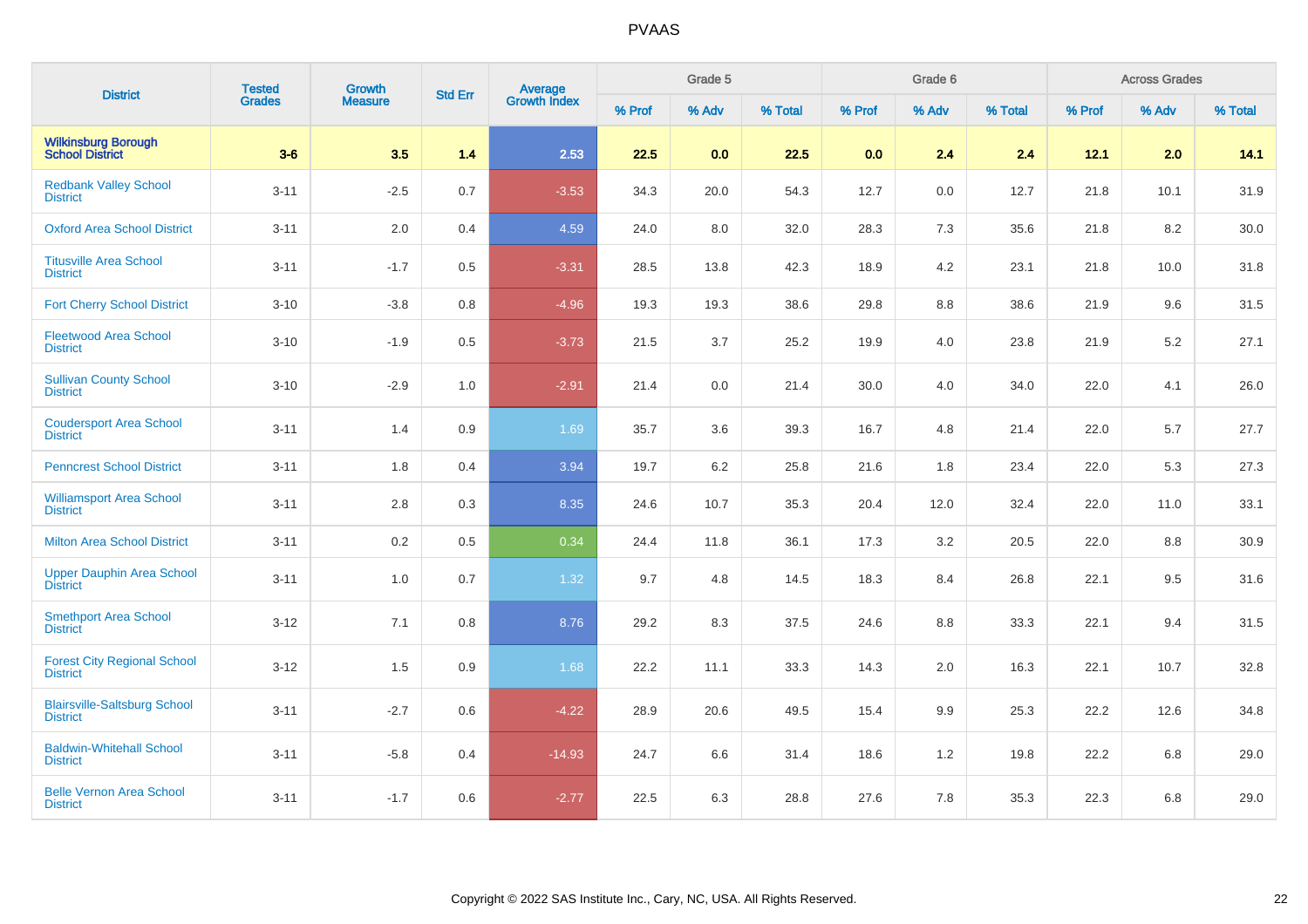# PVAAS

| District | Tested Grades | Growth Measure | Std Err | Average Growth Index | Grade 5 | | | Grade 6 | | | Across Grades | | |
|---|---|---|---|---|---|---|---|---|---|---|---|---|---|
| | | | | | % Prof | % Adv | % Total | % Prof | % Adv | % Total | % Prof | % Adv | % Total |
| **Wilkinsburg Borough School District** | **3-6** | **3.5** | **1.4** | **2.53** | **22.5** | **0.0** | **22.5** | **0.0** | **2.4** | **2.4** | **12.1** | **2.0** | **14.1** |
| Redbank Valley School District | 3-11 | -2.5 | 0.7 | -3.53 | 34.3 | 20.0 | 54.3 | 12.7 | 0.0 | 12.7 | 21.8 | 10.1 | 31.9 |
| Oxford Area School District | 3-11 | 2.0 | 0.4 | 4.59 | 24.0 | 8.0 | 32.0 | 28.3 | 7.3 | 35.6 | 21.8 | 8.2 | 30.0 |
| Titusville Area School District | 3-11 | -1.7 | 0.5 | -3.31 | 28.5 | 13.8 | 42.3 | 18.9 | 4.2 | 23.1 | 21.8 | 10.0 | 31.8 |
| Fort Cherry School District | 3-10 | -3.8 | 0.8 | -4.96 | 19.3 | 19.3 | 38.6 | 29.8 | 8.8 | 38.6 | 21.9 | 9.6 | 31.5 |
| Fleetwood Area School District | 3-10 | -1.9 | 0.5 | -3.73 | 21.5 | 3.7 | 25.2 | 19.9 | 4.0 | 23.8 | 21.9 | 5.2 | 27.1 |
| Sullivan County School District | 3-10 | -2.9 | 1.0 | -2.91 | 21.4 | 0.0 | 21.4 | 30.0 | 4.0 | 34.0 | 22.0 | 4.1 | 26.0 |
| Coudersport Area School District | 3-11 | 1.4 | 0.9 | 1.69 | 35.7 | 3.6 | 39.3 | 16.7 | 4.8 | 21.4 | 22.0 | 5.7 | 27.7 |
| Penncrest School District | 3-11 | 1.8 | 0.4 | 3.94 | 19.7 | 6.2 | 25.8 | 21.6 | 1.8 | 23.4 | 22.0 | 5.3 | 27.3 |
| Williamsport Area School District | 3-11 | 2.8 | 0.3 | 8.35 | 24.6 | 10.7 | 35.3 | 20.4 | 12.0 | 32.4 | 22.0 | 11.0 | 33.1 |
| Milton Area School District | 3-11 | 0.2 | 0.5 | 0.34 | 24.4 | 11.8 | 36.1 | 17.3 | 3.2 | 20.5 | 22.0 | 8.8 | 30.9 |
| Upper Dauphin Area School District | 3-11 | 1.0 | 0.7 | 1.32 | 9.7 | 4.8 | 14.5 | 18.3 | 8.4 | 26.8 | 22.1 | 9.5 | 31.6 |
| Smethport Area School District | 3-12 | 7.1 | 0.8 | 8.76 | 29.2 | 8.3 | 37.5 | 24.6 | 8.8 | 33.3 | 22.1 | 9.4 | 31.5 |
| Forest City Regional School District | 3-12 | 1.5 | 0.9 | 1.68 | 22.2 | 11.1 | 33.3 | 14.3 | 2.0 | 16.3 | 22.1 | 10.7 | 32.8 |
| Blairsville-Saltsburg School District | 3-11 | -2.7 | 0.6 | -4.22 | 28.9 | 20.6 | 49.5 | 15.4 | 9.9 | 25.3 | 22.2 | 12.6 | 34.8 |
| Baldwin-Whitehall School District | 3-11 | -5.8 | 0.4 | -14.93 | 24.7 | 6.6 | 31.4 | 18.6 | 1.2 | 19.8 | 22.2 | 6.8 | 29.0 |
| Belle Vernon Area School District | 3-11 | -1.7 | 0.6 | -2.77 | 22.5 | 6.3 | 28.8 | 27.6 | 7.8 | 35.3 | 22.3 | 6.8 | 29.0 |

Copyright © 2022 SAS Institute Inc., Cary, NC, USA. All Rights Reserved.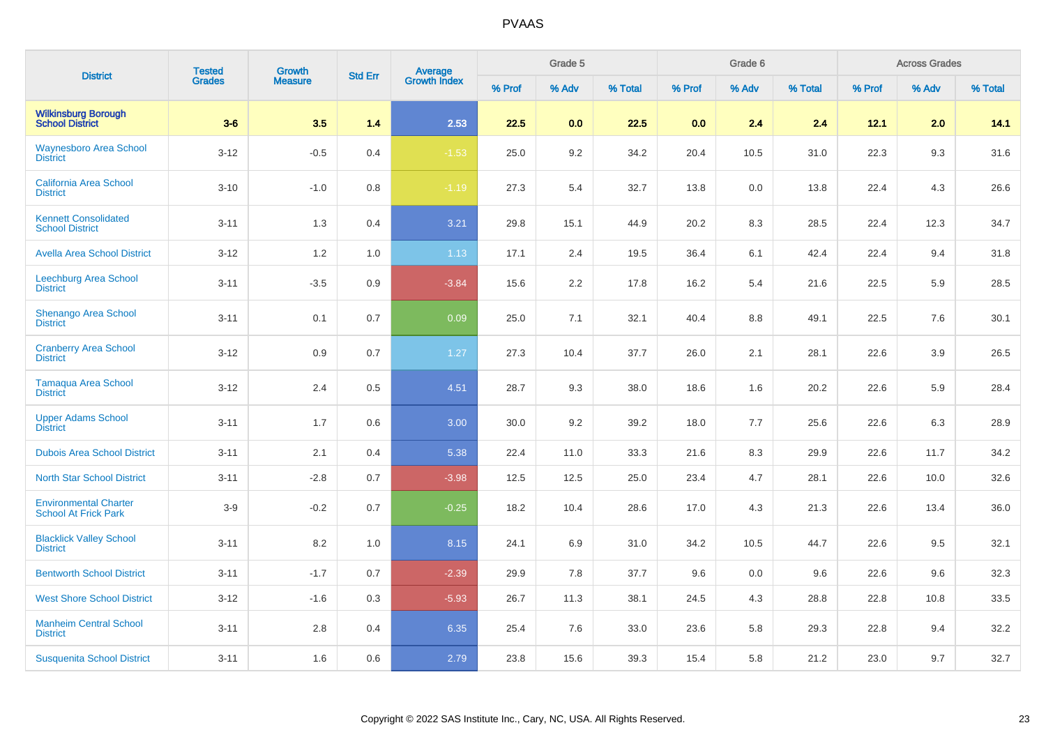# PVAAS

| District | Tested Grades | Growth Measure | Std Err | Average Growth Index | Grade 5 | | | Grade 6 | | | Across Grades | | |
|---|---|---|---|---|---|---|---|---|---|---|---|---|---|
| | | | | | % Prof | % Adv | % Total | % Prof | % Adv | % Total | % Prof | % Adv | % Total |
| **Wilkinsburg Borough School District** | **3-6** | **3.5** | **1.4** | **2.53** | **22.5** | **0.0** | **22.5** | **0.0** | **2.4** | **2.4** | **12.1** | **2.0** | **14.1** |
| Waynesboro Area School District | 3-12 | -0.5 | 0.4 | -1.53 | 25.0 | 9.2 | 34.2 | 20.4 | 10.5 | 31.0 | 22.3 | 9.3 | 31.6 |
| California Area School District | 3-10 | -1.0 | 0.8 | -1.19 | 27.3 | 5.4 | 32.7 | 13.8 | 0.0 | 13.8 | 22.4 | 4.3 | 26.6 |
| Kennett Consolidated School District | 3-11 | 1.3 | 0.4 | 3.21 | 29.8 | 15.1 | 44.9 | 20.2 | 8.3 | 28.5 | 22.4 | 12.3 | 34.7 |
| Avella Area School District | 3-12 | 1.2 | 1.0 | 1.13 | 17.1 | 2.4 | 19.5 | 36.4 | 6.1 | 42.4 | 22.4 | 9.4 | 31.8 |
| Leechburg Area School District | 3-11 | -3.5 | 0.9 | -3.84 | 15.6 | 2.2 | 17.8 | 16.2 | 5.4 | 21.6 | 22.5 | 5.9 | 28.5 |
| Shenango Area School District | 3-11 | 0.1 | 0.7 | 0.09 | 25.0 | 7.1 | 32.1 | 40.4 | 8.8 | 49.1 | 22.5 | 7.6 | 30.1 |
| Cranberry Area School District | 3-12 | 0.9 | 0.7 | 1.27 | 27.3 | 10.4 | 37.7 | 26.0 | 2.1 | 28.1 | 22.6 | 3.9 | 26.5 |
| Tamaqua Area School District | 3-12 | 2.4 | 0.5 | 4.51 | 28.7 | 9.3 | 38.0 | 18.6 | 1.6 | 20.2 | 22.6 | 5.9 | 28.4 |
| Upper Adams School District | 3-11 | 1.7 | 0.6 | 3.00 | 30.0 | 9.2 | 39.2 | 18.0 | 7.7 | 25.6 | 22.6 | 6.3 | 28.9 |
| Dubois Area School District | 3-11 | 2.1 | 0.4 | 5.38 | 22.4 | 11.0 | 33.3 | 21.6 | 8.3 | 29.9 | 22.6 | 11.7 | 34.2 |
| North Star School District | 3-11 | -2.8 | 0.7 | -3.98 | 12.5 | 12.5 | 25.0 | 23.4 | 4.7 | 28.1 | 22.6 | 10.0 | 32.6 |
| Environmental Charter School At Frick Park | 3-9 | -0.2 | 0.7 | -0.25 | 18.2 | 10.4 | 28.6 | 17.0 | 4.3 | 21.3 | 22.6 | 13.4 | 36.0 |
| Blacklick Valley School District | 3-11 | 8.2 | 1.0 | 8.15 | 24.1 | 6.9 | 31.0 | 34.2 | 10.5 | 44.7 | 22.6 | 9.5 | 32.1 |
| Bentworth School District | 3-11 | -1.7 | 0.7 | -2.39 | 29.9 | 7.8 | 37.7 | 9.6 | 0.0 | 9.6 | 22.6 | 9.6 | 32.3 |
| West Shore School District | 3-12 | -1.6 | 0.3 | -5.93 | 26.7 | 11.3 | 38.1 | 24.5 | 4.3 | 28.8 | 22.8 | 10.8 | 33.5 |
| Manheim Central School District | 3-11 | 2.8 | 0.4 | 6.35 | 25.4 | 7.6 | 33.0 | 23.6 | 5.8 | 29.3 | 22.8 | 9.4 | 32.2 |
| Susquenita School District | 3-11 | 1.6 | 0.6 | 2.79 | 23.8 | 15.6 | 39.3 | 15.4 | 5.8 | 21.2 | 23.0 | 9.7 | 32.7 |

Copyright © 2022 SAS Institute Inc., Cary, NC, USA. All Rights Reserved.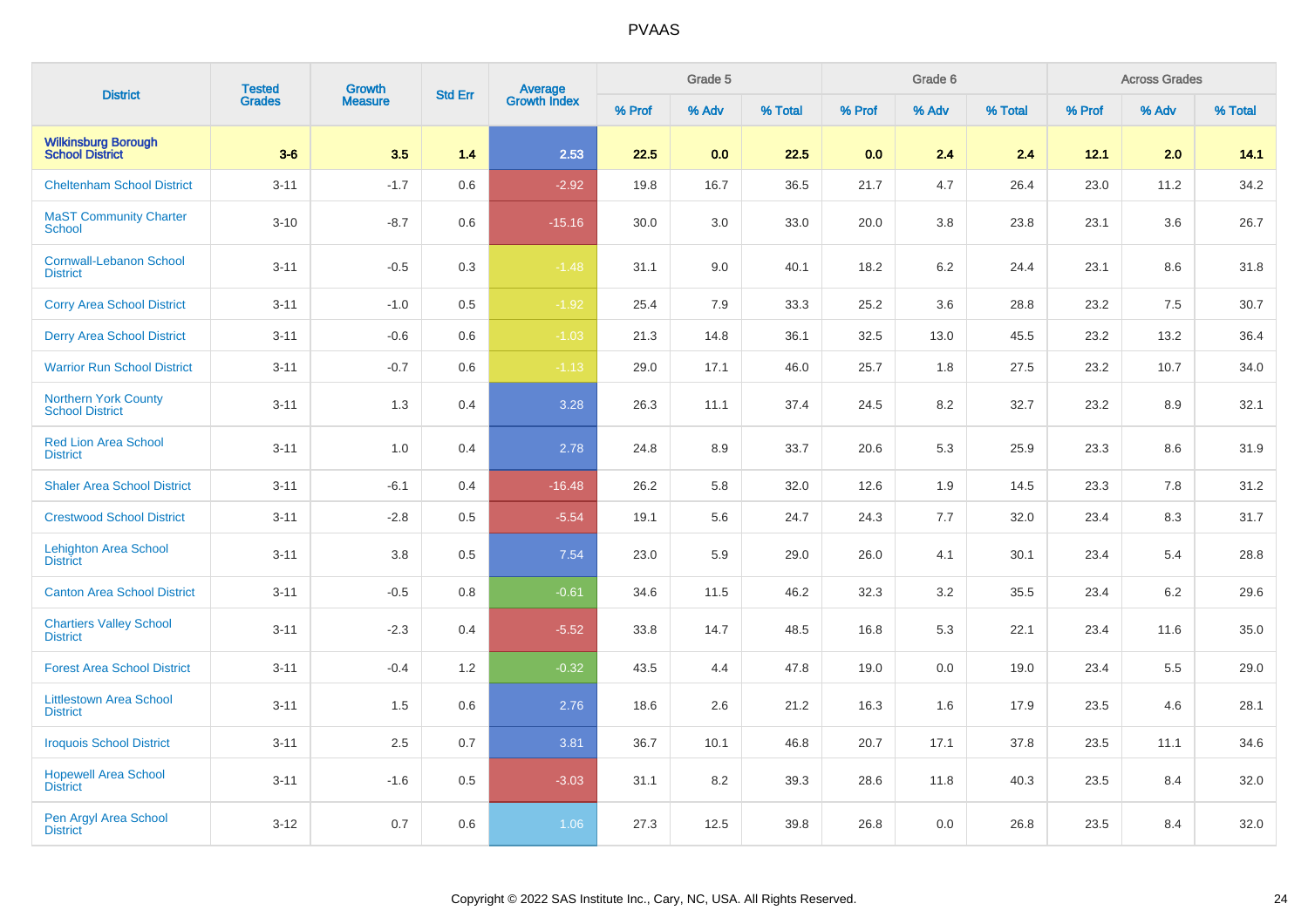# PVAAS

| District | Tested Grades | Growth Measure | Std Err | Average Growth Index | Grade 5 | | | Grade 6 | | | Across Grades | | |
|---|---|---|---|---|---|---|---|---|---|---|---|---|---|
| | | | | | % Prof | % Adv | % Total | % Prof | % Adv | % Total | % Prof | % Adv | % Total |
| **Wilkinsburg Borough School District** | **3-6** | **3.5** | **1.4** | **2.53** | **22.5** | **0.0** | **22.5** | **0.0** | **2.4** | **2.4** | **12.1** | **2.0** | **14.1** |
| Cheltenham School District | 3-11 | -1.7 | 0.6 | -2.92 | 19.8 | 16.7 | 36.5 | 21.7 | 4.7 | 26.4 | 23.0 | 11.2 | 34.2 |
| MaST Community Charter School | 3-10 | -8.7 | 0.6 | -15.16 | 30.0 | 3.0 | 33.0 | 20.0 | 3.8 | 23.8 | 23.1 | 3.6 | 26.7 |
| Cornwall-Lebanon School District | 3-11 | -0.5 | 0.3 | -1.48 | 31.1 | 9.0 | 40.1 | 18.2 | 6.2 | 24.4 | 23.1 | 8.6 | 31.8 |
| Corry Area School District | 3-11 | -1.0 | 0.5 | -1.92 | 25.4 | 7.9 | 33.3 | 25.2 | 3.6 | 28.8 | 23.2 | 7.5 | 30.7 |
| Derry Area School District | 3-11 | -0.6 | 0.6 | -1.03 | 21.3 | 14.8 | 36.1 | 32.5 | 13.0 | 45.5 | 23.2 | 13.2 | 36.4 |
| Warrior Run School District | 3-11 | -0.7 | 0.6 | -1.13 | 29.0 | 17.1 | 46.0 | 25.7 | 1.8 | 27.5 | 23.2 | 10.7 | 34.0 |
| Northern York County School District | 3-11 | 1.3 | 0.4 | 3.28 | 26.3 | 11.1 | 37.4 | 24.5 | 8.2 | 32.7 | 23.2 | 8.9 | 32.1 |
| Red Lion Area School District | 3-11 | 1.0 | 0.4 | 2.78 | 24.8 | 8.9 | 33.7 | 20.6 | 5.3 | 25.9 | 23.3 | 8.6 | 31.9 |
| Shaler Area School District | 3-11 | -6.1 | 0.4 | -16.48 | 26.2 | 5.8 | 32.0 | 12.6 | 1.9 | 14.5 | 23.3 | 7.8 | 31.2 |
| Crestwood School District | 3-11 | -2.8 | 0.5 | -5.54 | 19.1 | 5.6 | 24.7 | 24.3 | 7.7 | 32.0 | 23.4 | 8.3 | 31.7 |
| Lehighton Area School District | 3-11 | 3.8 | 0.5 | 7.54 | 23.0 | 5.9 | 29.0 | 26.0 | 4.1 | 30.1 | 23.4 | 5.4 | 28.8 |
| Canton Area School District | 3-11 | -0.5 | 0.8 | -0.61 | 34.6 | 11.5 | 46.2 | 32.3 | 3.2 | 35.5 | 23.4 | 6.2 | 29.6 |
| Chartiers Valley School District | 3-11 | -2.3 | 0.4 | -5.52 | 33.8 | 14.7 | 48.5 | 16.8 | 5.3 | 22.1 | 23.4 | 11.6 | 35.0 |
| Forest Area School District | 3-11 | -0.4 | 1.2 | -0.32 | 43.5 | 4.4 | 47.8 | 19.0 | 0.0 | 19.0 | 23.4 | 5.5 | 29.0 |
| Littlestown Area School District | 3-11 | 1.5 | 0.6 | 2.76 | 18.6 | 2.6 | 21.2 | 16.3 | 1.6 | 17.9 | 23.5 | 4.6 | 28.1 |
| Iroquois School District | 3-11 | 2.5 | 0.7 | 3.81 | 36.7 | 10.1 | 46.8 | 20.7 | 17.1 | 37.8 | 23.5 | 11.1 | 34.6 |
| Hopewell Area School District | 3-11 | -1.6 | 0.5 | -3.03 | 31.1 | 8.2 | 39.3 | 28.6 | 11.8 | 40.3 | 23.5 | 8.4 | 32.0 |
| Pen Argyl Area School District | 3-12 | 0.7 | 0.6 | 1.06 | 27.3 | 12.5 | 39.8 | 26.8 | 0.0 | 26.8 | 23.5 | 8.4 | 32.0 |

Copyright © 2022 SAS Institute Inc., Cary, NC, USA. All Rights Reserved.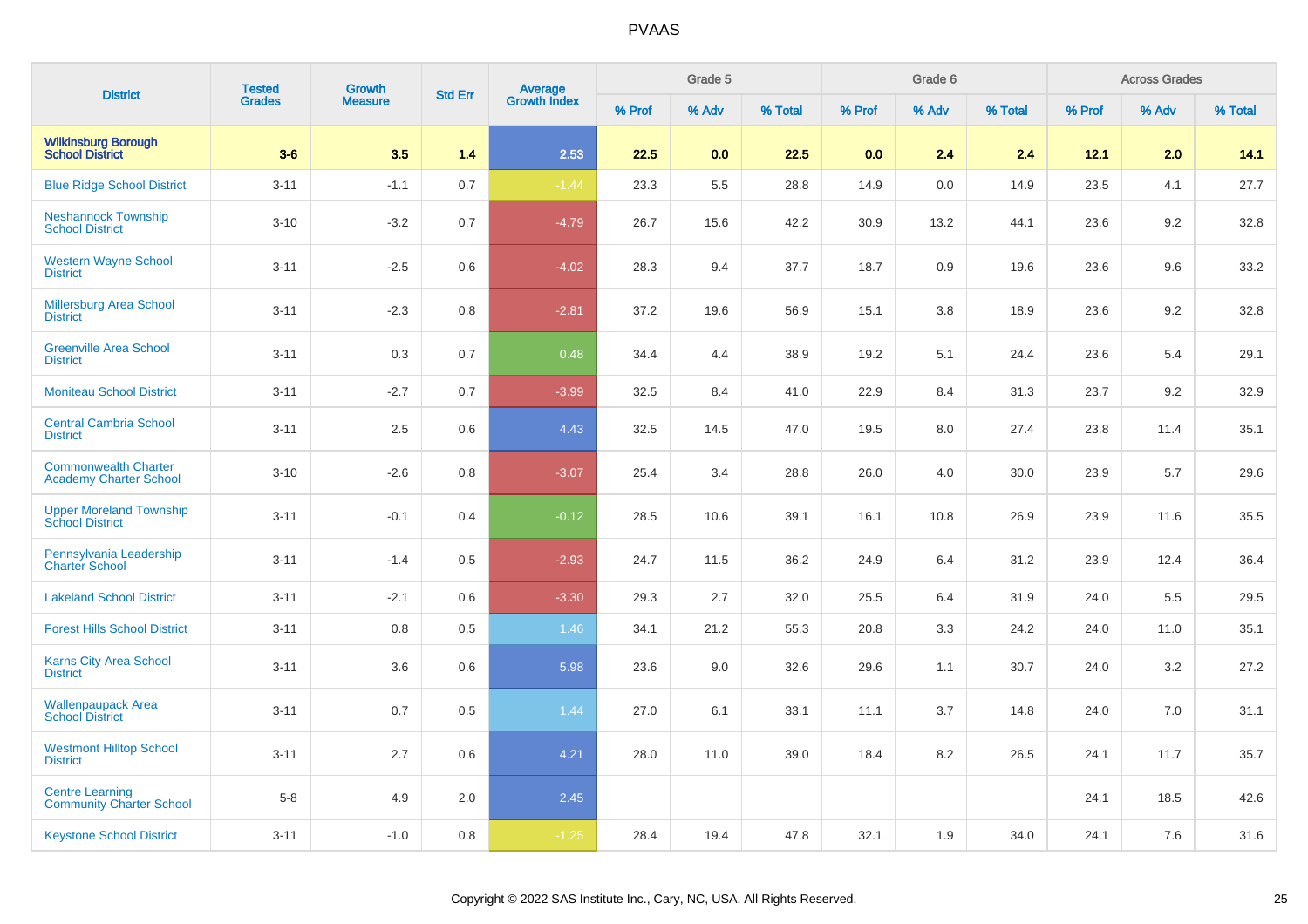# PVAAS

| District | Tested Grades | Growth Measure | Std Err | Average Growth Index | Grade 5 | | | Grade 6 | | | Across Grades | | |
|---|---|---|---|---|---|---|---|---|---|---|---|---|---|
| | | | | | % Prof | % Adv | % Total | % Prof | % Adv | % Total | % Prof | % Adv | % Total |
| **Wilkinsburg Borough School District** | **3-6** | **3.5** | **1.4** | **2.53** | **22.5** | **0.0** | **22.5** | **0.0** | **2.4** | **2.4** | **12.1** | **2.0** | **14.1** |
| Blue Ridge School District | 3-11 | -1.1 | 0.7 | -1.44 | 23.3 | 5.5 | 28.8 | 14.9 | 0.0 | 14.9 | 23.5 | 4.1 | 27.7 |
| Neshannock Township School District | 3-10 | -3.2 | 0.7 | -4.79 | 26.7 | 15.6 | 42.2 | 30.9 | 13.2 | 44.1 | 23.6 | 9.2 | 32.8 |
| Western Wayne School District | 3-11 | -2.5 | 0.6 | -4.02 | 28.3 | 9.4 | 37.7 | 18.7 | 0.9 | 19.6 | 23.6 | 9.6 | 33.2 |
| Millersburg Area School District | 3-11 | -2.3 | 0.8 | -2.81 | 37.2 | 19.6 | 56.9 | 15.1 | 3.8 | 18.9 | 23.6 | 9.2 | 32.8 |
| Greenville Area School District | 3-11 | 0.3 | 0.7 | 0.48 | 34.4 | 4.4 | 38.9 | 19.2 | 5.1 | 24.4 | 23.6 | 5.4 | 29.1 |
| Moniteau School District | 3-11 | -2.7 | 0.7 | -3.99 | 32.5 | 8.4 | 41.0 | 22.9 | 8.4 | 31.3 | 23.7 | 9.2 | 32.9 |
| Central Cambria School District | 3-11 | 2.5 | 0.6 | 4.43 | 32.5 | 14.5 | 47.0 | 19.5 | 8.0 | 27.4 | 23.8 | 11.4 | 35.1 |
| Commonwealth Charter Academy Charter School | 3-10 | -2.6 | 0.8 | -3.07 | 25.4 | 3.4 | 28.8 | 26.0 | 4.0 | 30.0 | 23.9 | 5.7 | 29.6 |
| Upper Moreland Township School District | 3-11 | -0.1 | 0.4 | -0.12 | 28.5 | 10.6 | 39.1 | 16.1 | 10.8 | 26.9 | 23.9 | 11.6 | 35.5 |
| Pennsylvania Leadership Charter School | 3-11 | -1.4 | 0.5 | -2.93 | 24.7 | 11.5 | 36.2 | 24.9 | 6.4 | 31.2 | 23.9 | 12.4 | 36.4 |
| Lakeland School District | 3-11 | -2.1 | 0.6 | -3.30 | 29.3 | 2.7 | 32.0 | 25.5 | 6.4 | 31.9 | 24.0 | 5.5 | 29.5 |
| Forest Hills School District | 3-11 | 0.8 | 0.5 | 1.46 | 34.1 | 21.2 | 55.3 | 20.8 | 3.3 | 24.2 | 24.0 | 11.0 | 35.1 |
| Karns City Area School District | 3-11 | 3.6 | 0.6 | 5.98 | 23.6 | 9.0 | 32.6 | 29.6 | 1.1 | 30.7 | 24.0 | 3.2 | 27.2 |
| Wallenpaupack Area School District | 3-11 | 0.7 | 0.5 | 1.44 | 27.0 | 6.1 | 33.1 | 11.1 | 3.7 | 14.8 | 24.0 | 7.0 | 31.1 |
| Westmont Hilltop School District | 3-11 | 2.7 | 0.6 | 4.21 | 28.0 | 11.0 | 39.0 | 18.4 | 8.2 | 26.5 | 24.1 | 11.7 | 35.7 |
| Centre Learning Community Charter School | 5-8 | 4.9 | 2.0 | 2.45 | | | | | | | 24.1 | 18.5 | 42.6 |
| Keystone School District | 3-11 | -1.0 | 0.8 | -1.25 | 28.4 | 19.4 | 47.8 | 32.1 | 1.9 | 34.0 | 24.1 | 7.6 | 31.6 |

Copyright © 2022 SAS Institute Inc., Cary, NC, USA. All Rights Reserved.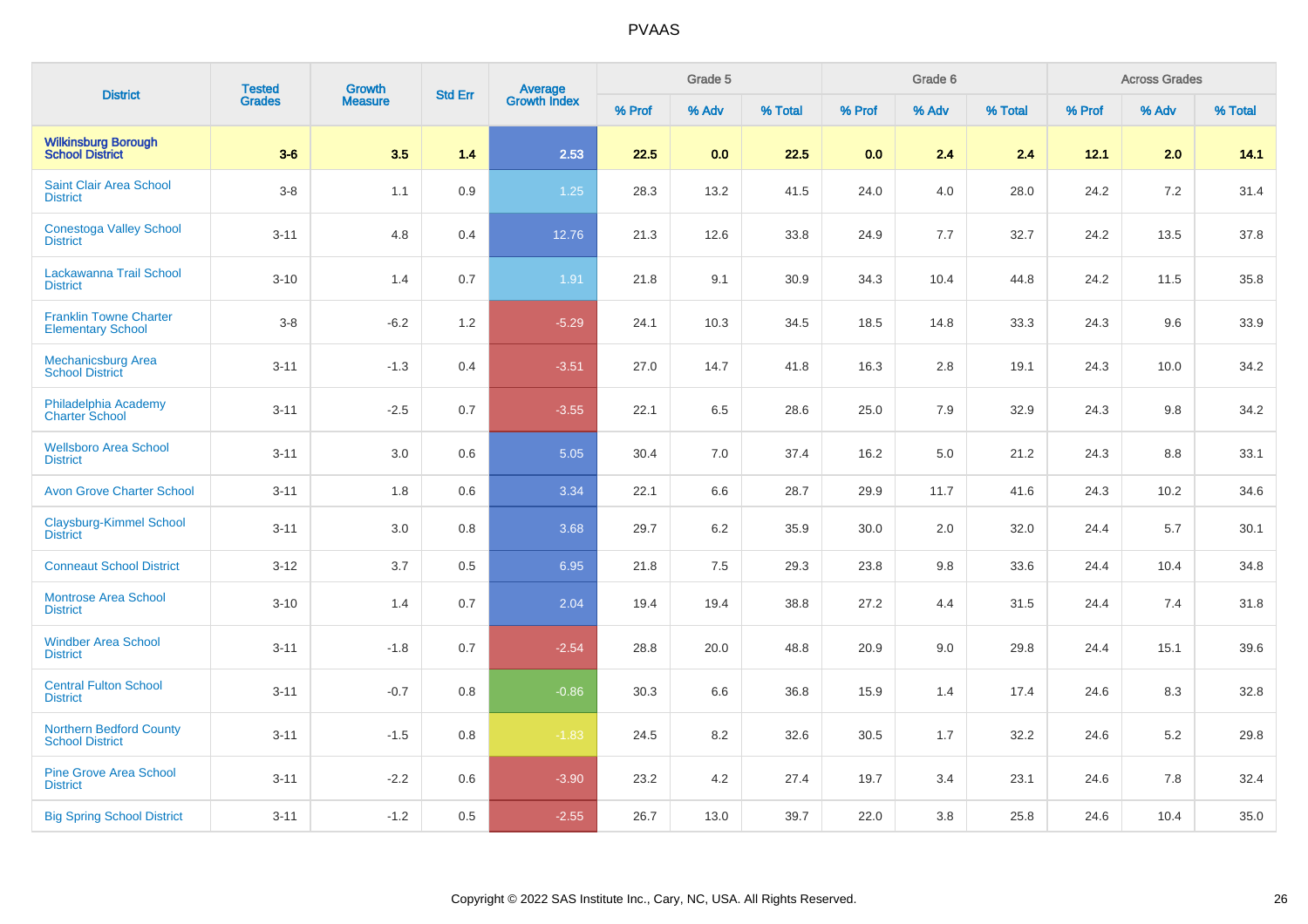# PVAAS

| District | Tested Grades | Growth Measure | Std Err | Average Growth Index | Grade 5 | | | Grade 6 | | | Across Grades | | |
|---|---|---|---|---|---|---|---|---|---|---|---|---|---|
| | | | | | % Prof | % Adv | % Total | % Prof | % Adv | % Total | % Prof | % Adv | % Total |
| **Wilkinsburg Borough School District** | **3-6** | **3.5** | **1.4** | **2.53** | **22.5** | **0.0** | **22.5** | **0.0** | **2.4** | **2.4** | **12.1** | **2.0** | **14.1** |
| Saint Clair Area School District | 3-8 | 1.1 | 0.9 | 1.25 | 28.3 | 13.2 | 41.5 | 24.0 | 4.0 | 28.0 | 24.2 | 7.2 | 31.4 |
| Conestoga Valley School District | 3-11 | 4.8 | 0.4 | 12.76 | 21.3 | 12.6 | 33.8 | 24.9 | 7.7 | 32.7 | 24.2 | 13.5 | 37.8 |
| Lackawanna Trail School District | 3-10 | 1.4 | 0.7 | 1.91 | 21.8 | 9.1 | 30.9 | 34.3 | 10.4 | 44.8 | 24.2 | 11.5 | 35.8 |
| Franklin Towne Charter Elementary School | 3-8 | -6.2 | 1.2 | -5.29 | 24.1 | 10.3 | 34.5 | 18.5 | 14.8 | 33.3 | 24.3 | 9.6 | 33.9 |
| Mechanicsburg Area School District | 3-11 | -1.3 | 0.4 | -3.51 | 27.0 | 14.7 | 41.8 | 16.3 | 2.8 | 19.1 | 24.3 | 10.0 | 34.2 |
| Philadelphia Academy Charter School | 3-11 | -2.5 | 0.7 | -3.55 | 22.1 | 6.5 | 28.6 | 25.0 | 7.9 | 32.9 | 24.3 | 9.8 | 34.2 |
| Wellsboro Area School District | 3-11 | 3.0 | 0.6 | 5.05 | 30.4 | 7.0 | 37.4 | 16.2 | 5.0 | 21.2 | 24.3 | 8.8 | 33.1 |
| Avon Grove Charter School | 3-11 | 1.8 | 0.6 | 3.34 | 22.1 | 6.6 | 28.7 | 29.9 | 11.7 | 41.6 | 24.3 | 10.2 | 34.6 |
| Claysburg-Kimmel School District | 3-11 | 3.0 | 0.8 | 3.68 | 29.7 | 6.2 | 35.9 | 30.0 | 2.0 | 32.0 | 24.4 | 5.7 | 30.1 |
| Conneaut School District | 3-12 | 3.7 | 0.5 | 6.95 | 21.8 | 7.5 | 29.3 | 23.8 | 9.8 | 33.6 | 24.4 | 10.4 | 34.8 |
| Montrose Area School District | 3-10 | 1.4 | 0.7 | 2.04 | 19.4 | 19.4 | 38.8 | 27.2 | 4.4 | 31.5 | 24.4 | 7.4 | 31.8 |
| Windber Area School District | 3-11 | -1.8 | 0.7 | -2.54 | 28.8 | 20.0 | 48.8 | 20.9 | 9.0 | 29.8 | 24.4 | 15.1 | 39.6 |
| Central Fulton School District | 3-11 | -0.7 | 0.8 | -0.86 | 30.3 | 6.6 | 36.8 | 15.9 | 1.4 | 17.4 | 24.6 | 8.3 | 32.8 |
| Northern Bedford County School District | 3-11 | -1.5 | 0.8 | -1.83 | 24.5 | 8.2 | 32.6 | 30.5 | 1.7 | 32.2 | 24.6 | 5.2 | 29.8 |
| Pine Grove Area School District | 3-11 | -2.2 | 0.6 | -3.90 | 23.2 | 4.2 | 27.4 | 19.7 | 3.4 | 23.1 | 24.6 | 7.8 | 32.4 |
| Big Spring School District | 3-11 | -1.2 | 0.5 | -2.55 | 26.7 | 13.0 | 39.7 | 22.0 | 3.8 | 25.8 | 24.6 | 10.4 | 35.0 |

Copyright © 2022 SAS Institute Inc., Cary, NC, USA. All Rights Reserved.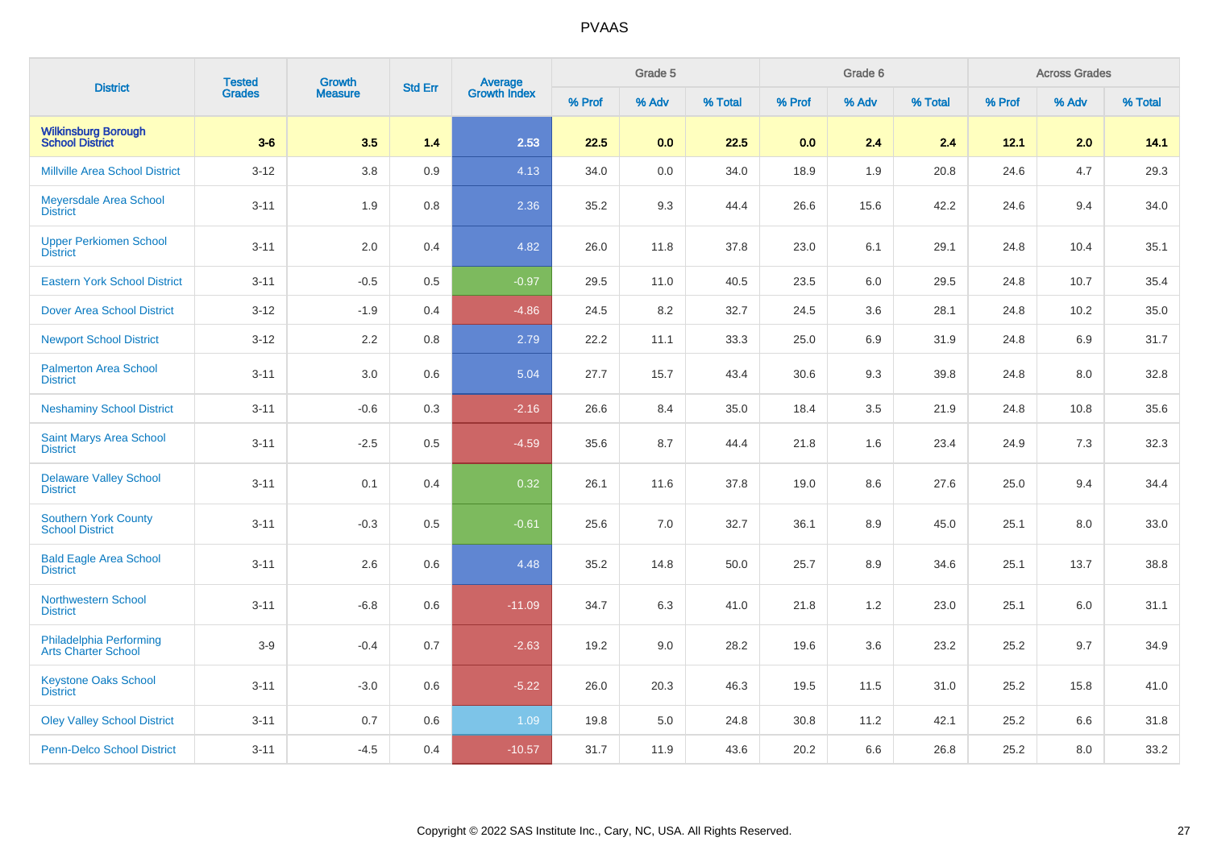| District | Tested Grades | Growth Measure | Std Err | Average Growth Index | Grade 5 | | | Grade 6 | | | Across Grades | | |
|---|---|---|---|---|---|---|---|---|---|---|---|---|---|
| | | | | | % Prof | % Adv | % Total | % Prof | % Adv | % Total | % Prof | % Adv | % Total |
| **Wilkinsburg Borough School District** | **3-6** | **3.5** | **1.4** | **2.53** | **22.5** | **0.0** | **22.5** | **0.0** | **2.4** | **2.4** | **12.1** | **2.0** | **14.1** |
| Millville Area School District | 3-12 | 3.8 | 0.9 | 4.13 | 34.0 | 0.0 | 34.0 | 18.9 | 1.9 | 20.8 | 24.6 | 4.7 | 29.3 |
| Meyersdale Area School District | 3-11 | 1.9 | 0.8 | 2.36 | 35.2 | 9.3 | 44.4 | 26.6 | 15.6 | 42.2 | 24.6 | 9.4 | 34.0 |
| Upper Perkiomen School District | 3-11 | 2.0 | 0.4 | 4.82 | 26.0 | 11.8 | 37.8 | 23.0 | 6.1 | 29.1 | 24.8 | 10.4 | 35.1 |
| Eastern York School District | 3-11 | -0.5 | 0.5 | -0.97 | 29.5 | 11.0 | 40.5 | 23.5 | 6.0 | 29.5 | 24.8 | 10.7 | 35.4 |
| Dover Area School District | 3-12 | -1.9 | 0.4 | -4.86 | 24.5 | 8.2 | 32.7 | 24.5 | 3.6 | 28.1 | 24.8 | 10.2 | 35.0 |
| Newport School District | 3-12 | 2.2 | 0.8 | 2.79 | 22.2 | 11.1 | 33.3 | 25.0 | 6.9 | 31.9 | 24.8 | 6.9 | 31.7 |
| Palmerton Area School District | 3-11 | 3.0 | 0.6 | 5.04 | 27.7 | 15.7 | 43.4 | 30.6 | 9.3 | 39.8 | 24.8 | 8.0 | 32.8 |
| Neshaminy School District | 3-11 | -0.6 | 0.3 | -2.16 | 26.6 | 8.4 | 35.0 | 18.4 | 3.5 | 21.9 | 24.8 | 10.8 | 35.6 |
| Saint Marys Area School District | 3-11 | -2.5 | 0.5 | -4.59 | 35.6 | 8.7 | 44.4 | 21.8 | 1.6 | 23.4 | 24.9 | 7.3 | 32.3 |
| Delaware Valley School District | 3-11 | 0.1 | 0.4 | 0.32 | 26.1 | 11.6 | 37.8 | 19.0 | 8.6 | 27.6 | 25.0 | 9.4 | 34.4 |
| Southern York County School District | 3-11 | -0.3 | 0.5 | -0.61 | 25.6 | 7.0 | 32.7 | 36.1 | 8.9 | 45.0 | 25.1 | 8.0 | 33.0 |
| Bald Eagle Area School District | 3-11 | 2.6 | 0.6 | 4.48 | 35.2 | 14.8 | 50.0 | 25.7 | 8.9 | 34.6 | 25.1 | 13.7 | 38.8 |
| Northwestern School District | 3-11 | -6.8 | 0.6 | -11.09 | 34.7 | 6.3 | 41.0 | 21.8 | 1.2 | 23.0 | 25.1 | 6.0 | 31.1 |
| Philadelphia Performing Arts Charter School | 3-9 | -0.4 | 0.7 | -2.63 | 19.2 | 9.0 | 28.2 | 19.6 | 3.6 | 23.2 | 25.2 | 9.7 | 34.9 |
| Keystone Oaks School District | 3-11 | -3.0 | 0.6 | -5.22 | 26.0 | 20.3 | 46.3 | 19.5 | 11.5 | 31.0 | 25.2 | 15.8 | 41.0 |
| Oley Valley School District | 3-11 | 0.7 | 0.6 | 1.09 | 19.8 | 5.0 | 24.8 | 30.8 | 11.2 | 42.1 | 25.2 | 6.6 | 31.8 |
| Penn-Delco School District | 3-11 | -4.5 | 0.4 | -10.57 | 31.7 | 11.9 | 43.6 | 20.2 | 6.6 | 26.8 | 25.2 | 8.0 | 33.2 |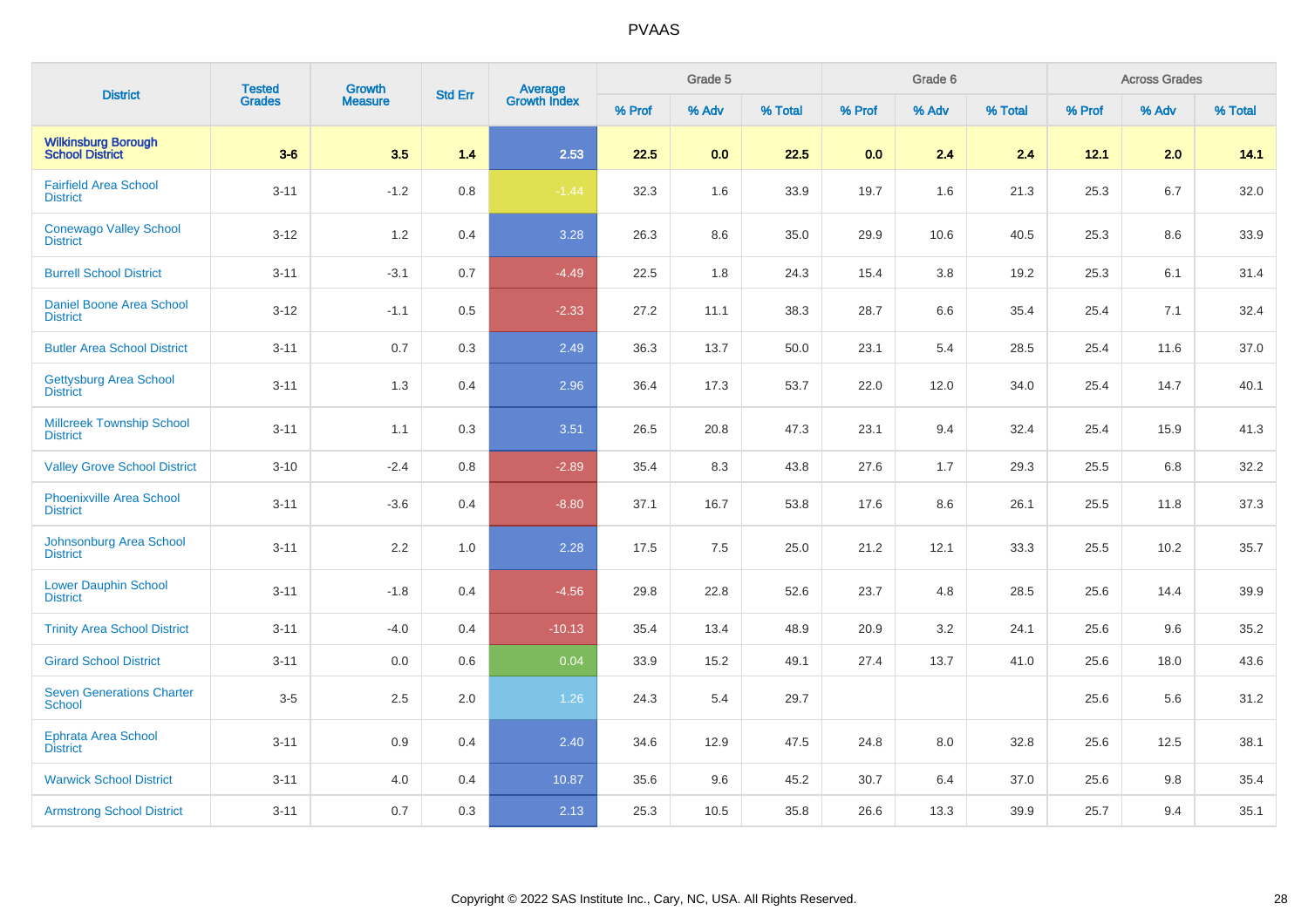# PVAAS

| District | Tested Grades | Growth Measure | Std Err | Average Growth Index | Grade 5 | | | Grade 6 | | | Across Grades | | |
|---|---|---|---|---|---|---|---|---|---|---|---|---|---|
| | | | | | % Prof | % Adv | % Total | % Prof | % Adv | % Total | % Prof | % Adv | % Total |
| **Wilkinsburg Borough School District** | **3-6** | **3.5** | **1.4** | **2.53** | **22.5** | **0.0** | **22.5** | **0.0** | **2.4** | **2.4** | **12.1** | **2.0** | **14.1** |
| Fairfield Area School District | 3-11 | -1.2 | 0.8 | -1.44 | 32.3 | 1.6 | 33.9 | 19.7 | 1.6 | 21.3 | 25.3 | 6.7 | 32.0 |
| Conewago Valley School District | 3-12 | 1.2 | 0.4 | 3.28 | 26.3 | 8.6 | 35.0 | 29.9 | 10.6 | 40.5 | 25.3 | 8.6 | 33.9 |
| Burrell School District | 3-11 | -3.1 | 0.7 | -4.49 | 22.5 | 1.8 | 24.3 | 15.4 | 3.8 | 19.2 | 25.3 | 6.1 | 31.4 |
| Daniel Boone Area School District | 3-12 | -1.1 | 0.5 | -2.33 | 27.2 | 11.1 | 38.3 | 28.7 | 6.6 | 35.4 | 25.4 | 7.1 | 32.4 |
| Butler Area School District | 3-11 | 0.7 | 0.3 | 2.49 | 36.3 | 13.7 | 50.0 | 23.1 | 5.4 | 28.5 | 25.4 | 11.6 | 37.0 |
| Gettysburg Area School District | 3-11 | 1.3 | 0.4 | 2.96 | 36.4 | 17.3 | 53.7 | 22.0 | 12.0 | 34.0 | 25.4 | 14.7 | 40.1 |
| Millcreek Township School District | 3-11 | 1.1 | 0.3 | 3.51 | 26.5 | 20.8 | 47.3 | 23.1 | 9.4 | 32.4 | 25.4 | 15.9 | 41.3 |
| Valley Grove School District | 3-10 | -2.4 | 0.8 | -2.89 | 35.4 | 8.3 | 43.8 | 27.6 | 1.7 | 29.3 | 25.5 | 6.8 | 32.2 |
| Phoenixville Area School District | 3-11 | -3.6 | 0.4 | -8.80 | 37.1 | 16.7 | 53.8 | 17.6 | 8.6 | 26.1 | 25.5 | 11.8 | 37.3 |
| Johnsonburg Area School District | 3-11 | 2.2 | 1.0 | 2.28 | 17.5 | 7.5 | 25.0 | 21.2 | 12.1 | 33.3 | 25.5 | 10.2 | 35.7 |
| Lower Dauphin School District | 3-11 | -1.8 | 0.4 | -4.56 | 29.8 | 22.8 | 52.6 | 23.7 | 4.8 | 28.5 | 25.6 | 14.4 | 39.9 |
| Trinity Area School District | 3-11 | -4.0 | 0.4 | -10.13 | 35.4 | 13.4 | 48.9 | 20.9 | 3.2 | 24.1 | 25.6 | 9.6 | 35.2 |
| Girard School District | 3-11 | 0.0 | 0.6 | 0.04 | 33.9 | 15.2 | 49.1 | 27.4 | 13.7 | 41.0 | 25.6 | 18.0 | 43.6 |
| Seven Generations Charter School | 3-5 | 2.5 | 2.0 | 1.26 | 24.3 | 5.4 | 29.7 | | | | 25.6 | 5.6 | 31.2 |
| Ephrata Area School District | 3-11 | 0.9 | 0.4 | 2.40 | 34.6 | 12.9 | 47.5 | 24.8 | 8.0 | 32.8 | 25.6 | 12.5 | 38.1 |
| Warwick School District | 3-11 | 4.0 | 0.4 | 10.87 | 35.6 | 9.6 | 45.2 | 30.7 | 6.4 | 37.0 | 25.6 | 9.8 | 35.4 |
| Armstrong School District | 3-11 | 0.7 | 0.3 | 2.13 | 25.3 | 10.5 | 35.8 | 26.6 | 13.3 | 39.9 | 25.7 | 9.4 | 35.1 |

Copyright © 2022 SAS Institute Inc., Cary, NC, USA. All Rights Reserved.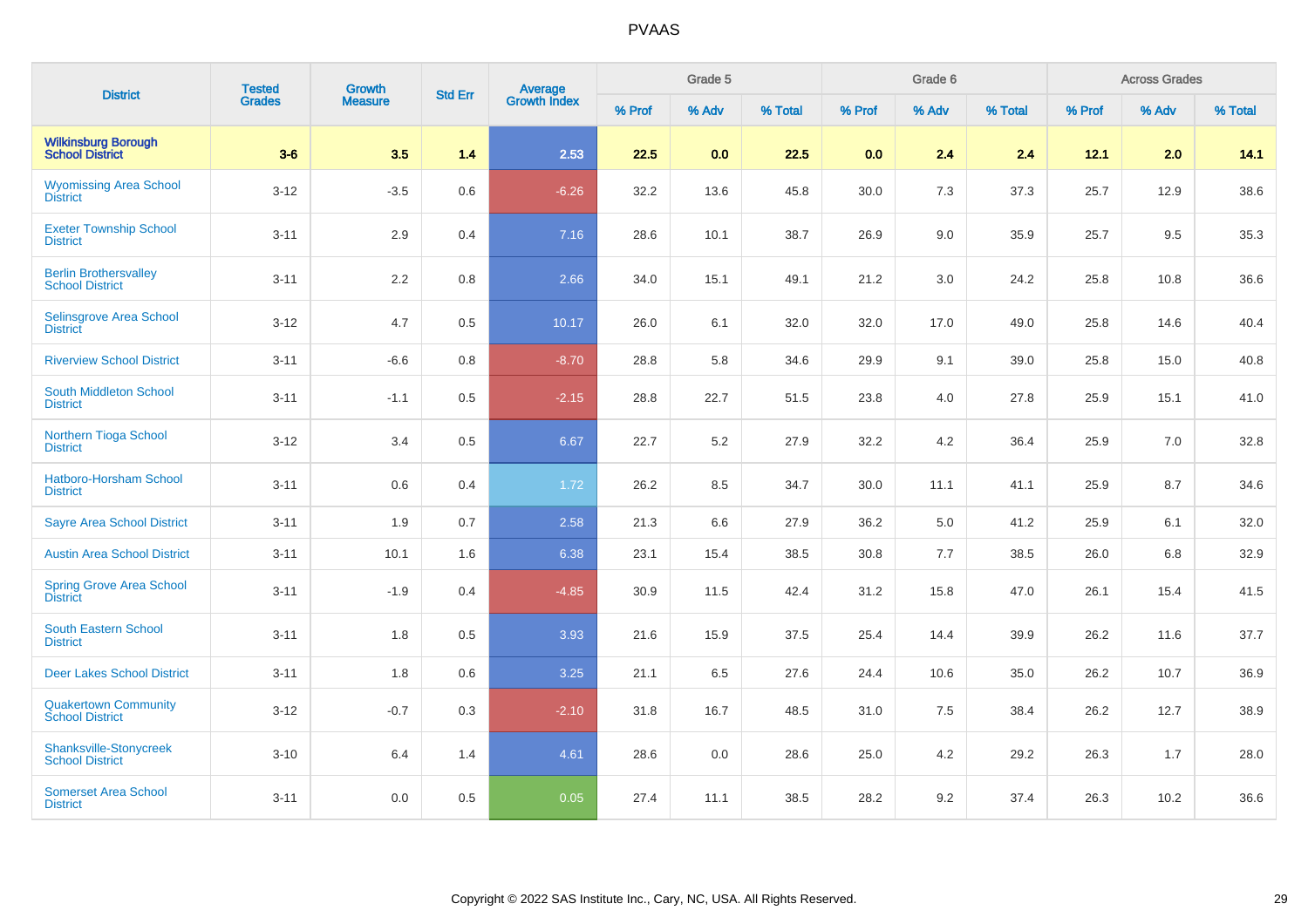| District | Tested Grades | Growth Measure | Std Err | Average Growth Index | Grade 5 | | | Grade 6 | | | Across Grades | | |
|---|---|---|---|---|---|---|---|---|---|---|---|---|---|
| | | | | | % Prof | % Adv | % Total | % Prof | % Adv | % Total | % Prof | % Adv | % Total |
| **Wilkinsburg Borough School District** | **3-6** | **3.5** | **1.4** | **2.53** | **22.5** | **0.0** | **22.5** | **0.0** | **2.4** | **2.4** | **12.1** | **2.0** | **14.1** |
| Wyomissing Area School District | 3-12 | -3.5 | 0.6 | -6.26 | 32.2 | 13.6 | 45.8 | 30.0 | 7.3 | 37.3 | 25.7 | 12.9 | 38.6 |
| Exeter Township School District | 3-11 | 2.9 | 0.4 | 7.16 | 28.6 | 10.1 | 38.7 | 26.9 | 9.0 | 35.9 | 25.7 | 9.5 | 35.3 |
| Berlin Brothersvalley School District | 3-11 | 2.2 | 0.8 | 2.66 | 34.0 | 15.1 | 49.1 | 21.2 | 3.0 | 24.2 | 25.8 | 10.8 | 36.6 |
| Selinsgrove Area School District | 3-12 | 4.7 | 0.5 | 10.17 | 26.0 | 6.1 | 32.0 | 32.0 | 17.0 | 49.0 | 25.8 | 14.6 | 40.4 |
| Riverview School District | 3-11 | -6.6 | 0.8 | -8.70 | 28.8 | 5.8 | 34.6 | 29.9 | 9.1 | 39.0 | 25.8 | 15.0 | 40.8 |
| South Middleton School District | 3-11 | -1.1 | 0.5 | -2.15 | 28.8 | 22.7 | 51.5 | 23.8 | 4.0 | 27.8 | 25.9 | 15.1 | 41.0 |
| Northern Tioga School District | 3-12 | 3.4 | 0.5 | 6.67 | 22.7 | 5.2 | 27.9 | 32.2 | 4.2 | 36.4 | 25.9 | 7.0 | 32.8 |
| Hatboro-Horsham School District | 3-11 | 0.6 | 0.4 | 1.72 | 26.2 | 8.5 | 34.7 | 30.0 | 11.1 | 41.1 | 25.9 | 8.7 | 34.6 |
| Sayre Area School District | 3-11 | 1.9 | 0.7 | 2.58 | 21.3 | 6.6 | 27.9 | 36.2 | 5.0 | 41.2 | 25.9 | 6.1 | 32.0 |
| Austin Area School District | 3-11 | 10.1 | 1.6 | 6.38 | 23.1 | 15.4 | 38.5 | 30.8 | 7.7 | 38.5 | 26.0 | 6.8 | 32.9 |
| Spring Grove Area School District | 3-11 | -1.9 | 0.4 | -4.85 | 30.9 | 11.5 | 42.4 | 31.2 | 15.8 | 47.0 | 26.1 | 15.4 | 41.5 |
| South Eastern School District | 3-11 | 1.8 | 0.5 | 3.93 | 21.6 | 15.9 | 37.5 | 25.4 | 14.4 | 39.9 | 26.2 | 11.6 | 37.7 |
| Deer Lakes School District | 3-11 | 1.8 | 0.6 | 3.25 | 21.1 | 6.5 | 27.6 | 24.4 | 10.6 | 35.0 | 26.2 | 10.7 | 36.9 |
| Quakertown Community School District | 3-12 | -0.7 | 0.3 | -2.10 | 31.8 | 16.7 | 48.5 | 31.0 | 7.5 | 38.4 | 26.2 | 12.7 | 38.9 |
| Shanksville-Stonycreek School District | 3-10 | 6.4 | 1.4 | 4.61 | 28.6 | 0.0 | 28.6 | 25.0 | 4.2 | 29.2 | 26.3 | 1.7 | 28.0 |
| Somerset Area School District | 3-11 | 0.0 | 0.5 | 0.05 | 27.4 | 11.1 | 38.5 | 28.2 | 9.2 | 37.4 | 26.3 | 10.2 | 36.6 |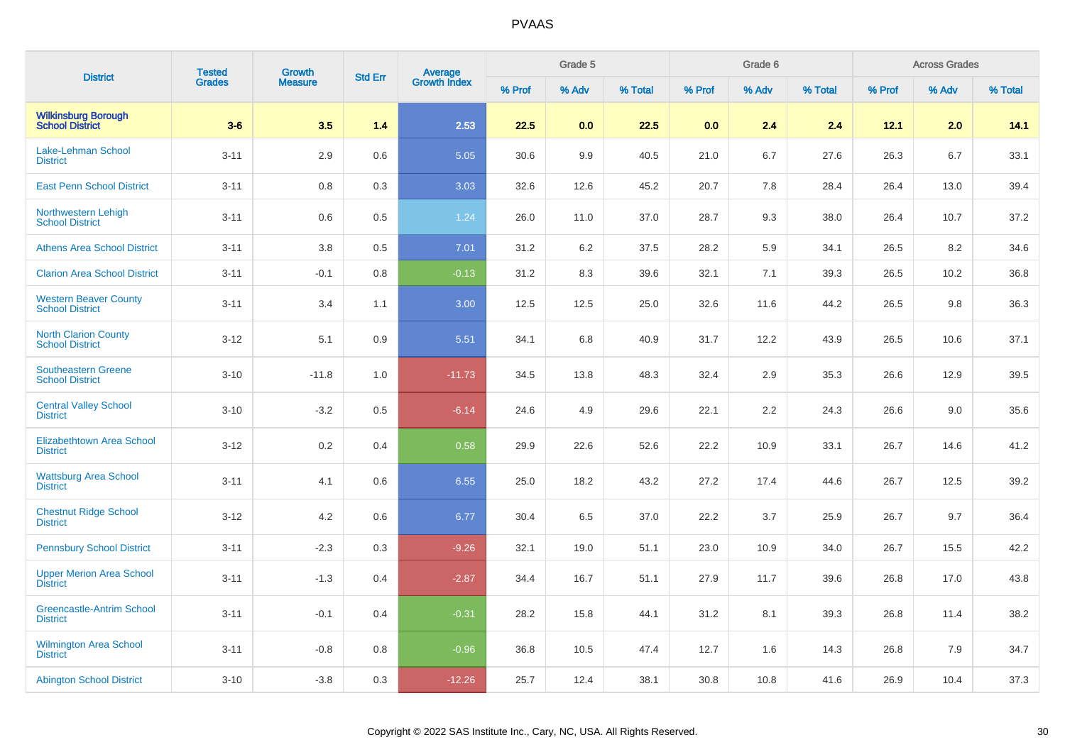| District | Tested Grades | Growth Measure | Std Err | Average Growth Index | Grade 5 | | | Grade 6 | | | Across Grades | | |
|---|---|---|---|---|---|---|---|---|---|---|---|---|---|
| | | | | | % Prof | % Adv | % Total | % Prof | % Adv | % Total | % Prof | % Adv | % Total |
| **Wilkinsburg Borough School District** | **3-6** | **3.5** | **1.4** | **2.53** | **22.5** | **0.0** | **22.5** | **0.0** | **2.4** | **2.4** | **12.1** | **2.0** | **14.1** |
| Lake-Lehman School District | 3-11 | 2.9 | 0.6 | 5.05 | 30.6 | 9.9 | 40.5 | 21.0 | 6.7 | 27.6 | 26.3 | 6.7 | 33.1 |
| East Penn School District | 3-11 | 0.8 | 0.3 | 3.03 | 32.6 | 12.6 | 45.2 | 20.7 | 7.8 | 28.4 | 26.4 | 13.0 | 39.4 |
| Northwestern Lehigh School District | 3-11 | 0.6 | 0.5 | 1.24 | 26.0 | 11.0 | 37.0 | 28.7 | 9.3 | 38.0 | 26.4 | 10.7 | 37.2 |
| Athens Area School District | 3-11 | 3.8 | 0.5 | 7.01 | 31.2 | 6.2 | 37.5 | 28.2 | 5.9 | 34.1 | 26.5 | 8.2 | 34.6 |
| Clarion Area School District | 3-11 | -0.1 | 0.8 | -0.13 | 31.2 | 8.3 | 39.6 | 32.1 | 7.1 | 39.3 | 26.5 | 10.2 | 36.8 |
| Western Beaver County School District | 3-11 | 3.4 | 1.1 | 3.00 | 12.5 | 12.5 | 25.0 | 32.6 | 11.6 | 44.2 | 26.5 | 9.8 | 36.3 |
| North Clarion County School District | 3-12 | 5.1 | 0.9 | 5.51 | 34.1 | 6.8 | 40.9 | 31.7 | 12.2 | 43.9 | 26.5 | 10.6 | 37.1 |
| Southeastern Greene School District | 3-10 | -11.8 | 1.0 | -11.73 | 34.5 | 13.8 | 48.3 | 32.4 | 2.9 | 35.3 | 26.6 | 12.9 | 39.5 |
| Central Valley School District | 3-10 | -3.2 | 0.5 | -6.14 | 24.6 | 4.9 | 29.6 | 22.1 | 2.2 | 24.3 | 26.6 | 9.0 | 35.6 |
| Elizabethtown Area School District | 3-12 | 0.2 | 0.4 | 0.58 | 29.9 | 22.6 | 52.6 | 22.2 | 10.9 | 33.1 | 26.7 | 14.6 | 41.2 |
| Wattsburg Area School District | 3-11 | 4.1 | 0.6 | 6.55 | 25.0 | 18.2 | 43.2 | 27.2 | 17.4 | 44.6 | 26.7 | 12.5 | 39.2 |
| Chestnut Ridge School District | 3-12 | 4.2 | 0.6 | 6.77 | 30.4 | 6.5 | 37.0 | 22.2 | 3.7 | 25.9 | 26.7 | 9.7 | 36.4 |
| Pennsbury School District | 3-11 | -2.3 | 0.3 | -9.26 | 32.1 | 19.0 | 51.1 | 23.0 | 10.9 | 34.0 | 26.7 | 15.5 | 42.2 |
| Upper Merion Area School District | 3-11 | -1.3 | 0.4 | -2.87 | 34.4 | 16.7 | 51.1 | 27.9 | 11.7 | 39.6 | 26.8 | 17.0 | 43.8 |
| Greencastle-Antrim School District | 3-11 | -0.1 | 0.4 | -0.31 | 28.2 | 15.8 | 44.1 | 31.2 | 8.1 | 39.3 | 26.8 | 11.4 | 38.2 |
| Wilmington Area School District | 3-11 | -0.8 | 0.8 | -0.96 | 36.8 | 10.5 | 47.4 | 12.7 | 1.6 | 14.3 | 26.8 | 7.9 | 34.7 |
| Abington School District | 3-10 | -3.8 | 0.3 | -12.26 | 25.7 | 12.4 | 38.1 | 30.8 | 10.8 | 41.6 | 26.9 | 10.4 | 37.3 |

Copyright © 2022 SAS Institute Inc., Cary, NC, USA. All Rights Reserved.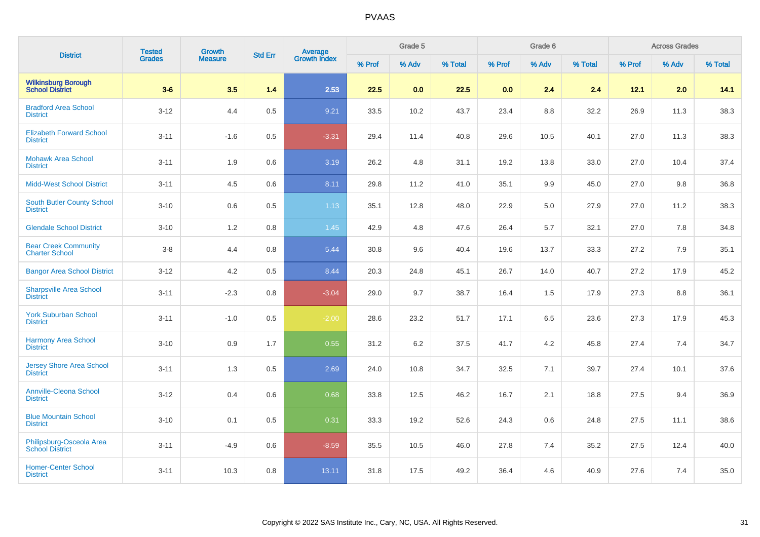# PVAAS

| District | Tested Grades | Growth Measure | Std Err | Average Growth Index | Grade 5 | | | Grade 6 | | | Across Grades | | |
|---|---|---|---|---|---|---|---|---|---|---|---|---|---|
| | | | | | % Prof | % Adv | % Total | % Prof | % Adv | % Total | % Prof | % Adv | % Total |
| **Wilkinsburg Borough School District** | **3-6** | **3.5** | **1.4** | **2.53** | **22.5** | **0.0** | **22.5** | **0.0** | **2.4** | **2.4** | **12.1** | **2.0** | **14.1** |
| Bradford Area School District | 3-12 | 4.4 | 0.5 | 9.21 | 33.5 | 10.2 | 43.7 | 23.4 | 8.8 | 32.2 | 26.9 | 11.3 | 38.3 |
| Elizabeth Forward School District | 3-11 | -1.6 | 0.5 | -3.31 | 29.4 | 11.4 | 40.8 | 29.6 | 10.5 | 40.1 | 27.0 | 11.3 | 38.3 |
| Mohawk Area School District | 3-11 | 1.9 | 0.6 | 3.19 | 26.2 | 4.8 | 31.1 | 19.2 | 13.8 | 33.0 | 27.0 | 10.4 | 37.4 |
| Midd-West School District | 3-11 | 4.5 | 0.6 | 8.11 | 29.8 | 11.2 | 41.0 | 35.1 | 9.9 | 45.0 | 27.0 | 9.8 | 36.8 |
| South Butler County School District | 3-10 | 0.6 | 0.5 | 1.13 | 35.1 | 12.8 | 48.0 | 22.9 | 5.0 | 27.9 | 27.0 | 11.2 | 38.3 |
| Glendale School District | 3-10 | 1.2 | 0.8 | 1.45 | 42.9 | 4.8 | 47.6 | 26.4 | 5.7 | 32.1 | 27.0 | 7.8 | 34.8 |
| Bear Creek Community Charter School | 3-8 | 4.4 | 0.8 | 5.44 | 30.8 | 9.6 | 40.4 | 19.6 | 13.7 | 33.3 | 27.2 | 7.9 | 35.1 |
| Bangor Area School District | 3-12 | 4.2 | 0.5 | 8.44 | 20.3 | 24.8 | 45.1 | 26.7 | 14.0 | 40.7 | 27.2 | 17.9 | 45.2 |
| Sharpsville Area School District | 3-11 | -2.3 | 0.8 | -3.04 | 29.0 | 9.7 | 38.7 | 16.4 | 1.5 | 17.9 | 27.3 | 8.8 | 36.1 |
| York Suburban School District | 3-11 | -1.0 | 0.5 | -2.00 | 28.6 | 23.2 | 51.7 | 17.1 | 6.5 | 23.6 | 27.3 | 17.9 | 45.3 |
| Harmony Area School District | 3-10 | 0.9 | 1.7 | 0.55 | 31.2 | 6.2 | 37.5 | 41.7 | 4.2 | 45.8 | 27.4 | 7.4 | 34.7 |
| Jersey Shore Area School District | 3-11 | 1.3 | 0.5 | 2.69 | 24.0 | 10.8 | 34.7 | 32.5 | 7.1 | 39.7 | 27.4 | 10.1 | 37.6 |
| Annville-Cleona School District | 3-12 | 0.4 | 0.6 | 0.68 | 33.8 | 12.5 | 46.2 | 16.7 | 2.1 | 18.8 | 27.5 | 9.4 | 36.9 |
| Blue Mountain School District | 3-10 | 0.1 | 0.5 | 0.31 | 33.3 | 19.2 | 52.6 | 24.3 | 0.6 | 24.8 | 27.5 | 11.1 | 38.6 |
| Philipsburg-Osceola Area School District | 3-11 | -4.9 | 0.6 | -8.59 | 35.5 | 10.5 | 46.0 | 27.8 | 7.4 | 35.2 | 27.5 | 12.4 | 40.0 |
| Homer-Center School District | 3-11 | 10.3 | 0.8 | 13.11 | 31.8 | 17.5 | 49.2 | 36.4 | 4.6 | 40.9 | 27.6 | 7.4 | 35.0 |

Copyright © 2022 SAS Institute Inc., Cary, NC, USA. All Rights Reserved.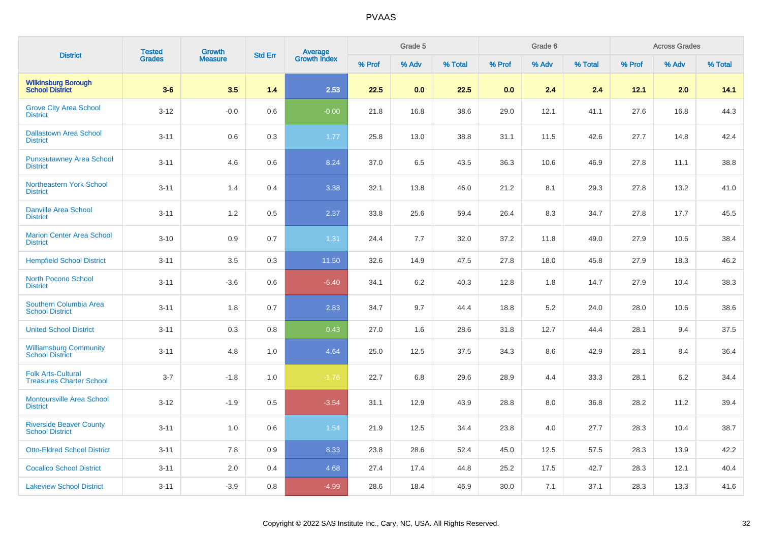| District | Tested Grades | Growth Measure | Std Err | Average Growth Index | Grade 5 | | | Grade 6 | | | Across Grades | | |
|---|---|---|---|---|---|---|---|---|---|---|---|---|---|
| | | | | | % Prof | % Adv | % Total | % Prof | % Adv | % Total | % Prof | % Adv | % Total |
| **Wilkinsburg Borough School District** | **3-6** | **3.5** | **1.4** | **2.53** | **22.5** | **0.0** | **22.5** | **0.0** | **2.4** | **2.4** | **12.1** | **2.0** | **14.1** |
| Grove City Area School District | 3-12 | -0.0 | 0.6 | -0.00 | 21.8 | 16.8 | 38.6 | 29.0 | 12.1 | 41.1 | 27.6 | 16.8 | 44.3 |
| Dallastown Area School District | 3-11 | 0.6 | 0.3 | 1.77 | 25.8 | 13.0 | 38.8 | 31.1 | 11.5 | 42.6 | 27.7 | 14.8 | 42.4 |
| Punxsutawney Area School District | 3-11 | 4.6 | 0.6 | 8.24 | 37.0 | 6.5 | 43.5 | 36.3 | 10.6 | 46.9 | 27.8 | 11.1 | 38.8 |
| Northeastern York School District | 3-11 | 1.4 | 0.4 | 3.38 | 32.1 | 13.8 | 46.0 | 21.2 | 8.1 | 29.3 | 27.8 | 13.2 | 41.0 |
| Danville Area School District | 3-11 | 1.2 | 0.5 | 2.37 | 33.8 | 25.6 | 59.4 | 26.4 | 8.3 | 34.7 | 27.8 | 17.7 | 45.5 |
| Marion Center Area School District | 3-10 | 0.9 | 0.7 | 1.31 | 24.4 | 7.7 | 32.0 | 37.2 | 11.8 | 49.0 | 27.9 | 10.6 | 38.4 |
| Hempfield School District | 3-11 | 3.5 | 0.3 | 11.50 | 32.6 | 14.9 | 47.5 | 27.8 | 18.0 | 45.8 | 27.9 | 18.3 | 46.2 |
| North Pocono School District | 3-11 | -3.6 | 0.6 | -6.40 | 34.1 | 6.2 | 40.3 | 12.8 | 1.8 | 14.7 | 27.9 | 10.4 | 38.3 |
| Southern Columbia Area School District | 3-11 | 1.8 | 0.7 | 2.83 | 34.7 | 9.7 | 44.4 | 18.8 | 5.2 | 24.0 | 28.0 | 10.6 | 38.6 |
| United School District | 3-11 | 0.3 | 0.8 | 0.43 | 27.0 | 1.6 | 28.6 | 31.8 | 12.7 | 44.4 | 28.1 | 9.4 | 37.5 |
| Williamsburg Community School District | 3-11 | 4.8 | 1.0 | 4.64 | 25.0 | 12.5 | 37.5 | 34.3 | 8.6 | 42.9 | 28.1 | 8.4 | 36.4 |
| Folk Arts-Cultural Treasures Charter School | 3-7 | -1.8 | 1.0 | -1.76 | 22.7 | 6.8 | 29.6 | 28.9 | 4.4 | 33.3 | 28.1 | 6.2 | 34.4 |
| Montoursville Area School District | 3-12 | -1.9 | 0.5 | -3.54 | 31.1 | 12.9 | 43.9 | 28.8 | 8.0 | 36.8 | 28.2 | 11.2 | 39.4 |
| Riverside Beaver County School District | 3-11 | 1.0 | 0.6 | 1.54 | 21.9 | 12.5 | 34.4 | 23.8 | 4.0 | 27.7 | 28.3 | 10.4 | 38.7 |
| Otto-Eldred School District | 3-11 | 7.8 | 0.9 | 8.33 | 23.8 | 28.6 | 52.4 | 45.0 | 12.5 | 57.5 | 28.3 | 13.9 | 42.2 |
| Cocalico School District | 3-11 | 2.0 | 0.4 | 4.68 | 27.4 | 17.4 | 44.8 | 25.2 | 17.5 | 42.7 | 28.3 | 12.1 | 40.4 |
| Lakeview School District | 3-11 | -3.9 | 0.8 | -4.99 | 28.6 | 18.4 | 46.9 | 30.0 | 7.1 | 37.1 | 28.3 | 13.3 | 41.6 |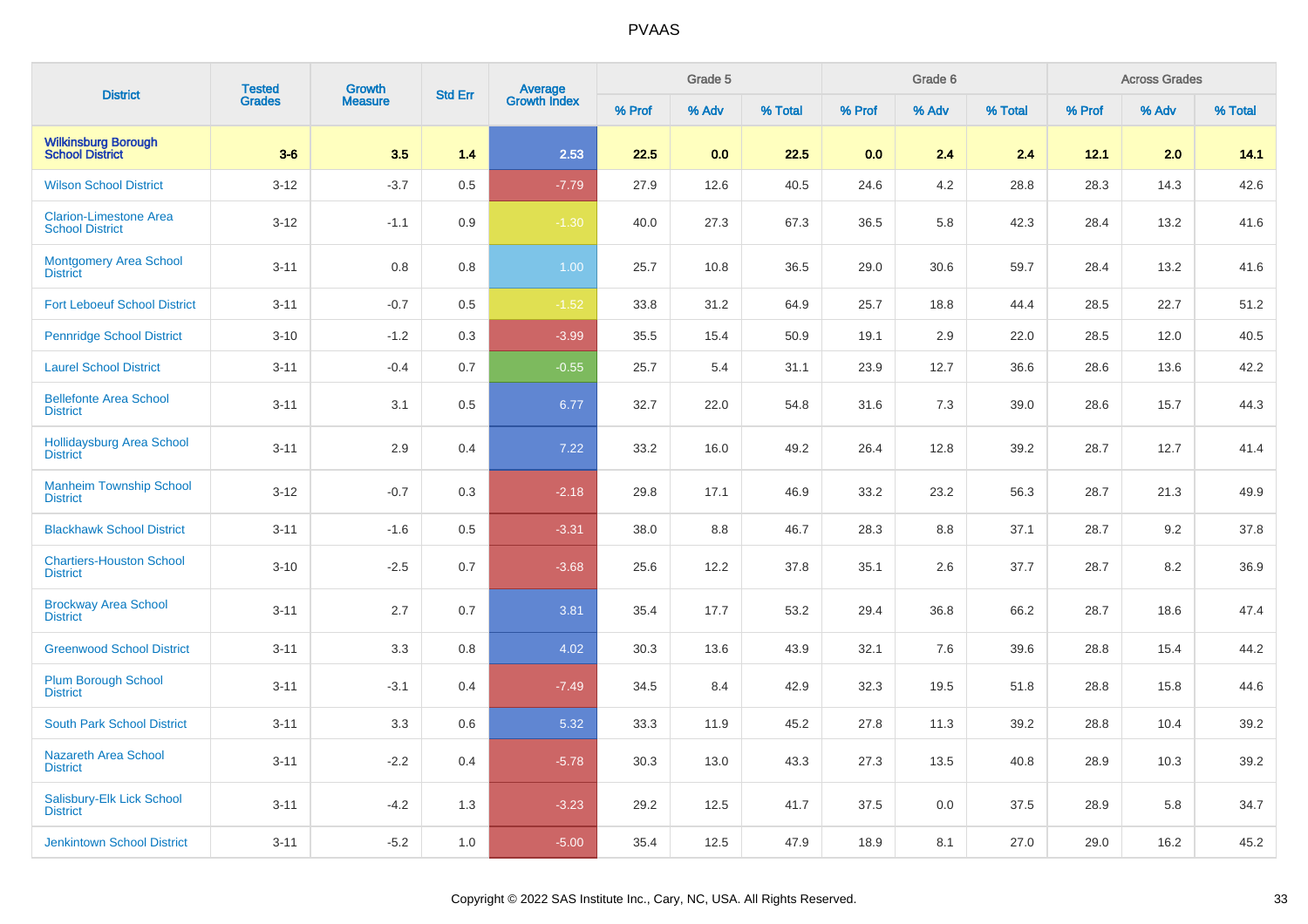| District | Tested Grades | Growth Measure | Std Err | Average Growth Index | Grade 5 | | | Grade 6 | | | Across Grades | | |
|---|---|---|---|---|---|---|---|---|---|---|---|---|---|
| | | | | | % Prof | % Adv | % Total | % Prof | % Adv | % Total | % Prof | % Adv | % Total |
| **Wilkinsburg Borough School District** | **3-6** | **3.5** | **1.4** | **2.53** | **22.5** | **0.0** | **22.5** | **0.0** | **2.4** | **2.4** | **12.1** | **2.0** | **14.1** |
| Wilson School District | 3-12 | -3.7 | 0.5 | -7.79 | 27.9 | 12.6 | 40.5 | 24.6 | 4.2 | 28.8 | 28.3 | 14.3 | 42.6 |
| Clarion-Limestone Area School District | 3-12 | -1.1 | 0.9 | -1.30 | 40.0 | 27.3 | 67.3 | 36.5 | 5.8 | 42.3 | 28.4 | 13.2 | 41.6 |
| Montgomery Area School District | 3-11 | 0.8 | 0.8 | 1.00 | 25.7 | 10.8 | 36.5 | 29.0 | 30.6 | 59.7 | 28.4 | 13.2 | 41.6 |
| Fort Leboeuf School District | 3-11 | -0.7 | 0.5 | -1.52 | 33.8 | 31.2 | 64.9 | 25.7 | 18.8 | 44.4 | 28.5 | 22.7 | 51.2 |
| Pennridge School District | 3-10 | -1.2 | 0.3 | -3.99 | 35.5 | 15.4 | 50.9 | 19.1 | 2.9 | 22.0 | 28.5 | 12.0 | 40.5 |
| Laurel School District | 3-11 | -0.4 | 0.7 | -0.55 | 25.7 | 5.4 | 31.1 | 23.9 | 12.7 | 36.6 | 28.6 | 13.6 | 42.2 |
| Bellefonte Area School District | 3-11 | 3.1 | 0.5 | 6.77 | 32.7 | 22.0 | 54.8 | 31.6 | 7.3 | 39.0 | 28.6 | 15.7 | 44.3 |
| Hollidaysburg Area School District | 3-11 | 2.9 | 0.4 | 7.22 | 33.2 | 16.0 | 49.2 | 26.4 | 12.8 | 39.2 | 28.7 | 12.7 | 41.4 |
| Manheim Township School District | 3-12 | -0.7 | 0.3 | -2.18 | 29.8 | 17.1 | 46.9 | 33.2 | 23.2 | 56.3 | 28.7 | 21.3 | 49.9 |
| Blackhawk School District | 3-11 | -1.6 | 0.5 | -3.31 | 38.0 | 8.8 | 46.7 | 28.3 | 8.8 | 37.1 | 28.7 | 9.2 | 37.8 |
| Chartiers-Houston School District | 3-10 | -2.5 | 0.7 | -3.68 | 25.6 | 12.2 | 37.8 | 35.1 | 2.6 | 37.7 | 28.7 | 8.2 | 36.9 |
| Brockway Area School District | 3-11 | 2.7 | 0.7 | 3.81 | 35.4 | 17.7 | 53.2 | 29.4 | 36.8 | 66.2 | 28.7 | 18.6 | 47.4 |
| Greenwood School District | 3-11 | 3.3 | 0.8 | 4.02 | 30.3 | 13.6 | 43.9 | 32.1 | 7.6 | 39.6 | 28.8 | 15.4 | 44.2 |
| Plum Borough School District | 3-11 | -3.1 | 0.4 | -7.49 | 34.5 | 8.4 | 42.9 | 32.3 | 19.5 | 51.8 | 28.8 | 15.8 | 44.6 |
| South Park School District | 3-11 | 3.3 | 0.6 | 5.32 | 33.3 | 11.9 | 45.2 | 27.8 | 11.3 | 39.2 | 28.8 | 10.4 | 39.2 |
| Nazareth Area School District | 3-11 | -2.2 | 0.4 | -5.78 | 30.3 | 13.0 | 43.3 | 27.3 | 13.5 | 40.8 | 28.9 | 10.3 | 39.2 |
| Salisbury-Elk Lick School District | 3-11 | -4.2 | 1.3 | -3.23 | 29.2 | 12.5 | 41.7 | 37.5 | 0.0 | 37.5 | 28.9 | 5.8 | 34.7 |
| Jenkintown School District | 3-11 | -5.2 | 1.0 | -5.00 | 35.4 | 12.5 | 47.9 | 18.9 | 8.1 | 27.0 | 29.0 | 16.2 | 45.2 |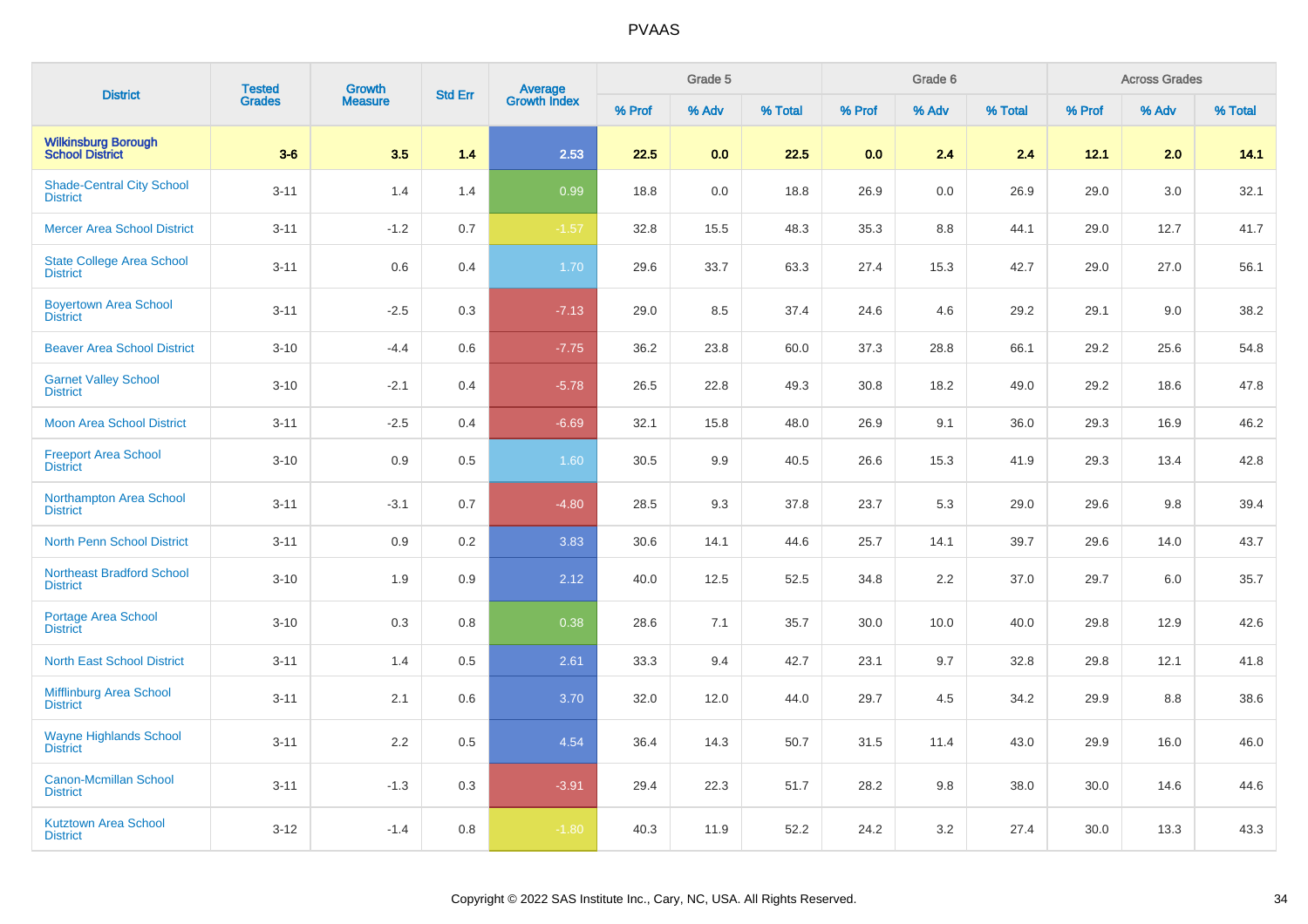| District | Tested Grades | Growth Measure | Std Err | Average Growth Index | Grade 5 | | | Grade 6 | | | Across Grades | | |
|---|---|---|---|---|---|---|---|---|---|---|---|---|---|
| | | | | | % Prof | % Adv | % Total | % Prof | % Adv | % Total | % Prof | % Adv | % Total |
| **Wilkinsburg Borough School District** | **3-6** | **3.5** | **1.4** | **2.53** | **22.5** | **0.0** | **22.5** | **0.0** | **2.4** | **2.4** | **12.1** | **2.0** | **14.1** |
| Shade-Central City School District | 3-11 | 1.4 | 1.4 | 0.99 | 18.8 | 0.0 | 18.8 | 26.9 | 0.0 | 26.9 | 29.0 | 3.0 | 32.1 |
| Mercer Area School District | 3-11 | -1.2 | 0.7 | -1.57 | 32.8 | 15.5 | 48.3 | 35.3 | 8.8 | 44.1 | 29.0 | 12.7 | 41.7 |
| State College Area School District | 3-11 | 0.6 | 0.4 | 1.70 | 29.6 | 33.7 | 63.3 | 27.4 | 15.3 | 42.7 | 29.0 | 27.0 | 56.1 |
| Boyertown Area School District | 3-11 | -2.5 | 0.3 | -7.13 | 29.0 | 8.5 | 37.4 | 24.6 | 4.6 | 29.2 | 29.1 | 9.0 | 38.2 |
| Beaver Area School District | 3-10 | -4.4 | 0.6 | -7.75 | 36.2 | 23.8 | 60.0 | 37.3 | 28.8 | 66.1 | 29.2 | 25.6 | 54.8 |
| Garnet Valley School District | 3-10 | -2.1 | 0.4 | -5.78 | 26.5 | 22.8 | 49.3 | 30.8 | 18.2 | 49.0 | 29.2 | 18.6 | 47.8 |
| Moon Area School District | 3-11 | -2.5 | 0.4 | -6.69 | 32.1 | 15.8 | 48.0 | 26.9 | 9.1 | 36.0 | 29.3 | 16.9 | 46.2 |
| Freeport Area School District | 3-10 | 0.9 | 0.5 | 1.60 | 30.5 | 9.9 | 40.5 | 26.6 | 15.3 | 41.9 | 29.3 | 13.4 | 42.8 |
| Northampton Area School District | 3-11 | -3.1 | 0.7 | -4.80 | 28.5 | 9.3 | 37.8 | 23.7 | 5.3 | 29.0 | 29.6 | 9.8 | 39.4 |
| North Penn School District | 3-11 | 0.9 | 0.2 | 3.83 | 30.6 | 14.1 | 44.6 | 25.7 | 14.1 | 39.7 | 29.6 | 14.0 | 43.7 |
| Northeast Bradford School District | 3-10 | 1.9 | 0.9 | 2.12 | 40.0 | 12.5 | 52.5 | 34.8 | 2.2 | 37.0 | 29.7 | 6.0 | 35.7 |
| Portage Area School District | 3-10 | 0.3 | 0.8 | 0.38 | 28.6 | 7.1 | 35.7 | 30.0 | 10.0 | 40.0 | 29.8 | 12.9 | 42.6 |
| North East School District | 3-11 | 1.4 | 0.5 | 2.61 | 33.3 | 9.4 | 42.7 | 23.1 | 9.7 | 32.8 | 29.8 | 12.1 | 41.8 |
| Mifflinburg Area School District | 3-11 | 2.1 | 0.6 | 3.70 | 32.0 | 12.0 | 44.0 | 29.7 | 4.5 | 34.2 | 29.9 | 8.8 | 38.6 |
| Wayne Highlands School District | 3-11 | 2.2 | 0.5 | 4.54 | 36.4 | 14.3 | 50.7 | 31.5 | 11.4 | 43.0 | 29.9 | 16.0 | 46.0 |
| Canon-Mcmillan School District | 3-11 | -1.3 | 0.3 | -3.91 | 29.4 | 22.3 | 51.7 | 28.2 | 9.8 | 38.0 | 30.0 | 14.6 | 44.6 |
| Kutztown Area School District | 3-12 | -1.4 | 0.8 | -1.80 | 40.3 | 11.9 | 52.2 | 24.2 | 3.2 | 27.4 | 30.0 | 13.3 | 43.3 |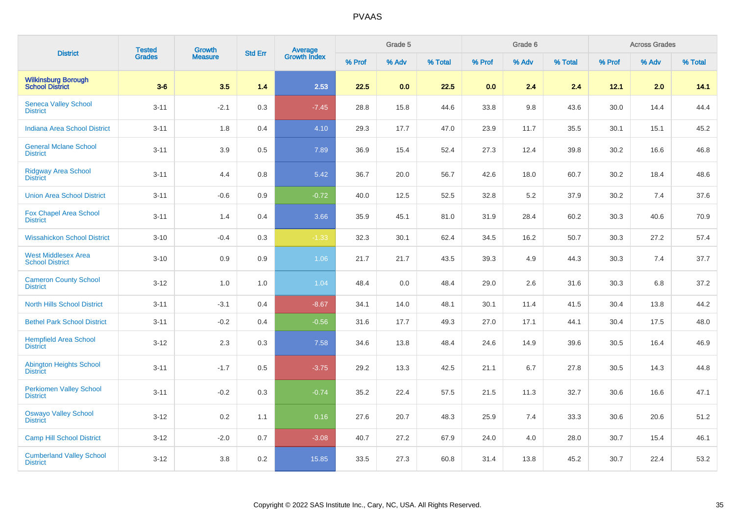| District | Tested Grades | Growth Measure | Std Err | Average Growth Index | Grade 5 | | | Grade 6 | | | Across Grades | | |
|---|---|---|---|---|---|---|---|---|---|---|---|---|---|
| | | | | | % Prof | % Adv | % Total | % Prof | % Adv | % Total | % Prof | % Adv | % Total |
| **Wilkinsburg Borough School District** | **3-6** | **3.5** | **1.4** | **2.53** | **22.5** | **0.0** | **22.5** | **0.0** | **2.4** | **2.4** | **12.1** | **2.0** | **14.1** |
| Seneca Valley School District | 3-11 | -2.1 | 0.3 | -7.45 | 28.8 | 15.8 | 44.6 | 33.8 | 9.8 | 43.6 | 30.0 | 14.4 | 44.4 |
| Indiana Area School District | 3-11 | 1.8 | 0.4 | 4.10 | 29.3 | 17.7 | 47.0 | 23.9 | 11.7 | 35.5 | 30.1 | 15.1 | 45.2 |
| General Mclane School District | 3-11 | 3.9 | 0.5 | 7.89 | 36.9 | 15.4 | 52.4 | 27.3 | 12.4 | 39.8 | 30.2 | 16.6 | 46.8 |
| Ridgway Area School District | 3-11 | 4.4 | 0.8 | 5.42 | 36.7 | 20.0 | 56.7 | 42.6 | 18.0 | 60.7 | 30.2 | 18.4 | 48.6 |
| Union Area School District | 3-11 | -0.6 | 0.9 | -0.72 | 40.0 | 12.5 | 52.5 | 32.8 | 5.2 | 37.9 | 30.2 | 7.4 | 37.6 |
| Fox Chapel Area School District | 3-11 | 1.4 | 0.4 | 3.66 | 35.9 | 45.1 | 81.0 | 31.9 | 28.4 | 60.2 | 30.3 | 40.6 | 70.9 |
| Wissahickon School District | 3-10 | -0.4 | 0.3 | -1.33 | 32.3 | 30.1 | 62.4 | 34.5 | 16.2 | 50.7 | 30.3 | 27.2 | 57.4 |
| West Middlesex Area School District | 3-10 | 0.9 | 0.9 | 1.06 | 21.7 | 21.7 | 43.5 | 39.3 | 4.9 | 44.3 | 30.3 | 7.4 | 37.7 |
| Cameron County School District | 3-12 | 1.0 | 1.0 | 1.04 | 48.4 | 0.0 | 48.4 | 29.0 | 2.6 | 31.6 | 30.3 | 6.8 | 37.2 |
| North Hills School District | 3-11 | -3.1 | 0.4 | -8.67 | 34.1 | 14.0 | 48.1 | 30.1 | 11.4 | 41.5 | 30.4 | 13.8 | 44.2 |
| Bethel Park School District | 3-11 | -0.2 | 0.4 | -0.56 | 31.6 | 17.7 | 49.3 | 27.0 | 17.1 | 44.1 | 30.4 | 17.5 | 48.0 |
| Hempfield Area School District | 3-12 | 2.3 | 0.3 | 7.58 | 34.6 | 13.8 | 48.4 | 24.6 | 14.9 | 39.6 | 30.5 | 16.4 | 46.9 |
| Abington Heights School District | 3-11 | -1.7 | 0.5 | -3.75 | 29.2 | 13.3 | 42.5 | 21.1 | 6.7 | 27.8 | 30.5 | 14.3 | 44.8 |
| Perkiomen Valley School District | 3-11 | -0.2 | 0.3 | -0.74 | 35.2 | 22.4 | 57.5 | 21.5 | 11.3 | 32.7 | 30.6 | 16.6 | 47.1 |
| Oswayo Valley School District | 3-12 | 0.2 | 1.1 | 0.16 | 27.6 | 20.7 | 48.3 | 25.9 | 7.4 | 33.3 | 30.6 | 20.6 | 51.2 |
| Camp Hill School District | 3-12 | -2.0 | 0.7 | -3.08 | 40.7 | 27.2 | 67.9 | 24.0 | 4.0 | 28.0 | 30.7 | 15.4 | 46.1 |
| Cumberland Valley School District | 3-12 | 3.8 | 0.2 | 15.85 | 33.5 | 27.3 | 60.8 | 31.4 | 13.8 | 45.2 | 30.7 | 22.4 | 53.2 |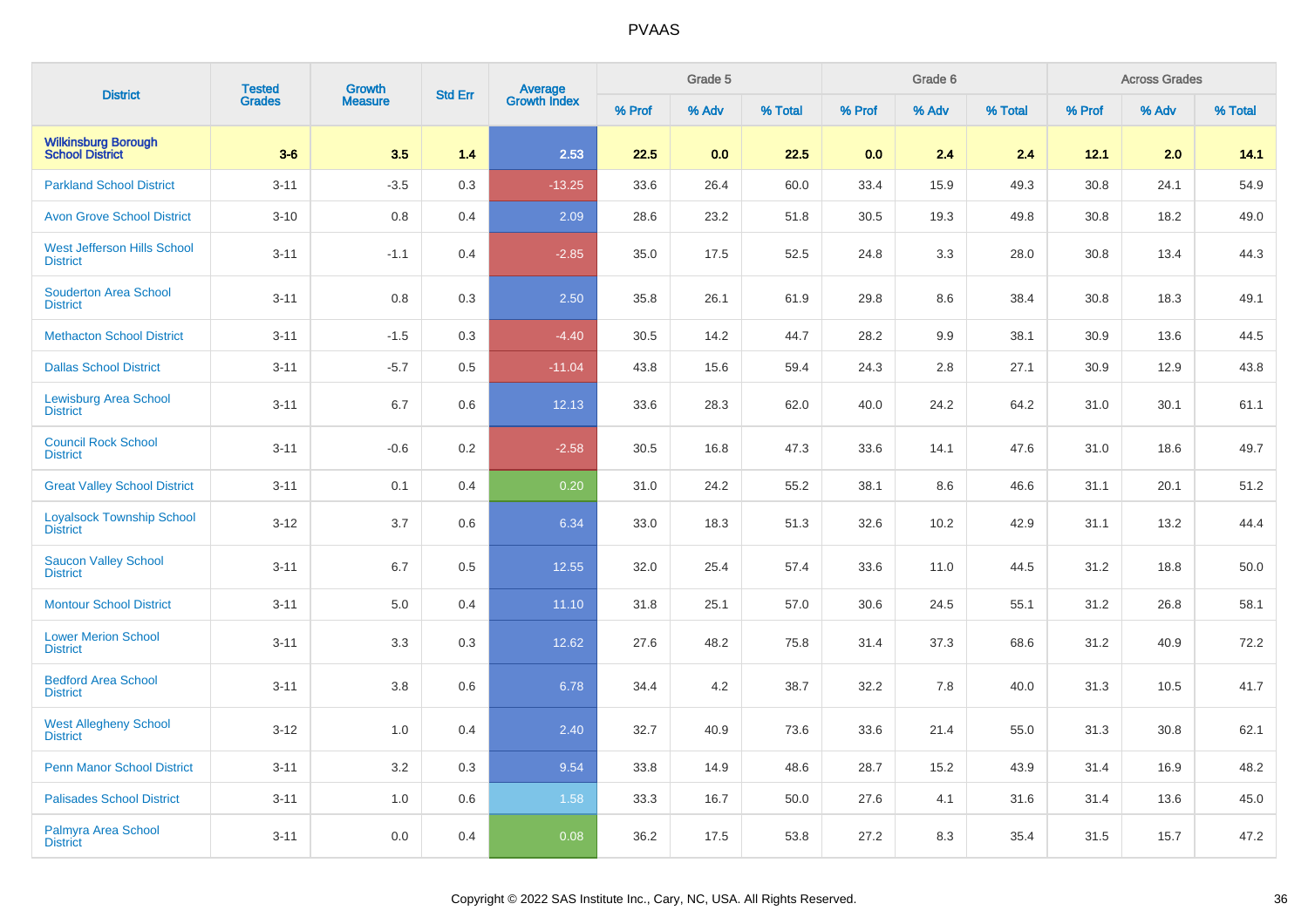| District | Tested Grades | Growth Measure | Std Err | Average Growth Index | Grade 5 | | | Grade 6 | | | Across Grades | | |
|---|---|---|---|---|---|---|---|---|---|---|---|---|---|
| | | | | | % Prof | % Adv | % Total | % Prof | % Adv | % Total | % Prof | % Adv | % Total |
| **Wilkinsburg Borough School District** | **3-6** | **3.5** | **1.4** | **2.53** | **22.5** | **0.0** | **22.5** | **0.0** | **2.4** | **2.4** | **12.1** | **2.0** | **14.1** |
| Parkland School District | 3-11 | -3.5 | 0.3 | -13.25 | 33.6 | 26.4 | 60.0 | 33.4 | 15.9 | 49.3 | 30.8 | 24.1 | 54.9 |
| Avon Grove School District | 3-10 | 0.8 | 0.4 | 2.09 | 28.6 | 23.2 | 51.8 | 30.5 | 19.3 | 49.8 | 30.8 | 18.2 | 49.0 |
| West Jefferson Hills School District | 3-11 | -1.1 | 0.4 | -2.85 | 35.0 | 17.5 | 52.5 | 24.8 | 3.3 | 28.0 | 30.8 | 13.4 | 44.3 |
| Souderton Area School District | 3-11 | 0.8 | 0.3 | 2.50 | 35.8 | 26.1 | 61.9 | 29.8 | 8.6 | 38.4 | 30.8 | 18.3 | 49.1 |
| Methacton School District | 3-11 | -1.5 | 0.3 | -4.40 | 30.5 | 14.2 | 44.7 | 28.2 | 9.9 | 38.1 | 30.9 | 13.6 | 44.5 |
| Dallas School District | 3-11 | -5.7 | 0.5 | -11.04 | 43.8 | 15.6 | 59.4 | 24.3 | 2.8 | 27.1 | 30.9 | 12.9 | 43.8 |
| Lewisburg Area School District | 3-11 | 6.7 | 0.6 | 12.13 | 33.6 | 28.3 | 62.0 | 40.0 | 24.2 | 64.2 | 31.0 | 30.1 | 61.1 |
| Council Rock School District | 3-11 | -0.6 | 0.2 | -2.58 | 30.5 | 16.8 | 47.3 | 33.6 | 14.1 | 47.6 | 31.0 | 18.6 | 49.7 |
| Great Valley School District | 3-11 | 0.1 | 0.4 | 0.20 | 31.0 | 24.2 | 55.2 | 38.1 | 8.6 | 46.6 | 31.1 | 20.1 | 51.2 |
| Loyalsock Township School District | 3-12 | 3.7 | 0.6 | 6.34 | 33.0 | 18.3 | 51.3 | 32.6 | 10.2 | 42.9 | 31.1 | 13.2 | 44.4 |
| Saucon Valley School District | 3-11 | 6.7 | 0.5 | 12.55 | 32.0 | 25.4 | 57.4 | 33.6 | 11.0 | 44.5 | 31.2 | 18.8 | 50.0 |
| Montour School District | 3-11 | 5.0 | 0.4 | 11.10 | 31.8 | 25.1 | 57.0 | 30.6 | 24.5 | 55.1 | 31.2 | 26.8 | 58.1 |
| Lower Merion School District | 3-11 | 3.3 | 0.3 | 12.62 | 27.6 | 48.2 | 75.8 | 31.4 | 37.3 | 68.6 | 31.2 | 40.9 | 72.2 |
| Bedford Area School District | 3-11 | 3.8 | 0.6 | 6.78 | 34.4 | 4.2 | 38.7 | 32.2 | 7.8 | 40.0 | 31.3 | 10.5 | 41.7 |
| West Allegheny School District | 3-12 | 1.0 | 0.4 | 2.40 | 32.7 | 40.9 | 73.6 | 33.6 | 21.4 | 55.0 | 31.3 | 30.8 | 62.1 |
| Penn Manor School District | 3-11 | 3.2 | 0.3 | 9.54 | 33.8 | 14.9 | 48.6 | 28.7 | 15.2 | 43.9 | 31.4 | 16.9 | 48.2 |
| Palisades School District | 3-11 | 1.0 | 0.6 | 1.58 | 33.3 | 16.7 | 50.0 | 27.6 | 4.1 | 31.6 | 31.4 | 13.6 | 45.0 |
| Palmyra Area School District | 3-11 | 0.0 | 0.4 | 0.08 | 36.2 | 17.5 | 53.8 | 27.2 | 8.3 | 35.4 | 31.5 | 15.7 | 47.2 |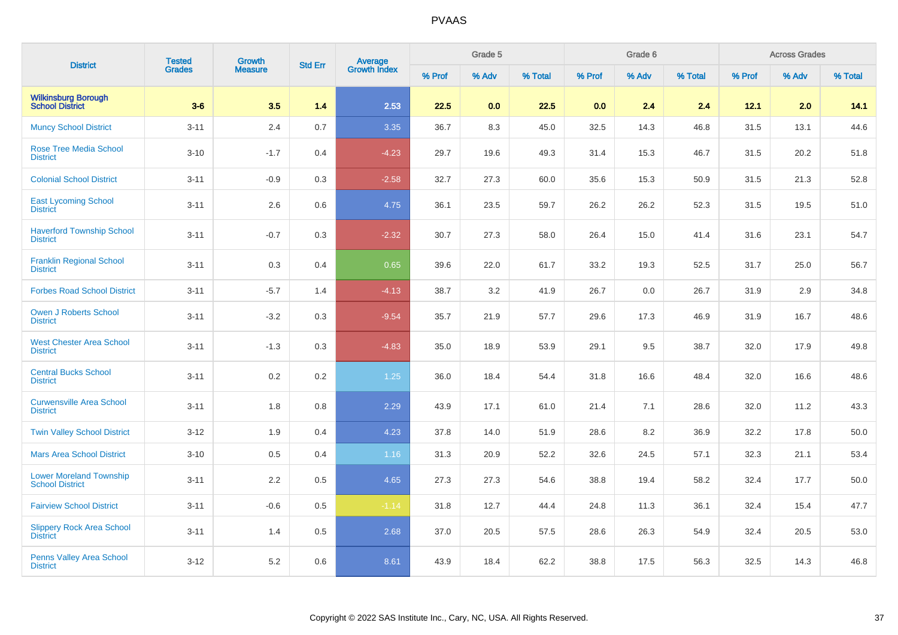# PVAAS

| District | Tested Grades | Growth Measure | Std Err | Average Growth Index | Grade 5 | | | Grade 6 | | | Across Grades | | |
|---|---|---|---|---|---|---|---|---|---|---|---|---|---|
| | | | | | % Prof | % Adv | % Total | % Prof | % Adv | % Total | % Prof | % Adv | % Total |
| **Wilkinsburg Borough School District** | **3-6** | **3.5** | **1.4** | **2.53** | **22.5** | **0.0** | **22.5** | **0.0** | **2.4** | **2.4** | **12.1** | **2.0** | **14.1** |
| Muncy School District | 3-11 | 2.4 | 0.7 | 3.35 | 36.7 | 8.3 | 45.0 | 32.5 | 14.3 | 46.8 | 31.5 | 13.1 | 44.6 |
| Rose Tree Media School District | 3-10 | -1.7 | 0.4 | -4.23 | 29.7 | 19.6 | 49.3 | 31.4 | 15.3 | 46.7 | 31.5 | 20.2 | 51.8 |
| Colonial School District | 3-11 | -0.9 | 0.3 | -2.58 | 32.7 | 27.3 | 60.0 | 35.6 | 15.3 | 50.9 | 31.5 | 21.3 | 52.8 |
| East Lycoming School District | 3-11 | 2.6 | 0.6 | 4.75 | 36.1 | 23.5 | 59.7 | 26.2 | 26.2 | 52.3 | 31.5 | 19.5 | 51.0 |
| Haverford Township School District | 3-11 | -0.7 | 0.3 | -2.32 | 30.7 | 27.3 | 58.0 | 26.4 | 15.0 | 41.4 | 31.6 | 23.1 | 54.7 |
| Franklin Regional School District | 3-11 | 0.3 | 0.4 | 0.65 | 39.6 | 22.0 | 61.7 | 33.2 | 19.3 | 52.5 | 31.7 | 25.0 | 56.7 |
| Forbes Road School District | 3-11 | -5.7 | 1.4 | -4.13 | 38.7 | 3.2 | 41.9 | 26.7 | 0.0 | 26.7 | 31.9 | 2.9 | 34.8 |
| Owen J Roberts School District | 3-11 | -3.2 | 0.3 | -9.54 | 35.7 | 21.9 | 57.7 | 29.6 | 17.3 | 46.9 | 31.9 | 16.7 | 48.6 |
| West Chester Area School District | 3-11 | -1.3 | 0.3 | -4.83 | 35.0 | 18.9 | 53.9 | 29.1 | 9.5 | 38.7 | 32.0 | 17.9 | 49.8 |
| Central Bucks School District | 3-11 | 0.2 | 0.2 | 1.25 | 36.0 | 18.4 | 54.4 | 31.8 | 16.6 | 48.4 | 32.0 | 16.6 | 48.6 |
| Curwensville Area School District | 3-11 | 1.8 | 0.8 | 2.29 | 43.9 | 17.1 | 61.0 | 21.4 | 7.1 | 28.6 | 32.0 | 11.2 | 43.3 |
| Twin Valley School District | 3-12 | 1.9 | 0.4 | 4.23 | 37.8 | 14.0 | 51.9 | 28.6 | 8.2 | 36.9 | 32.2 | 17.8 | 50.0 |
| Mars Area School District | 3-10 | 0.5 | 0.4 | 1.16 | 31.3 | 20.9 | 52.2 | 32.6 | 24.5 | 57.1 | 32.3 | 21.1 | 53.4 |
| Lower Moreland Township School District | 3-11 | 2.2 | 0.5 | 4.65 | 27.3 | 27.3 | 54.6 | 38.8 | 19.4 | 58.2 | 32.4 | 17.7 | 50.0 |
| Fairview School District | 3-11 | -0.6 | 0.5 | -1.14 | 31.8 | 12.7 | 44.4 | 24.8 | 11.3 | 36.1 | 32.4 | 15.4 | 47.7 |
| Slippery Rock Area School District | 3-11 | 1.4 | 0.5 | 2.68 | 37.0 | 20.5 | 57.5 | 28.6 | 26.3 | 54.9 | 32.4 | 20.5 | 53.0 |
| Penns Valley Area School District | 3-12 | 5.2 | 0.6 | 8.61 | 43.9 | 18.4 | 62.2 | 38.8 | 17.5 | 56.3 | 32.5 | 14.3 | 46.8 |

Copyright © 2022 SAS Institute Inc., Cary, NC, USA. All Rights Reserved.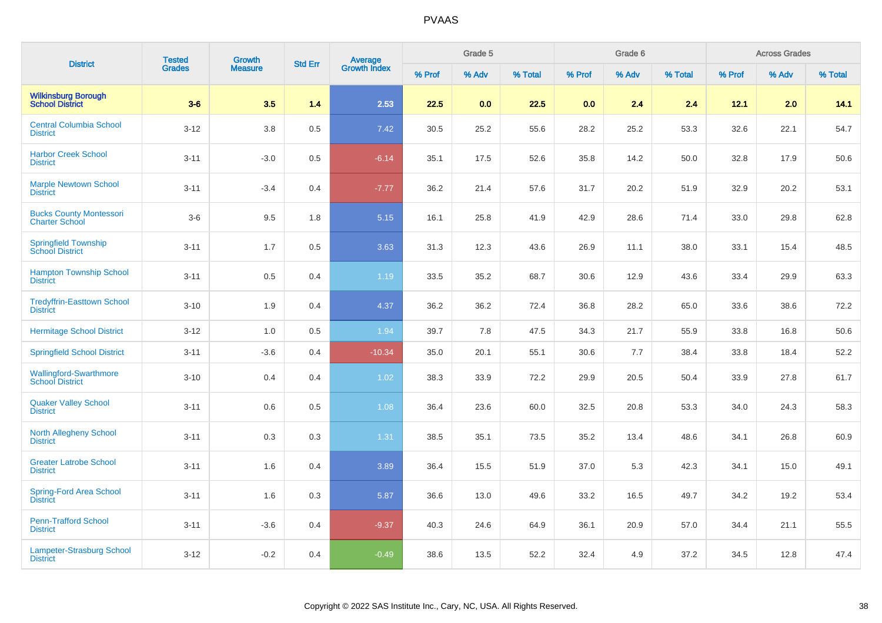| District | Tested Grades | Growth Measure | Std Err | Average Growth Index | Grade 5 | | | Grade 6 | | | Across Grades | | |
|---|---|---|---|---|---|---|---|---|---|---|---|---|---|
| | | | | | % Prof | % Adv | % Total | % Prof | % Adv | % Total | % Prof | % Adv | % Total |
| **Wilkinsburg Borough School District** | **3-6** | **3.5** | **1.4** | **2.53** | **22.5** | **0.0** | **22.5** | **0.0** | **2.4** | **2.4** | **12.1** | **2.0** | **14.1** |
| Central Columbia School District | 3-12 | 3.8 | 0.5 | 7.42 | 30.5 | 25.2 | 55.6 | 28.2 | 25.2 | 53.3 | 32.6 | 22.1 | 54.7 |
| Harbor Creek School District | 3-11 | -3.0 | 0.5 | -6.14 | 35.1 | 17.5 | 52.6 | 35.8 | 14.2 | 50.0 | 32.8 | 17.9 | 50.6 |
| Marple Newtown School District | 3-11 | -3.4 | 0.4 | -7.77 | 36.2 | 21.4 | 57.6 | 31.7 | 20.2 | 51.9 | 32.9 | 20.2 | 53.1 |
| Bucks County Montessori Charter School | 3-6 | 9.5 | 1.8 | 5.15 | 16.1 | 25.8 | 41.9 | 42.9 | 28.6 | 71.4 | 33.0 | 29.8 | 62.8 |
| Springfield Township School District | 3-11 | 1.7 | 0.5 | 3.63 | 31.3 | 12.3 | 43.6 | 26.9 | 11.1 | 38.0 | 33.1 | 15.4 | 48.5 |
| Hampton Township School District | 3-11 | 0.5 | 0.4 | 1.19 | 33.5 | 35.2 | 68.7 | 30.6 | 12.9 | 43.6 | 33.4 | 29.9 | 63.3 |
| Tredyffrin-Easttown School District | 3-10 | 1.9 | 0.4 | 4.37 | 36.2 | 36.2 | 72.4 | 36.8 | 28.2 | 65.0 | 33.6 | 38.6 | 72.2 |
| Hermitage School District | 3-12 | 1.0 | 0.5 | 1.94 | 39.7 | 7.8 | 47.5 | 34.3 | 21.7 | 55.9 | 33.8 | 16.8 | 50.6 |
| Springfield School District | 3-11 | -3.6 | 0.4 | -10.34 | 35.0 | 20.1 | 55.1 | 30.6 | 7.7 | 38.4 | 33.8 | 18.4 | 52.2 |
| Wallingford-Swarthmore School District | 3-10 | 0.4 | 0.4 | 1.02 | 38.3 | 33.9 | 72.2 | 29.9 | 20.5 | 50.4 | 33.9 | 27.8 | 61.7 |
| Quaker Valley School District | 3-11 | 0.6 | 0.5 | 1.08 | 36.4 | 23.6 | 60.0 | 32.5 | 20.8 | 53.3 | 34.0 | 24.3 | 58.3 |
| North Allegheny School District | 3-11 | 0.3 | 0.3 | 1.31 | 38.5 | 35.1 | 73.5 | 35.2 | 13.4 | 48.6 | 34.1 | 26.8 | 60.9 |
| Greater Latrobe School District | 3-11 | 1.6 | 0.4 | 3.89 | 36.4 | 15.5 | 51.9 | 37.0 | 5.3 | 42.3 | 34.1 | 15.0 | 49.1 |
| Spring-Ford Area School District | 3-11 | 1.6 | 0.3 | 5.87 | 36.6 | 13.0 | 49.6 | 33.2 | 16.5 | 49.7 | 34.2 | 19.2 | 53.4 |
| Penn-Trafford School District | 3-11 | -3.6 | 0.4 | -9.37 | 40.3 | 24.6 | 64.9 | 36.1 | 20.9 | 57.0 | 34.4 | 21.1 | 55.5 |
| Lampeter-Strasburg School District | 3-12 | -0.2 | 0.4 | -0.49 | 38.6 | 13.5 | 52.2 | 32.4 | 4.9 | 37.2 | 34.5 | 12.8 | 47.4 |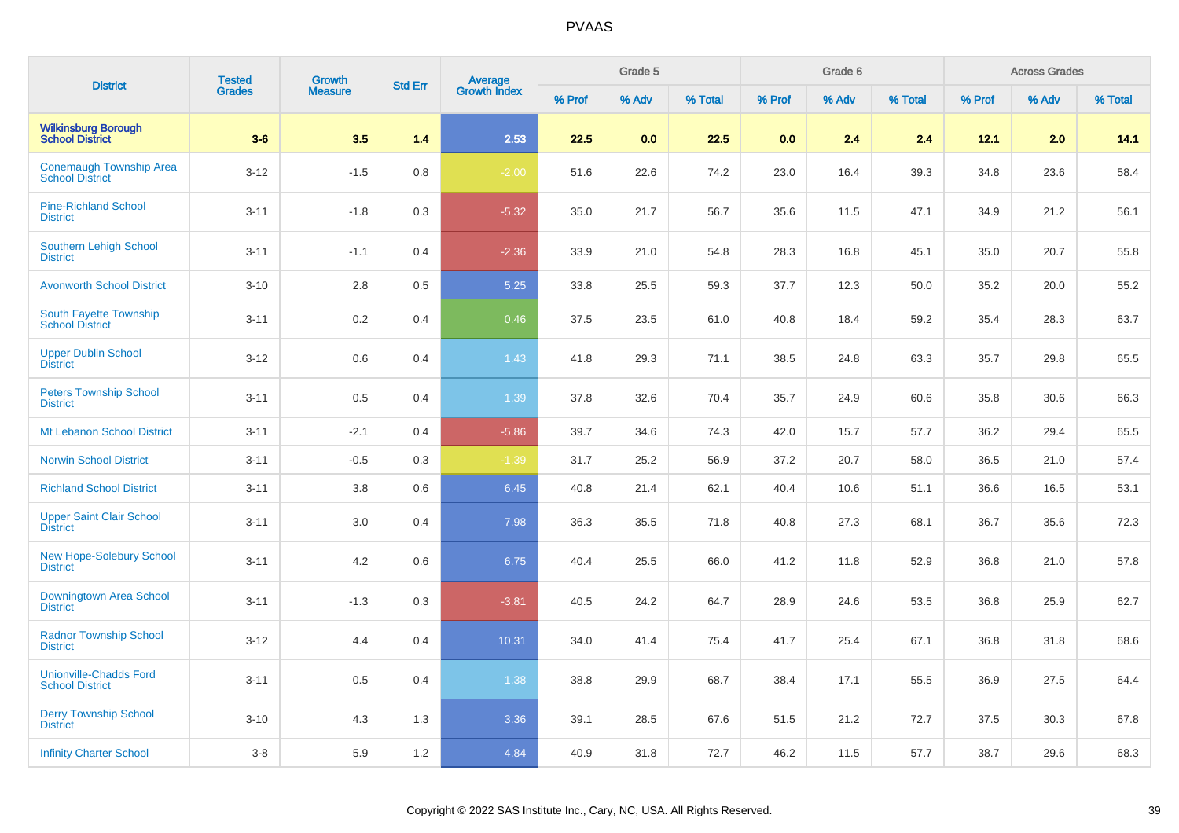| District | Tested Grades | Growth Measure | Std Err | Average Growth Index | Grade 5 | | | Grade 6 | | | Across Grades | | |
|---|---|---|---|---|---|---|---|---|---|---|---|---|---|
| | | | | | % Prof | % Adv | % Total | % Prof | % Adv | % Total | % Prof | % Adv | % Total |
| **Wilkinsburg Borough School District** | **3-6** | **3.5** | **1.4** | **2.53** | **22.5** | **0.0** | **22.5** | **0.0** | **2.4** | **2.4** | **12.1** | **2.0** | **14.1** |
| Conemaugh Township Area School District | 3-12 | -1.5 | 0.8 | -2.00 | 51.6 | 22.6 | 74.2 | 23.0 | 16.4 | 39.3 | 34.8 | 23.6 | 58.4 |
| Pine-Richland School District | 3-11 | -1.8 | 0.3 | -5.32 | 35.0 | 21.7 | 56.7 | 35.6 | 11.5 | 47.1 | 34.9 | 21.2 | 56.1 |
| Southern Lehigh School District | 3-11 | -1.1 | 0.4 | -2.36 | 33.9 | 21.0 | 54.8 | 28.3 | 16.8 | 45.1 | 35.0 | 20.7 | 55.8 |
| Avonworth School District | 3-10 | 2.8 | 0.5 | 5.25 | 33.8 | 25.5 | 59.3 | 37.7 | 12.3 | 50.0 | 35.2 | 20.0 | 55.2 |
| South Fayette Township School District | 3-11 | 0.2 | 0.4 | 0.46 | 37.5 | 23.5 | 61.0 | 40.8 | 18.4 | 59.2 | 35.4 | 28.3 | 63.7 |
| Upper Dublin School District | 3-12 | 0.6 | 0.4 | 1.43 | 41.8 | 29.3 | 71.1 | 38.5 | 24.8 | 63.3 | 35.7 | 29.8 | 65.5 |
| Peters Township School District | 3-11 | 0.5 | 0.4 | 1.39 | 37.8 | 32.6 | 70.4 | 35.7 | 24.9 | 60.6 | 35.8 | 30.6 | 66.3 |
| Mt Lebanon School District | 3-11 | -2.1 | 0.4 | -5.86 | 39.7 | 34.6 | 74.3 | 42.0 | 15.7 | 57.7 | 36.2 | 29.4 | 65.5 |
| Norwin School District | 3-11 | -0.5 | 0.3 | -1.39 | 31.7 | 25.2 | 56.9 | 37.2 | 20.7 | 58.0 | 36.5 | 21.0 | 57.4 |
| Richland School District | 3-11 | 3.8 | 0.6 | 6.45 | 40.8 | 21.4 | 62.1 | 40.4 | 10.6 | 51.1 | 36.6 | 16.5 | 53.1 |
| Upper Saint Clair School District | 3-11 | 3.0 | 0.4 | 7.98 | 36.3 | 35.5 | 71.8 | 40.8 | 27.3 | 68.1 | 36.7 | 35.6 | 72.3 |
| New Hope-Solebury School District | 3-11 | 4.2 | 0.6 | 6.75 | 40.4 | 25.5 | 66.0 | 41.2 | 11.8 | 52.9 | 36.8 | 21.0 | 57.8 |
| Downingtown Area School District | 3-11 | -1.3 | 0.3 | -3.81 | 40.5 | 24.2 | 64.7 | 28.9 | 24.6 | 53.5 | 36.8 | 25.9 | 62.7 |
| Radnor Township School District | 3-12 | 4.4 | 0.4 | 10.31 | 34.0 | 41.4 | 75.4 | 41.7 | 25.4 | 67.1 | 36.8 | 31.8 | 68.6 |
| Unionville-Chadds Ford School District | 3-11 | 0.5 | 0.4 | 1.38 | 38.8 | 29.9 | 68.7 | 38.4 | 17.1 | 55.5 | 36.9 | 27.5 | 64.4 |
| Derry Township School District | 3-10 | 4.3 | 1.3 | 3.36 | 39.1 | 28.5 | 67.6 | 51.5 | 21.2 | 72.7 | 37.5 | 30.3 | 67.8 |
| Infinity Charter School | 3-8 | 5.9 | 1.2 | 4.84 | 40.9 | 31.8 | 72.7 | 46.2 | 11.5 | 57.7 | 38.7 | 29.6 | 68.3 |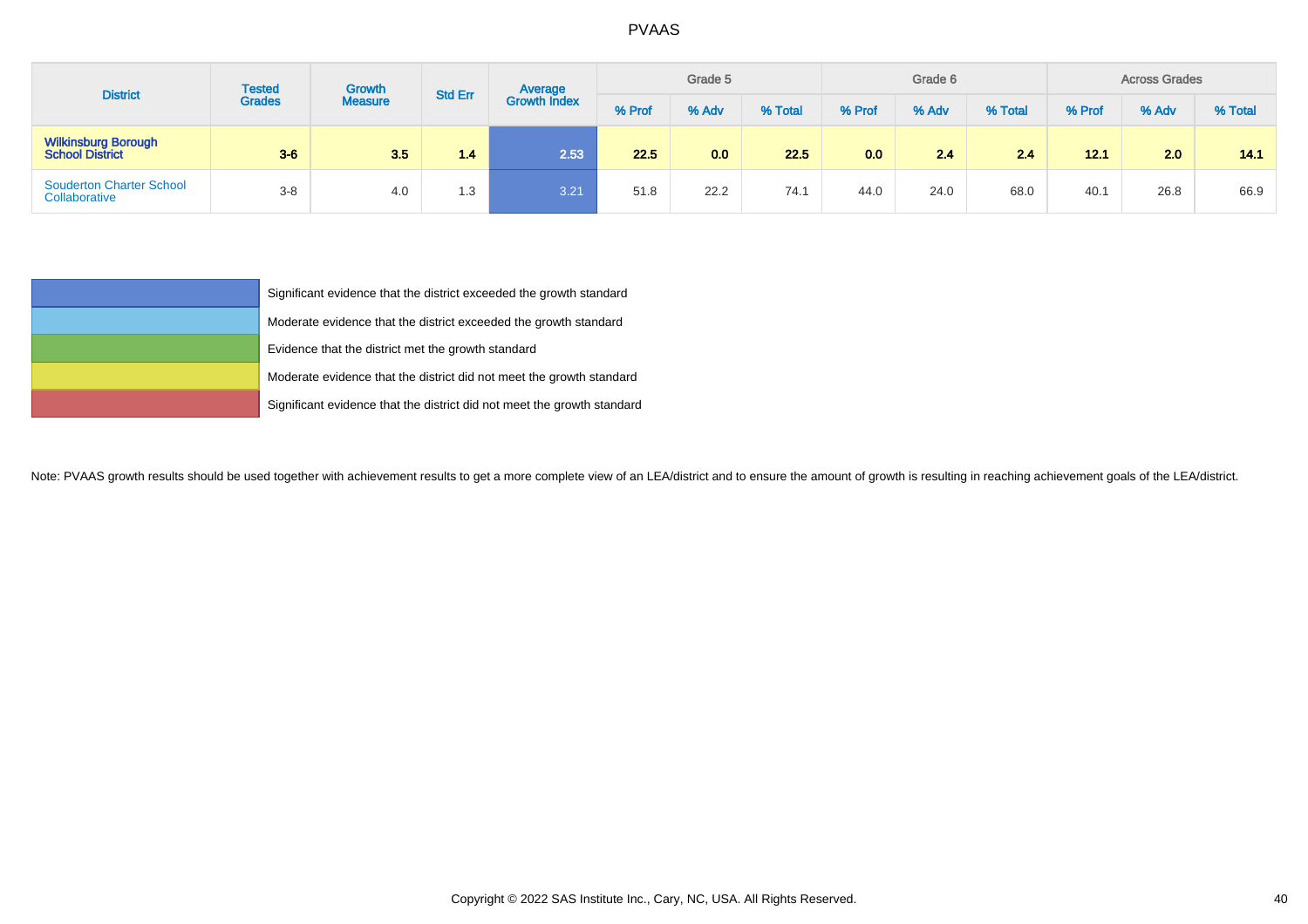# PVAAS

| District | Tested Grades | Growth Measure | Std Err | Average Growth Index | Grade 5 | | | Grade 6 | | | Across Grades | | |
|---|---|---|---|---|---|---|---|---|---|---|---|---|---|
| | | | | | % Prof | % Adv | % Total | % Prof | % Adv | % Total | % Prof | % Adv | % Total |
| **Wilkinsburg Borough School District** | **3-6** | **3.5** | **1.4** | **2.53** | **22.5** | **0.0** | **22.5** | **0.0** | **2.4** | **2.4** | **12.1** | **2.0** | **14.1** |
| Souderton Charter School Collaborative | 3-8 | 4.0 | 1.3 | 3.21 | 51.8 | 22.2 | 74.1 | 44.0 | 24.0 | 68.0 | 40.1 | 26.8 | 66.9 |

- Significant evidence that the district exceeded the growth standard
- Moderate evidence that the district exceeded the growth standard
- Evidence that the district met the growth standard
- Moderate evidence that the district did not meet the growth standard
- Significant evidence that the district did not meet the growth standard

Note: PVAAS growth results should be used together with achievement results to get a more complete view of an LEA/district and to ensure the amount of growth is resulting in reaching achievement goals of the LEA/district.

Copyright © 2022 SAS Institute Inc., Cary, NC, USA. All Rights Reserved.